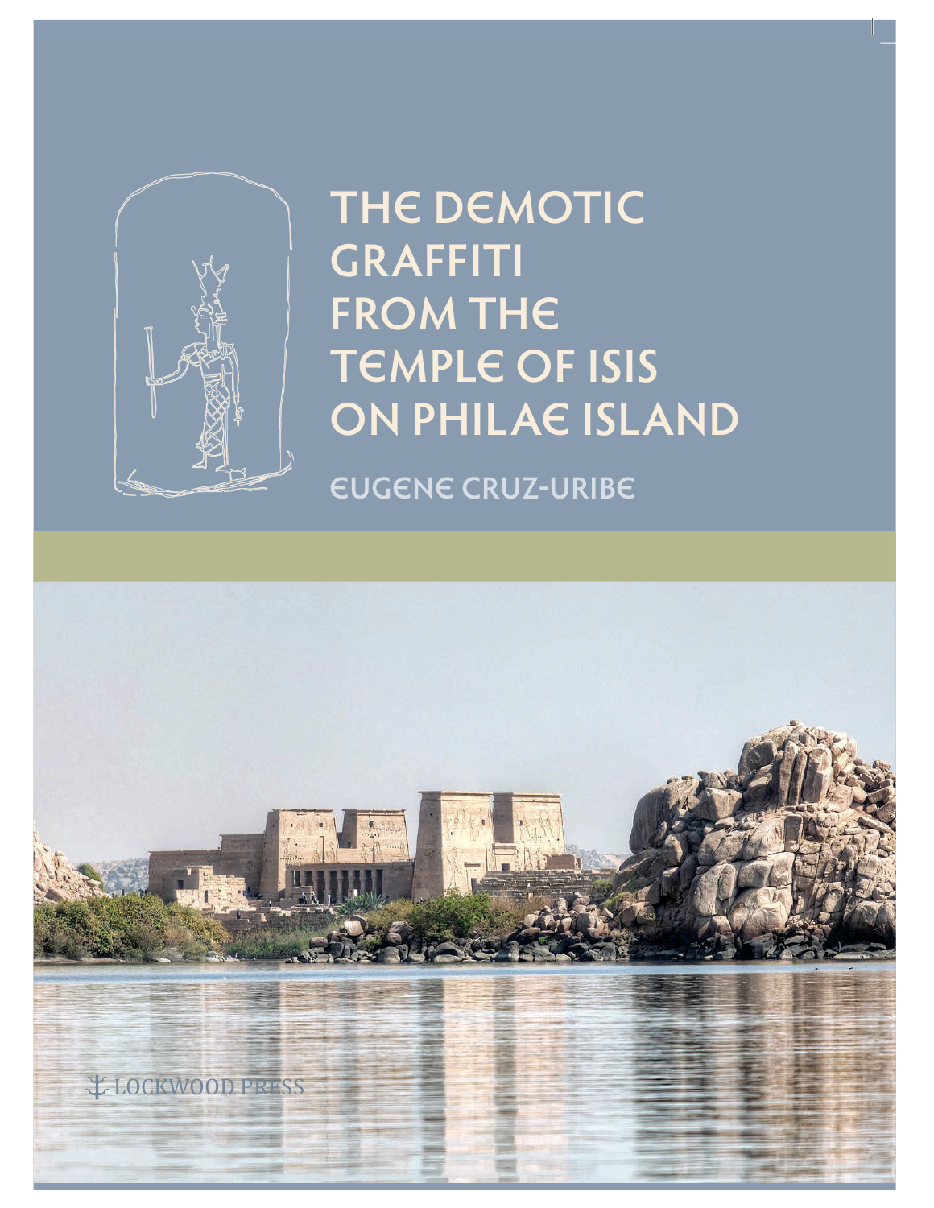# THE DEMOTIC GRAFFITI FROM THE TEMPLE OF ISIS ON PHILAE ISLAND

EUGENE CRUZ-URIBE

LOCKWOOD PRESS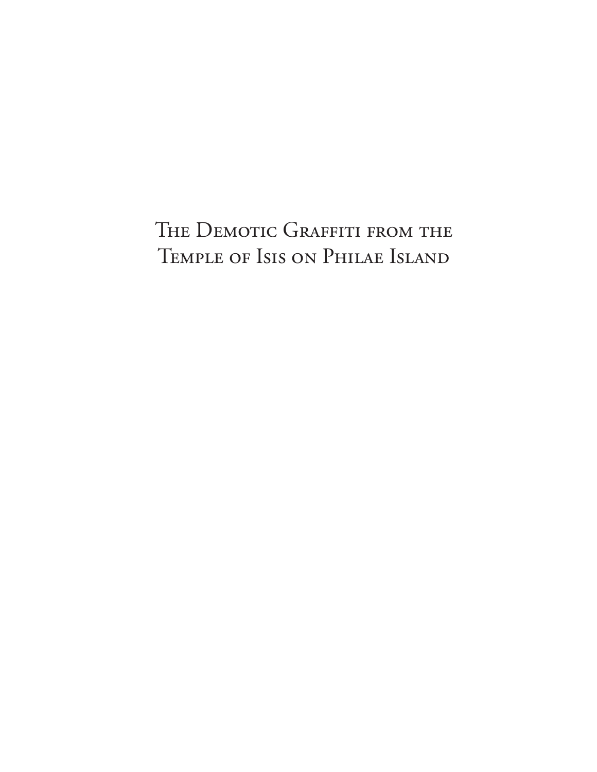# The Demotic Graffiti from the Temple of Isis on Philae Island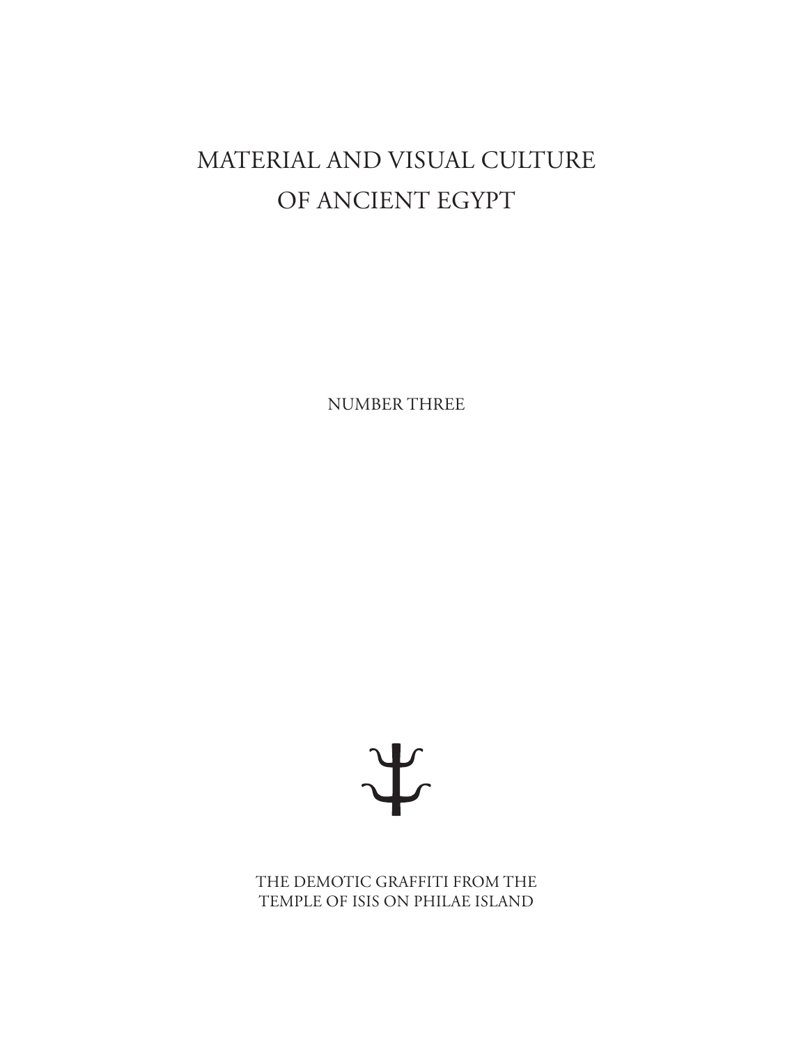# MATERIAL AND VISUAL CULTURE OF ANCIENT EGYPT

NUMBER THREE

THE DEMOTIC GRAFFITI FROM THE TEMPLE OF ISIS ON PHILAE ISLAND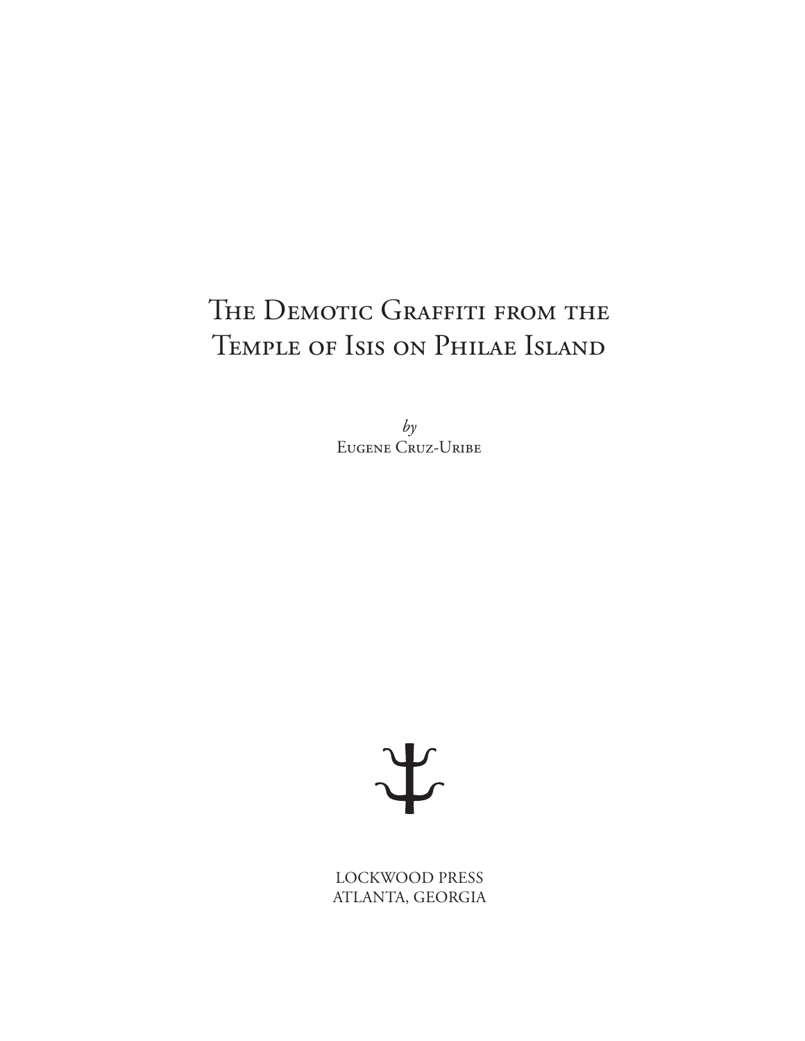# The Demotic Graffiti from the Temple of Isis on Philae Island

*by*
Eugene Cruz-Uribe

LOCKWOOD PRESS
ATLANTA, GEORGIA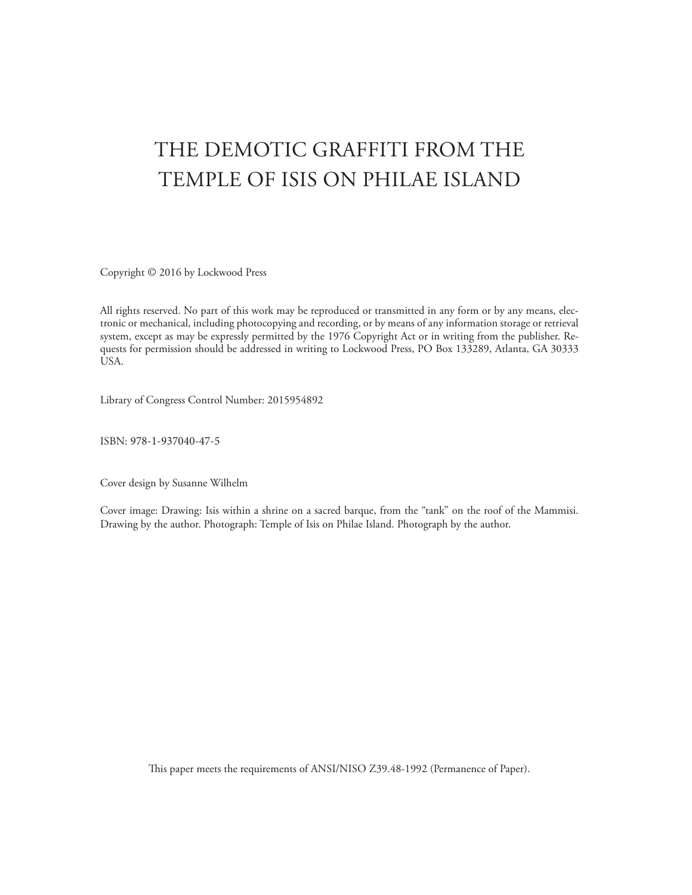# THE DEMOTIC GRAFFITI FROM THE TEMPLE OF ISIS ON PHILAE ISLAND

Copyright © 2016 by Lockwood Press

All rights reserved. No part of this work may be reproduced or transmitted in any form or by any means, electronic or mechanical, including photocopying and recording, or by means of any information storage or retrieval system, except as may be expressly permitted by the 1976 Copyright Act or in writing from the publisher. Requests for permission should be addressed in writing to Lockwood Press, PO Box 133289, Atlanta, GA 30333 USA.

Library of Congress Control Number: 2015954892

ISBN: 978-1-937040-47-5

Cover design by Susanne Wilhelm

Cover image: Drawing: Isis within a shrine on a sacred barque, from the "tank" on the roof of the Mammisi. Drawing by the author. Photograph: Temple of Isis on Philae Island. Photograph by the author.

This paper meets the requirements of ANSI/NISO Z39.48-1992 (Permanence of Paper).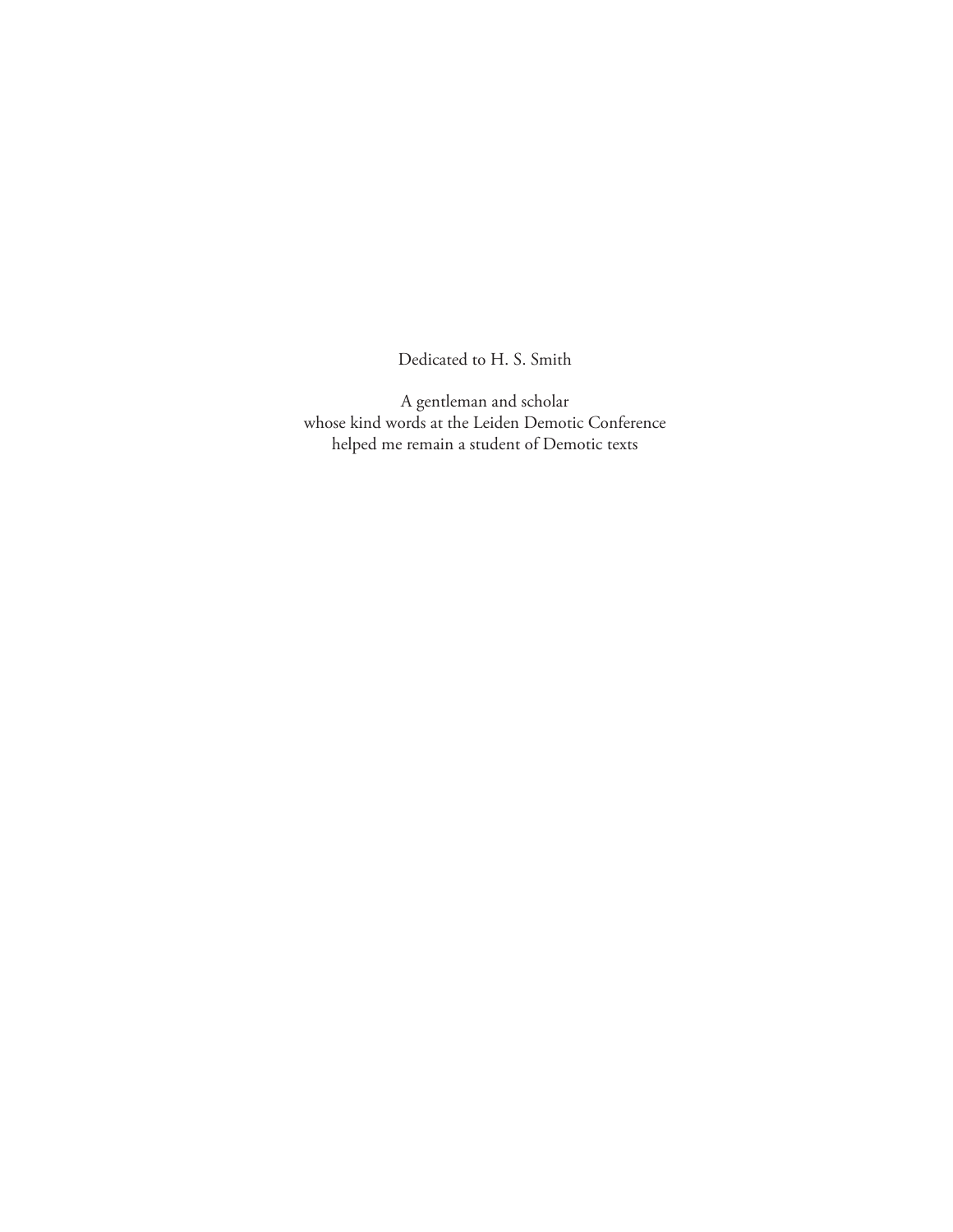Dedicated to H. S. Smith

A gentleman and scholar
whose kind words at the Leiden Demotic Conference
helped me remain a student of Demotic texts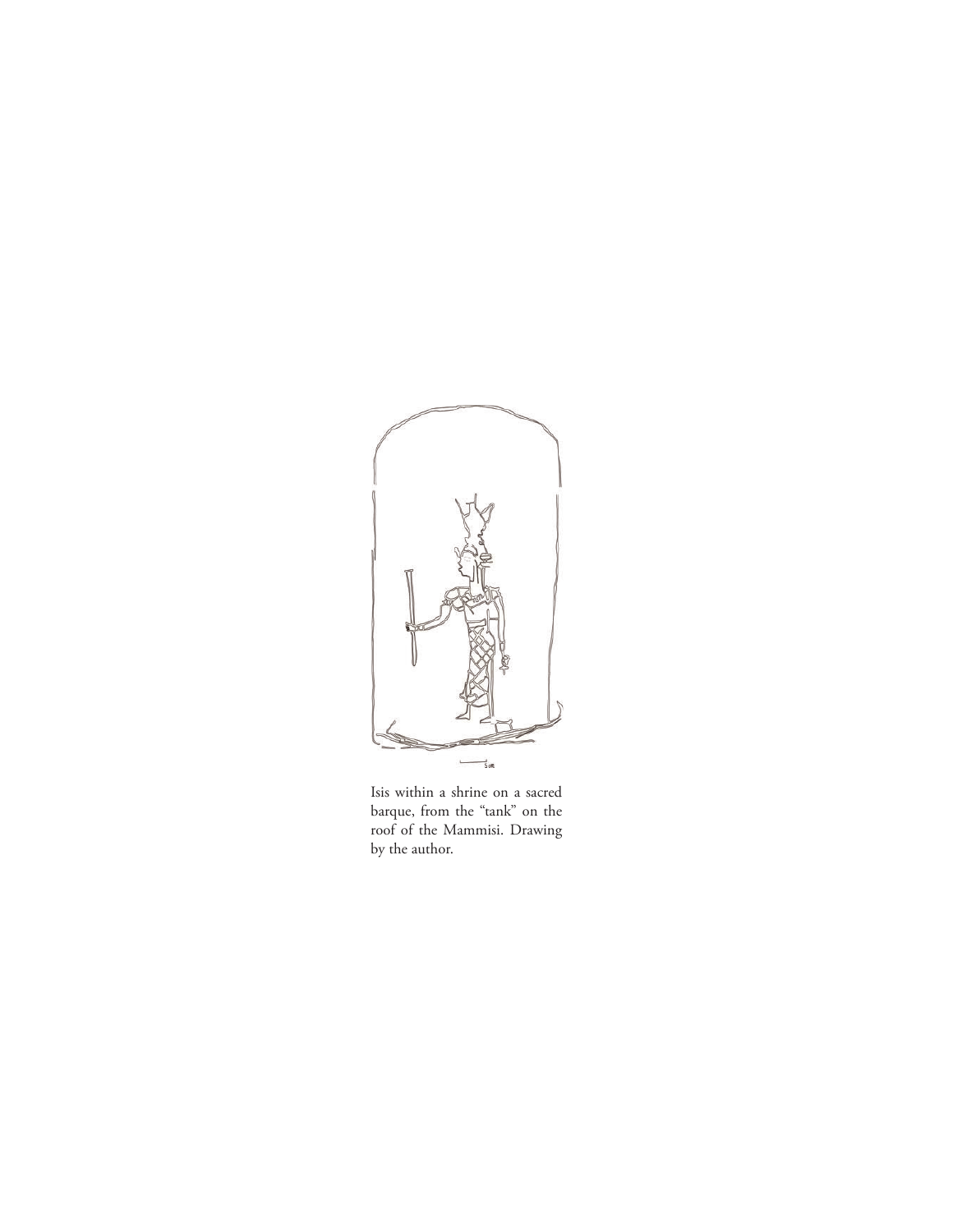Isis within a shrine on a sacred barque, from the "tank" on the roof of the Mammisi. Drawing by the author.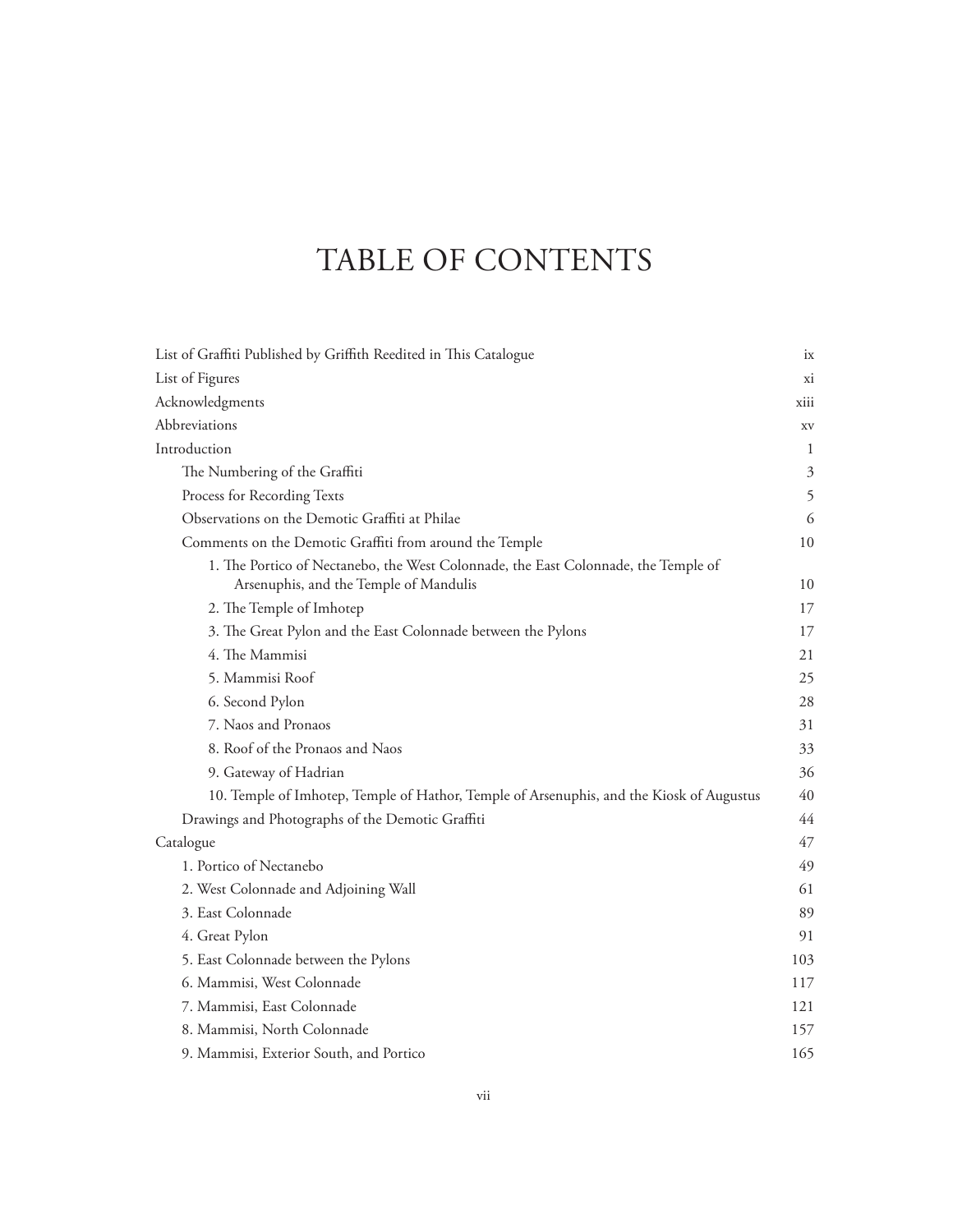# TABLE OF CONTENTS

- List of Graffiti Published by Griffith Reedited in This Catalogue — ix
- List of Figures — xi
- Acknowledgments — xiii
- Abbreviations — xv
- Introduction — 1
  - The Numbering of the Graffiti — 3
  - Process for Recording Texts — 5
  - Observations on the Demotic Graffiti at Philae — 6
  - Comments on the Demotic Graffiti from around the Temple — 10
    - 1. The Portico of Nectanebo, the West Colonnade, the East Colonnade, the Temple of Arsenuphis, and the Temple of Mandulis — 10
    - 2. The Temple of Imhotep — 17
    - 3. The Great Pylon and the East Colonnade between the Pylons — 17
    - 4. The Mammisi — 21
    - 5. Mammisi Roof — 25
    - 6. Second Pylon — 28
    - 7. Naos and Pronaos — 31
    - 8. Roof of the Pronaos and Naos — 33
    - 9. Gateway of Hadrian — 36
    - 10. Temple of Imhotep, Temple of Hathor, Temple of Arsenuphis, and the Kiosk of Augustus — 40
  - Drawings and Photographs of the Demotic Graffiti — 44
- Catalogue — 47
  - 1. Portico of Nectanebo — 49
  - 2. West Colonnade and Adjoining Wall — 61
  - 3. East Colonnade — 89
  - 4. Great Pylon — 91
  - 5. East Colonnade between the Pylons — 103
  - 6. Mammisi, West Colonnade — 117
  - 7. Mammisi, East Colonnade — 121
  - 8. Mammisi, North Colonnade — 157
  - 9. Mammisi, Exterior South, and Portico — 165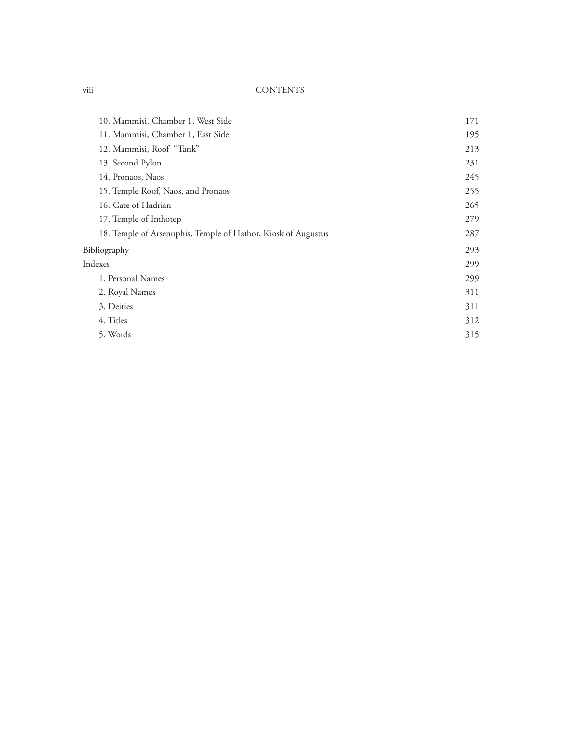| | |
|---|---|
| 10. Mammisi, Chamber 1, West Side | 171 |
| 11. Mammisi, Chamber 1, East Side | 195 |
| 12. Mammisi, Roof "Tank" | 213 |
| 13. Second Pylon | 231 |
| 14. Pronaos, Naos | 245 |
| 15. Temple Roof, Naos, and Pronaos | 255 |
| 16. Gate of Hadrian | 265 |
| 17. Temple of Imhotep | 279 |
| 18. Temple of Arsenuphis, Temple of Hathor, Kiosk of Augustus | 287 |
| Bibliography | 293 |
| Indexes | 299 |
| 1. Personal Names | 299 |
| 2. Royal Names | 311 |
| 3. Deities | 311 |
| 4. Titles | 312 |
| 5. Words | 315 |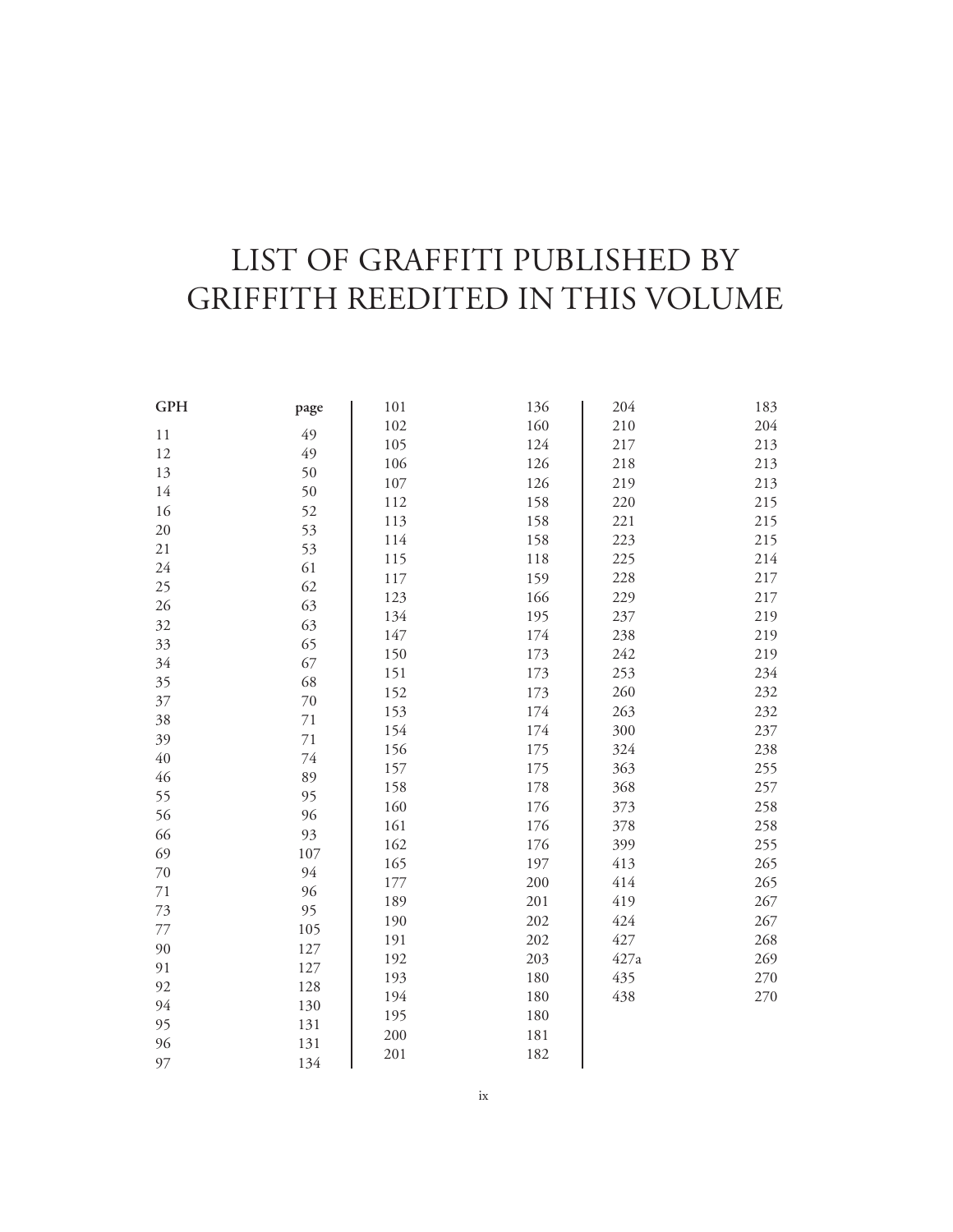# LIST OF GRAFFITI PUBLISHED BY GRIFFITH REEDITED IN THIS VOLUME

| GPH | page |
|---|---|
| 11 | 49 |
| 12 | 49 |
| 13 | 50 |
| 14 | 50 |
| 16 | 52 |
| 20 | 53 |
| 21 | 53 |
| 24 | 61 |
| 25 | 62 |
| 26 | 63 |
| 32 | 63 |
| 33 | 65 |
| 34 | 67 |
| 35 | 68 |
| 37 | 70 |
| 38 | 71 |
| 39 | 71 |
| 40 | 74 |
| 46 | 89 |
| 55 | 95 |
| 56 | 96 |
| 66 | 93 |
| 69 | 107 |
| 70 | 94 |
| 71 | 96 |
| 73 | 95 |
| 77 | 105 |
| 90 | 127 |
| 91 | 127 |
| 92 | 128 |
| 94 | 130 |
| 95 | 131 |
| 96 | 131 |
| 97 | 134 |
| 101 | 136 |
| 102 | 160 |
| 105 | 124 |
| 106 | 126 |
| 107 | 126 |
| 112 | 158 |
| 113 | 158 |
| 114 | 158 |
| 115 | 118 |
| 117 | 159 |
| 123 | 166 |
| 134 | 195 |
| 147 | 174 |
| 150 | 173 |
| 151 | 173 |
| 152 | 173 |
| 153 | 174 |
| 154 | 174 |
| 156 | 175 |
| 157 | 175 |
| 158 | 178 |
| 160 | 176 |
| 161 | 176 |
| 162 | 176 |
| 165 | 197 |
| 177 | 200 |
| 189 | 201 |
| 190 | 202 |
| 191 | 202 |
| 192 | 203 |
| 193 | 180 |
| 194 | 180 |
| 195 | 180 |
| 200 | 181 |
| 201 | 182 |
| 204 | 183 |
| 210 | 204 |
| 217 | 213 |
| 218 | 213 |
| 219 | 213 |
| 220 | 215 |
| 221 | 215 |
| 223 | 215 |
| 225 | 214 |
| 228 | 217 |
| 229 | 217 |
| 237 | 219 |
| 238 | 219 |
| 242 | 219 |
| 253 | 234 |
| 260 | 232 |
| 263 | 232 |
| 300 | 237 |
| 324 | 238 |
| 363 | 255 |
| 368 | 257 |
| 373 | 258 |
| 378 | 258 |
| 399 | 255 |
| 413 | 265 |
| 414 | 265 |
| 419 | 267 |
| 424 | 267 |
| 427 | 268 |
| 427a | 269 |
| 435 | 270 |
| 438 | 270 |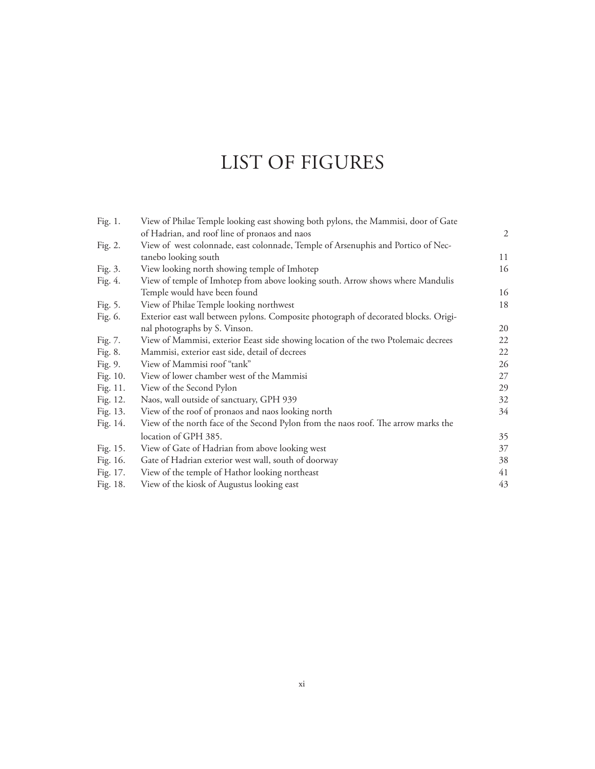# LIST OF FIGURES

| | | |
|---|---|---|
| Fig. 1. | View of Philae Temple looking east showing both pylons, the Mammisi, door of Gate of Hadrian, and roof line of pronaos and naos | 2 |
| Fig. 2. | View of west colonnade, east colonnade, Temple of Arsenuphis and Portico of Nectanebo looking south | 11 |
| Fig. 3. | View looking north showing temple of Imhotep | 16 |
| Fig. 4. | View of temple of Imhotep from above looking south. Arrow shows where Mandulis Temple would have been found | 16 |
| Fig. 5. | View of Philae Temple looking northwest | 18 |
| Fig. 6. | Exterior east wall between pylons. Composite photograph of decorated blocks. Original photographs by S. Vinson. | 20 |
| Fig. 7. | View of Mammisi, exterior Eeast side showing location of the two Ptolemaic decrees | 22 |
| Fig. 8. | Mammisi, exterior east side, detail of decrees | 22 |
| Fig. 9. | View of Mammisi roof "tank" | 26 |
| Fig. 10. | View of lower chamber west of the Mammisi | 27 |
| Fig. 11. | View of the Second Pylon | 29 |
| Fig. 12. | Naos, wall outside of sanctuary, GPH 939 | 32 |
| Fig. 13. | View of the roof of pronaos and naos looking north | 34 |
| Fig. 14. | View of the north face of the Second Pylon from the naos roof. The arrow marks the location of GPH 385. | 35 |
| Fig. 15. | View of Gate of Hadrian from above looking west | 37 |
| Fig. 16. | Gate of Hadrian exterior west wall, south of doorway | 38 |
| Fig. 17. | View of the temple of Hathor looking northeast | 41 |
| Fig. 18. | View of the kiosk of Augustus looking east | 43 |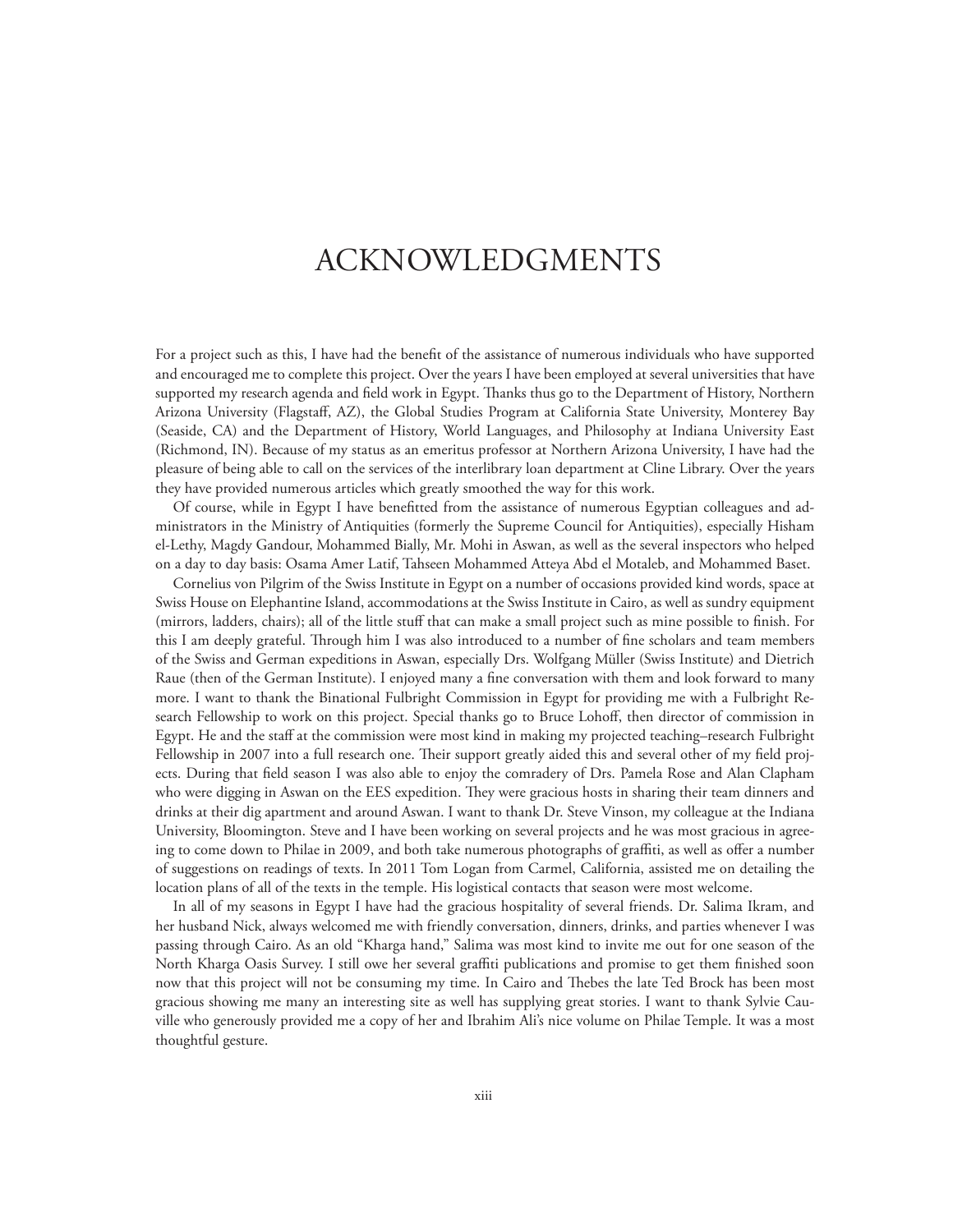# ACKNOWLEDGMENTS

For a project such as this, I have had the benefit of the assistance of numerous individuals who have supported and encouraged me to complete this project. Over the years I have been employed at several universities that have supported my research agenda and field work in Egypt. Thanks thus go to the Department of History, Northern Arizona University (Flagstaff, AZ), the Global Studies Program at California State University, Monterey Bay (Seaside, CA) and the Department of History, World Languages, and Philosophy at Indiana University East (Richmond, IN). Because of my status as an emeritus professor at Northern Arizona University, I have had the pleasure of being able to call on the services of the interlibrary loan department at Cline Library. Over the years they have provided numerous articles which greatly smoothed the way for this work.

Of course, while in Egypt I have benefitted from the assistance of numerous Egyptian colleagues and administrators in the Ministry of Antiquities (formerly the Supreme Council for Antiquities), especially Hisham el-Lethy, Magdy Gandour, Mohammed Bially, Mr. Mohi in Aswan, as well as the several inspectors who helped on a day to day basis: Osama Amer Latif, Tahseen Mohammed Atteya Abd el Motaleb, and Mohammed Baset.

Cornelius von Pilgrim of the Swiss Institute in Egypt on a number of occasions provided kind words, space at Swiss House on Elephantine Island, accommodations at the Swiss Institute in Cairo, as well as sundry equipment (mirrors, ladders, chairs); all of the little stuff that can make a small project such as mine possible to finish. For this I am deeply grateful. Through him I was also introduced to a number of fine scholars and team members of the Swiss and German expeditions in Aswan, especially Drs. Wolfgang Müller (Swiss Institute) and Dietrich Raue (then of the German Institute). I enjoyed many a fine conversation with them and look forward to many more. I want to thank the Binational Fulbright Commission in Egypt for providing me with a Fulbright Research Fellowship to work on this project. Special thanks go to Bruce Lohoff, then director of commission in Egypt. He and the staff at the commission were most kind in making my projected teaching–research Fulbright Fellowship in 2007 into a full research one. Their support greatly aided this and several other of my field projects. During that field season I was also able to enjoy the comradery of Drs. Pamela Rose and Alan Clapham who were digging in Aswan on the EES expedition. They were gracious hosts in sharing their team dinners and drinks at their dig apartment and around Aswan. I want to thank Dr. Steve Vinson, my colleague at the Indiana University, Bloomington. Steve and I have been working on several projects and he was most gracious in agreeing to come down to Philae in 2009, and both take numerous photographs of graffiti, as well as offer a number of suggestions on readings of texts. In 2011 Tom Logan from Carmel, California, assisted me on detailing the location plans of all of the texts in the temple. His logistical contacts that season were most welcome.

In all of my seasons in Egypt I have had the gracious hospitality of several friends. Dr. Salima Ikram, and her husband Nick, always welcomed me with friendly conversation, dinners, drinks, and parties whenever I was passing through Cairo. As an old "Kharga hand," Salima was most kind to invite me out for one season of the North Kharga Oasis Survey. I still owe her several graffiti publications and promise to get them finished soon now that this project will not be consuming my time. In Cairo and Thebes the late Ted Brock has been most gracious showing me many an interesting site as well has supplying great stories. I want to thank Sylvie Cauville who generously provided me a copy of her and Ibrahim Ali's nice volume on Philae Temple. It was a most thoughtful gesture.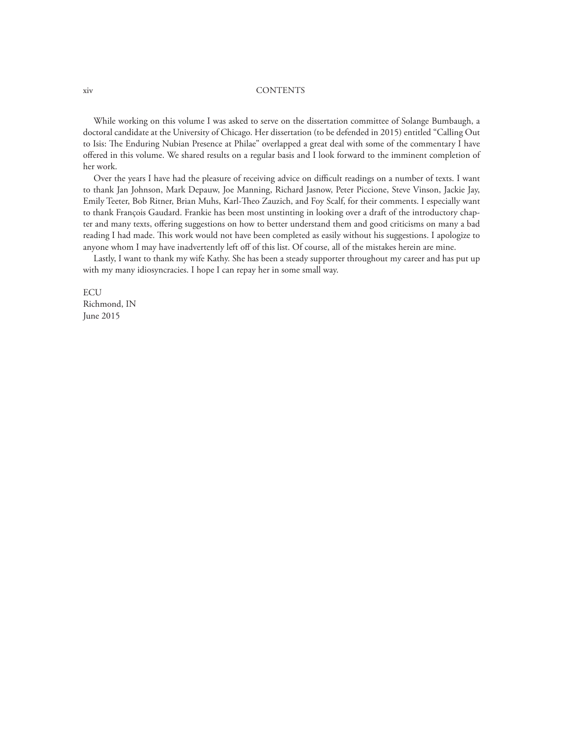While working on this volume I was asked to serve on the dissertation committee of Solange Bumbaugh, a doctoral candidate at the University of Chicago. Her dissertation (to be defended in 2015) entitled "Calling Out to Isis: The Enduring Nubian Presence at Philae" overlapped a great deal with some of the commentary I have offered in this volume. We shared results on a regular basis and I look forward to the imminent completion of her work.

Over the years I have had the pleasure of receiving advice on difficult readings on a number of texts. I want to thank Jan Johnson, Mark Depauw, Joe Manning, Richard Jasnow, Peter Piccione, Steve Vinson, Jackie Jay, Emily Teeter, Bob Ritner, Brian Muhs, Karl-Theo Zauzich, and Foy Scalf, for their comments. I especially want to thank François Gaudard. Frankie has been most unstinting in looking over a draft of the introductory chapter and many texts, offering suggestions on how to better understand them and good criticisms on many a bad reading I had made. This work would not have been completed as easily without his suggestions. I apologize to anyone whom I may have inadvertently left off of this list. Of course, all of the mistakes herein are mine.

Lastly, I want to thank my wife Kathy. She has been a steady supporter throughout my career and has put up with my many idiosyncracies. I hope I can repay her in some small way.

ECU
Richmond, IN
June 2015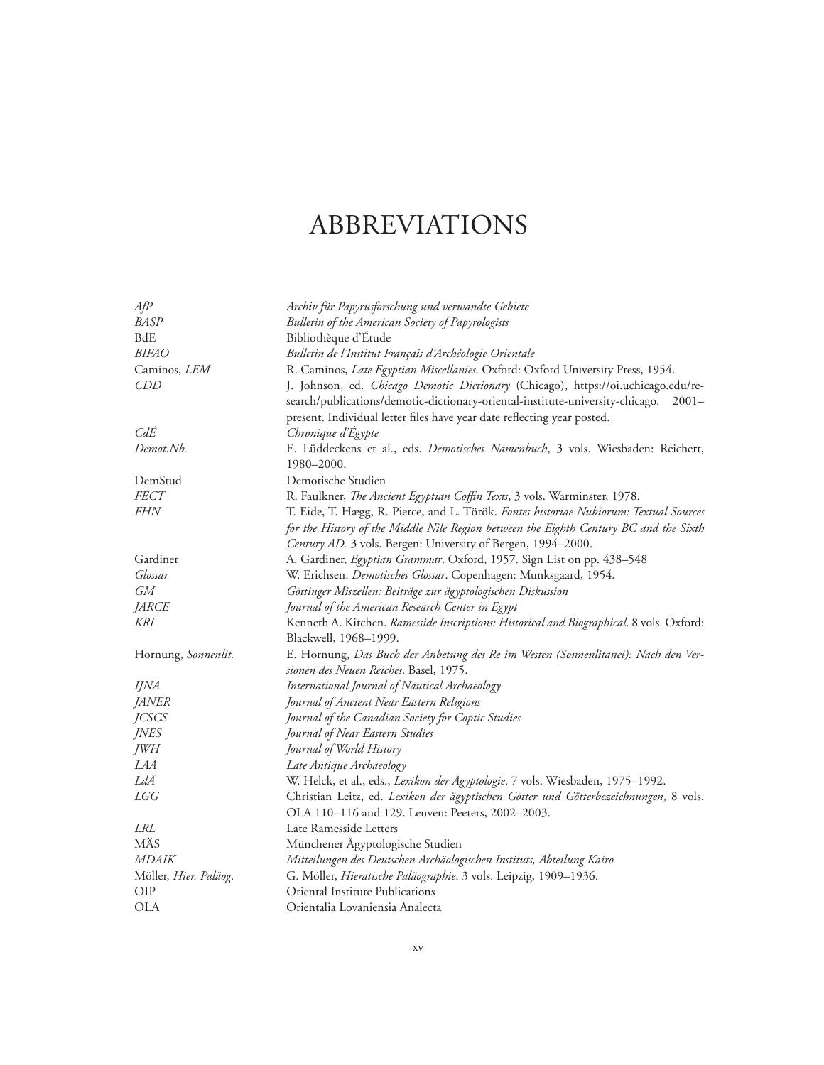# ABBREVIATIONS

| | |
|---|---|
| *AfP* | *Archiv für Papyrusforschung und verwandte Gebiete* |
| *BASP* | *Bulletin of the American Society of Papyrologists* |
| BdE | Bibliothèque d'Étude |
| *BIFAO* | *Bulletin de l'Institut Français d'Archéologie Orientale* |
| Caminos, *LEM* | R. Caminos, *Late Egyptian Miscellanies*. Oxford: Oxford University Press, 1954. |
| *CDD* | J. Johnson, ed. *Chicago Demotic Dictionary* (Chicago), https://oi.uchicago.edu/research/publications/demotic-dictionary-oriental-institute-university-chicago. 2001–present. Individual letter files have year date reflecting year posted. |
| *CdÉ* | *Chronique d'Égypte* |
| *Demot.Nb.* | E. Lüddeckens et al., eds. *Demotisches Namenbuch*, 3 vols. Wiesbaden: Reichert, 1980–2000. |
| DemStud | Demotische Studien |
| *FECT* | R. Faulkner, *The Ancient Egyptian Coffin Texts*, 3 vols. Warminster, 1978. |
| *FHN* | T. Eide, T. Hægg, R. Pierce, and L. Török. *Fontes historiae Nubiorum: Textual Sources for the History of the Middle Nile Region between the Eighth Century BC and the Sixth Century AD.* 3 vols. Bergen: University of Bergen, 1994–2000. |
| Gardiner | A. Gardiner, *Egyptian Grammar*. Oxford, 1957. Sign List on pp. 438–548 |
| *Glossar* | W. Erichsen. *Demotisches Glossar*. Copenhagen: Munksgaard, 1954. |
| *GM* | *Göttinger Miszellen: Beiträge zur ägyptologischen Diskussion* |
| *JARCE* | *Journal of the American Research Center in Egypt* |
| *KRI* | Kenneth A. Kitchen. *Ramesside Inscriptions: Historical and Biographical*. 8 vols. Oxford: Blackwell, 1968–1999. |
| Hornung, *Sonnenlit.* | E. Hornung, *Das Buch der Anbetung des Re im Westen (Sonnenlitanei): Nach den Versionen des Neuen Reiches*. Basel, 1975. |
| *IJNA* | *International Journal of Nautical Archaeology* |
| *JANER* | *Journal of Ancient Near Eastern Religions* |
| *JCSCS* | *Journal of the Canadian Society for Coptic Studies* |
| *JNES* | *Journal of Near Eastern Studies* |
| *JWH* | *Journal of World History* |
| *LAA* | *Late Antique Archaeology* |
| *LdÄ* | W. Helck, et al., eds., *Lexikon der Ägyptologie*. 7 vols. Wiesbaden, 1975–1992. |
| *LGG* | Christian Leitz, ed. *Lexikon der ägyptischen Götter und Götterbezeichnungen*, 8 vols. OLA 110–116 and 129. Leuven: Peeters, 2002–2003. |
| *LRL* | Late Ramesside Letters |
| MÄS | Münchener Ägyptologische Studien |
| *MDAIK* | *Mitteilungen des Deutschen Archäologischen Instituts, Abteilung Kairo* |
| Möller, *Hier. Paläog*. | G. Möller, *Hieratische Paläographie*. 3 vols. Leipzig, 1909–1936. |
| OIP | Oriental Institute Publications |
| OLA | Orientalia Lovaniensia Analecta |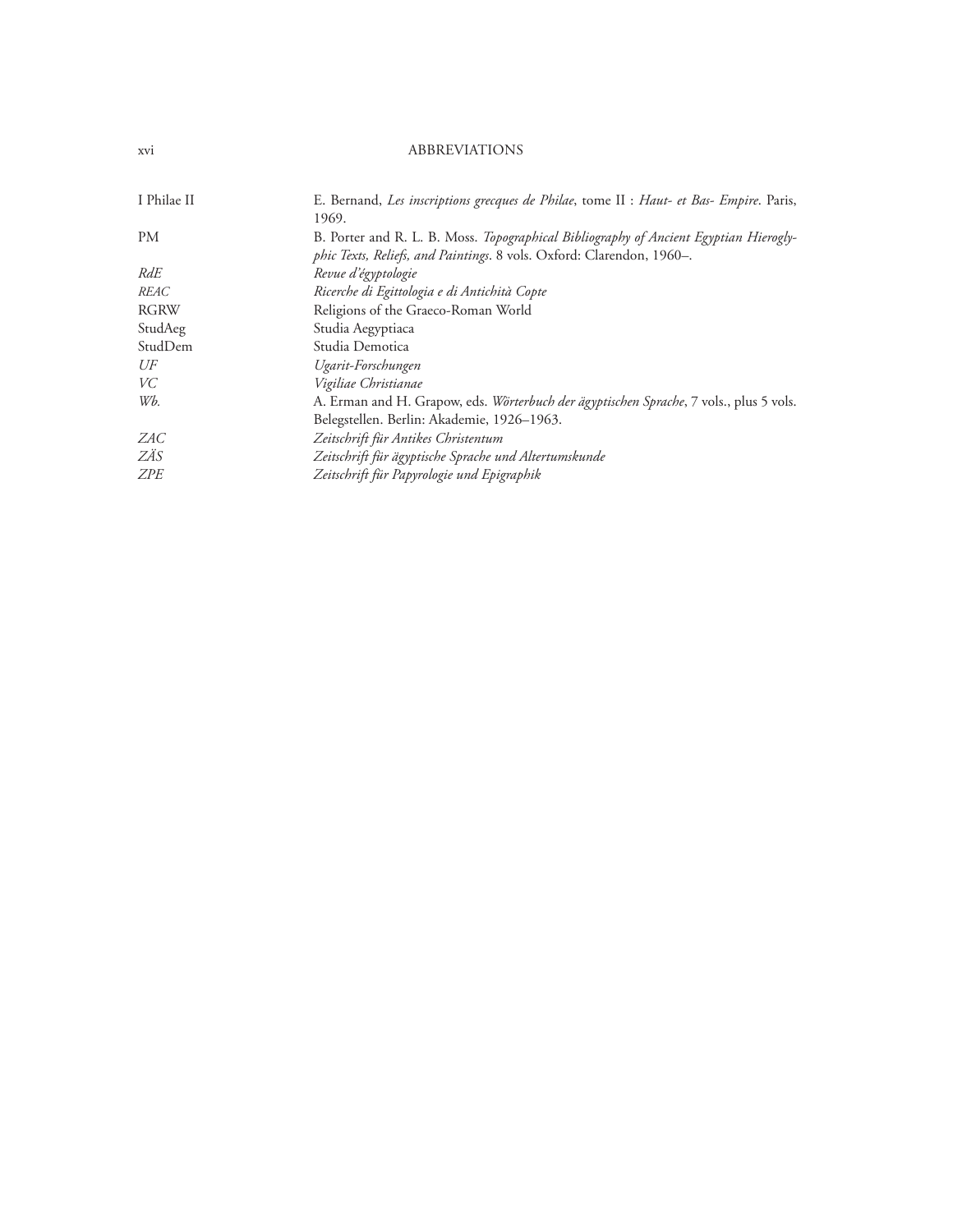| | |
|---|---|
| I Philae II | E. Bernand, *Les inscriptions grecques de Philae*, tome II : *Haut- et Bas- Empire*. Paris, 1969. |
| PM | B. Porter and R. L. B. Moss. *Topographical Bibliography of Ancient Egyptian Hieroglyphic Texts, Reliefs, and Paintings*. 8 vols. Oxford: Clarendon, 1960–. |
| *RdE* | *Revue d'égyptologie* |
| *REAC* | *Ricerche di Egittologia e di Antichità Copte* |
| RGRW | Religions of the Graeco-Roman World |
| StudAeg | Studia Aegyptiaca |
| StudDem | Studia Demotica |
| *UF* | *Ugarit-Forschungen* |
| *VC* | *Vigiliae Christianae* |
| *Wb.* | A. Erman and H. Grapow, eds. *Wörterbuch der ägyptischen Sprache*, 7 vols., plus 5 vols. Belegstellen. Berlin: Akademie, 1926–1963. |
| *ZAC* | *Zeitschrift für Antikes Christentum* |
| *ZÄS* | *Zeitschrift für ägyptische Sprache und Altertumskunde* |
| *ZPE* | *Zeitschrift für Papyrologie und Epigraphik* |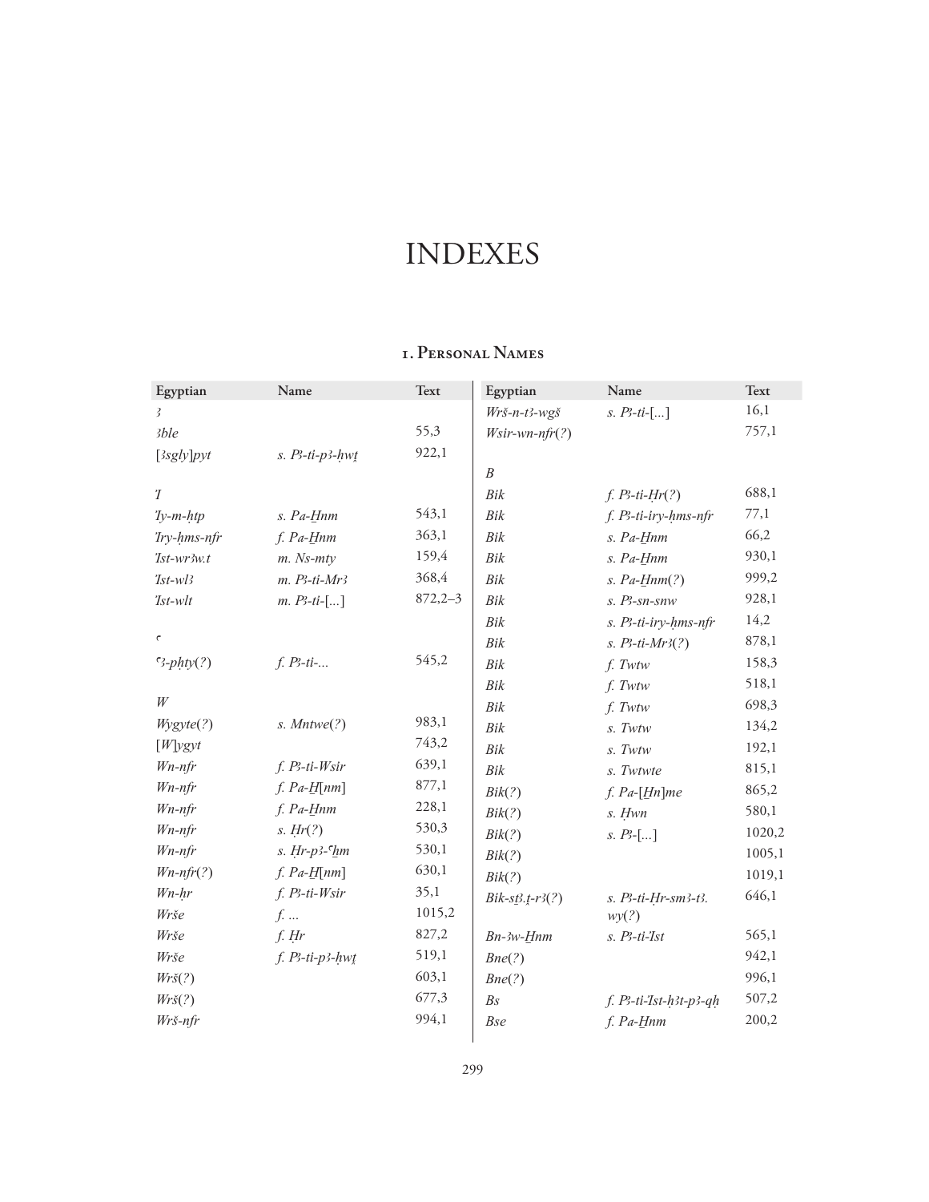# INDEXES

## 1. Personal Names

| Egyptian | Name | Text |
|---|---|---|
| *ꜣ* | | |
| *ꜣble* | | 55,3 |
| [*ꜣsgly*]*pyt* | *s. Pꜣ-ti-pꜣ-ḥwṱ* | 922,1 |
| | | |
| *Ỉ* | | |
| *Ỉy-m-ḥtp* | *s. Pa-H̱nm* | 543,1 |
| *Ỉry-ḥms-nfr* | *f. Pa-H̱nm* | 363,1 |
| *Ỉst-wrꜣw.t* | *m. Ns-mty* | 159,4 |
| *Ỉst-wlꜣ* | *m. Pꜣ-ti-Mrꜣ* | 368,4 |
| *Ỉst-wlt* | *m. Pꜣ-ti-*[...] | 872,2–3 |
| | | |
| *ꜥ* | | |
| *ꜥꜣ-pḥty*(*?*) | *f. Pꜣ-ti-...* | 545,2 |
| | | |
| *W* | | |
| *Wygyte*(*?*) | *s. Mntwe*(*?*) | 983,1 |
| [*W*]*ygyt* | | 743,2 |
| *Wn-nfr* | *f. Pꜣ-ti-Wsir* | 639,1 |
| *Wn-nfr* | *f. Pa-H̱*[*nm*] | 877,1 |
| *Wn-nfr* | *f. Pa-H̱nm* | 228,1 |
| *Wn-nfr* | *s. Ḥr*(*?*) | 530,3 |
| *Wn-nfr* | *s. Ḥr-pꜣ-ꜥẖm* | 530,1 |
| *Wn-nfr*(*?*) | *f. Pa-H̱*[*nm*] | 630,1 |
| *Wn-ḥr* | *f. Pꜣ-ti-Wsir* | 35,1 |
| *Wrše* | *f. ...* | 1015,2 |
| *Wrše* | *f. Ḥr* | 827,2 |
| *Wrše* | *f. Pꜣ-ti-pꜣ-ḥwṱ* | 519,1 |
| *Wrš*(*?*) | | 603,1 |
| *Wrš*(*?*) | | 677,3 |
| *Wrš-nfr* | | 994,1 |
| *Wrš-n-tꜣ-wgš* | *s. Pꜣ-ti-*[...] | 16,1 |
| *Wsir-wn-nfr*(*?*) | | 757,1 |
| | | |
| *B* | | |
| *Bik* | *f. Pꜣ-ti-Ḥr*(*?*) | 688,1 |
| *Bik* | *f. Pꜣ-ti-iry-ḥms-nfr* | 77,1 |
| *Bik* | *s. Pa-H̱nm* | 66,2 |
| *Bik* | *s. Pa-H̱nm* | 930,1 |
| *Bik* | *s. Pa-H̱nm*(*?*) | 999,2 |
| *Bik* | *s. Pꜣ-sn-snw* | 928,1 |
| *Bik* | *s. Pꜣ-ti-iry-ḥms-nfr* | 14,2 |
| *Bik* | *s. Pꜣ-ti-Mrꜣ*(*?*) | 878,1 |
| *Bik* | *f. Twtw* | 158,3 |
| *Bik* | *f. Twtw* | 518,1 |
| *Bik* | *f. Twtw* | 698,3 |
| *Bik* | *s. Twtw* | 134,2 |
| *Bik* | *s. Twtw* | 192,1 |
| *Bik* | *s. Twtwte* | 815,1 |
| *Bik*(*?*) | *f. Pa-*[*H̱n*]*me* | 865,2 |
| *Bik*(*?*) | *s. Ḥwn* | 580,1 |
| *Bik*(*?*) | *s. Pꜣ-*[...] | 1020,2 |
| *Bik*(*?*) | | 1005,1 |
| *Bik*(*?*) | | 1019,1 |
| *Bik-sṯꜣ.ṱ-rꜣ*(*?*) | *s. Pꜣ-ti-Ḥr-smꜣ-tꜣ.wy*(*?*) | 646,1 |
| *Bn-ꜣw-H̱nm* | *s. Pꜣ-ti-Ỉst* | 565,1 |
| *Bne*(*?*) | | 942,1 |
| *Bne*(*?*) | | 996,1 |
| *Bs* | *f. Pꜣ-ti-Ỉst-ḥꜣt-pꜣ-qḥ* | 507,2 |
| *Bse* | *f. Pa-H̱nm* | 200,2 |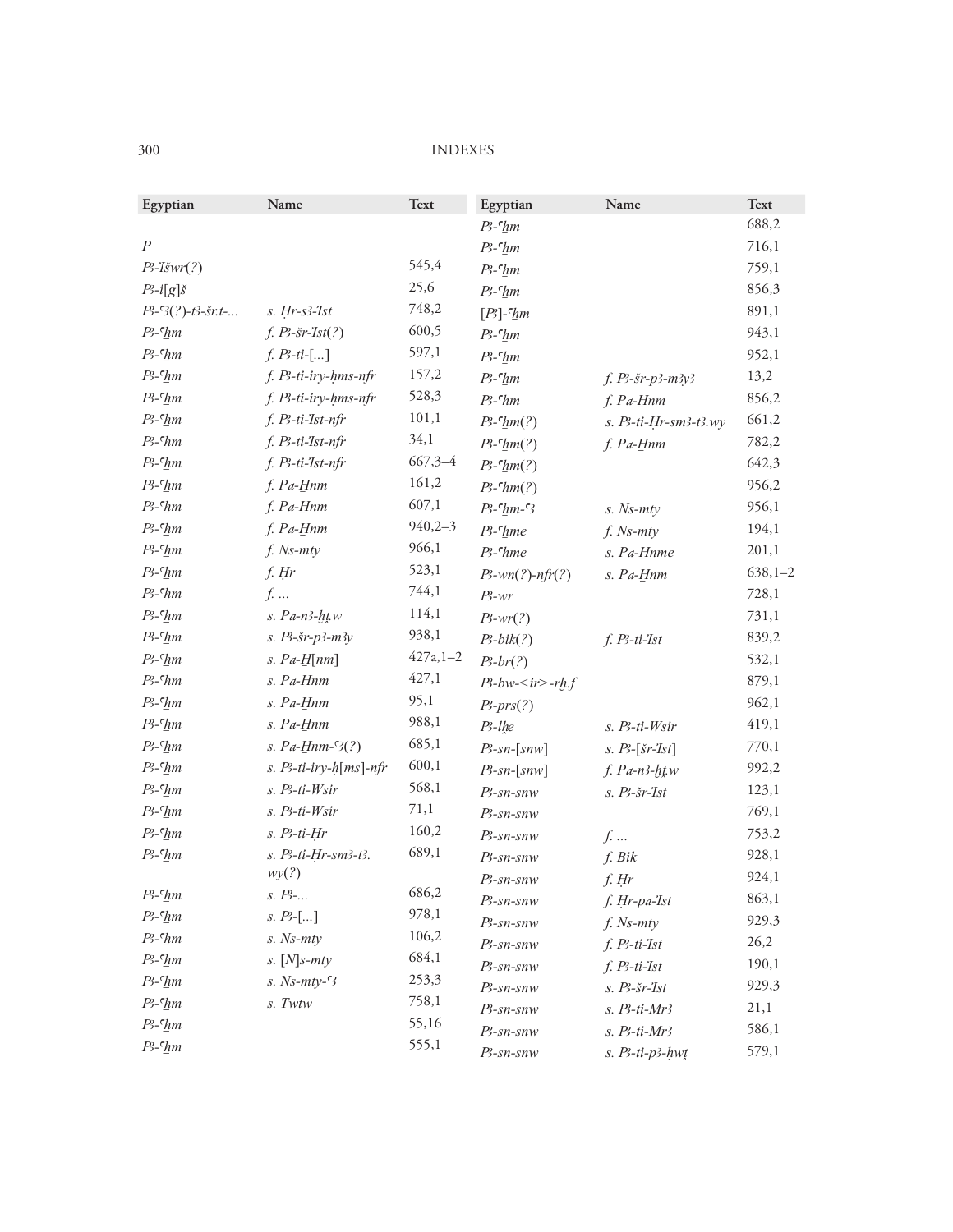| Egyptian | Name | Text |
|---|---|---|
| *P* | | |
| *Pꜣ-Išwr(?)* | | 545,4 |
| *Pꜣ-i[g]š* | | 25,6 |
| *Pꜣ-ꜥꜣ(?)-tꜣ-šr.t-...* | *s. Ḥr-sꜣ-Ist* | 748,2 |
| *Pꜣ-ꜥẖm* | *f. Pꜣ-šr-Ist(?)* | 600,5 |
| *Pꜣ-ꜥẖm* | *f. Pꜣ-ti-[...]* | 597,1 |
| *Pꜣ-ꜥẖm* | *f. Pꜣ-ti-iry-ḥms-nfr* | 157,2 |
| *Pꜣ-ꜥẖm* | *f. Pꜣ-ti-iry-ḥms-nfr* | 528,3 |
| *Pꜣ-ꜥẖm* | *f. Pꜣ-ti-Ist-nfr* | 101,1 |
| *Pꜣ-ꜥẖm* | *f. Pꜣ-ti-Ist-nfr* | 34,1 |
| *Pꜣ-ꜥẖm* | *f. Pꜣ-ti-Ist-nfr* | 667,3–4 |
| *Pꜣ-ꜥẖm* | *f. Pa-Ḫnm* | 161,2 |
| *Pꜣ-ꜥẖm* | *f. Pa-Ḫnm* | 607,1 |
| *Pꜣ-ꜥẖm* | *f. Pa-Ḫnm* | 940,2–3 |
| *Pꜣ-ꜥẖm* | *f. Ns-mty* | 966,1 |
| *Pꜣ-ꜥẖm* | *f. Ḥr* | 523,1 |
| *Pꜣ-ꜥẖm* | *f. ...* | 744,1 |
| *Pꜣ-ꜥẖm* | *s. Pa-nꜣ-ḥṯ.w* | 114,1 |
| *Pꜣ-ꜥẖm* | *s. Pꜣ-šr-pꜣ-mꜣy* | 938,1 |
| *Pꜣ-ꜥẖm* | *s. Pa-Ḫ[nm]* | 427a,1–2 |
| *Pꜣ-ꜥẖm* | *s. Pa-Ḫnm* | 427,1 |
| *Pꜣ-ꜥẖm* | *s. Pa-Ḫnm* | 95,1 |
| *Pꜣ-ꜥẖm* | *s. Pa-Ḫnm* | 988,1 |
| *Pꜣ-ꜥẖm* | *s. Pa-Ḫnm-ꜥꜣ(?)* | 685,1 |
| *Pꜣ-ꜥẖm* | *s. Pꜣ-ti-iry-ḥ[ms]-nfr* | 600,1 |
| *Pꜣ-ꜥẖm* | *s. Pꜣ-ti-Wsir* | 568,1 |
| *Pꜣ-ꜥẖm* | *s. Pꜣ-ti-Wsir* | 71,1 |
| *Pꜣ-ꜥẖm* | *s. Pꜣ-ti-Ḥr* | 160,2 |
| *Pꜣ-ꜥẖm* | *s. Pꜣ-ti-Ḥr-smꜣ-tꜣ.wy(?)* | 689,1 |
| *Pꜣ-ꜥẖm* | *s. Pꜣ-...* | 686,2 |
| *Pꜣ-ꜥẖm* | *s. Pꜣ-[...]* | 978,1 |
| *Pꜣ-ꜥẖm* | *s. Ns-mty* | 106,2 |
| *Pꜣ-ꜥẖm* | *s. [N]s-mty* | 684,1 |
| *Pꜣ-ꜥẖm* | *s. Ns-mty-ꜥꜣ* | 253,3 |
| *Pꜣ-ꜥẖm* | *s. Twtw* | 758,1 |
| *Pꜣ-ꜥẖm* | | 55,16 |
| *Pꜣ-ꜥẖm* | | 555,1 |
| *Pꜣ-ꜥẖm* | | 688,2 |
| *Pꜣ-ꜥẖm* | | 716,1 |
| *Pꜣ-ꜥẖm* | | 759,1 |
| *Pꜣ-ꜥẖm* | | 856,3 |
| *[Pꜣ]-ꜥẖm* | | 891,1 |
| *Pꜣ-ꜥẖm* | | 943,1 |
| *Pꜣ-ꜥẖm* | | 952,1 |
| *Pꜣ-ꜥẖm* | *f. Pꜣ-šr-pꜣ-mꜣyꜣ* | 13,2 |
| *Pꜣ-ꜥẖm* | *f. Pa-Ḫnm* | 856,2 |
| *Pꜣ-ꜥẖm(?)* | *s. Pꜣ-ti-Ḥr-smꜣ-tꜣ.wy* | 661,2 |
| *Pꜣ-ꜥẖm(?)* | *f. Pa-Ḫnm* | 782,2 |
| *Pꜣ-ꜥẖm(?)* | | 642,3 |
| *Pꜣ-ꜥẖm(?)* | | 956,2 |
| *Pꜣ-ꜥẖm-ꜥꜣ* | *s. Ns-mty* | 956,1 |
| *Pꜣ-ꜥẖme* | *f. Ns-mty* | 194,1 |
| *Pꜣ-ꜥẖme* | *s. Pa-Ḫnme* | 201,1 |
| *Pꜣ-wn(?)-nfr(?)* | *s. Pa-Ḫnm* | 638,1–2 |
| *Pꜣ-wr* | | 728,1 |
| *Pꜣ-wr(?)* | | 731,1 |
| *Pꜣ-bik(?)* | *f. Pꜣ-ti-Ist* | 839,2 |
| *Pꜣ-br(?)* | | 532,1 |
| *Pꜣ-bw-<ir>-rḫ.f* | | 879,1 |
| *Pꜣ-prs(?)* | | 962,1 |
| *Pꜣ-lẖe* | *s. Pꜣ-ti-Wsir* | 419,1 |
| *Pꜣ-sn-[snw]* | *s. Pꜣ-[šr-Ist]* | 770,1 |
| *Pꜣ-sn-[snw]* | *f. Pa-nꜣ-ḥṯ.w* | 992,2 |
| *Pꜣ-sn-snw* | *s. Pꜣ-šr-Ist* | 123,1 |
| *Pꜣ-sn-snw* | | 769,1 |
| *Pꜣ-sn-snw* | *f. ...* | 753,2 |
| *Pꜣ-sn-snw* | *f. Bik* | 928,1 |
| *Pꜣ-sn-snw* | *f. Ḥr* | 924,1 |
| *Pꜣ-sn-snw* | *f. Ḥr-pa-Ist* | 863,1 |
| *Pꜣ-sn-snw* | *f. Ns-mty* | 929,3 |
| *Pꜣ-sn-snw* | *f. Pꜣ-ti-Ist* | 26,2 |
| *Pꜣ-sn-snw* | *f. Pꜣ-ti-Ist* | 190,1 |
| *Pꜣ-sn-snw* | *s. Pꜣ-šr-Ist* | 929,3 |
| *Pꜣ-sn-snw* | *s. Pꜣ-ti-Mrꜣ* | 21,1 |
| *Pꜣ-sn-snw* | *s. Pꜣ-ti-Mrꜣ* | 586,1 |
| *Pꜣ-sn-snw* | *s. Pꜣ-ti-pꜣ-ḥwṯ* | 579,1 |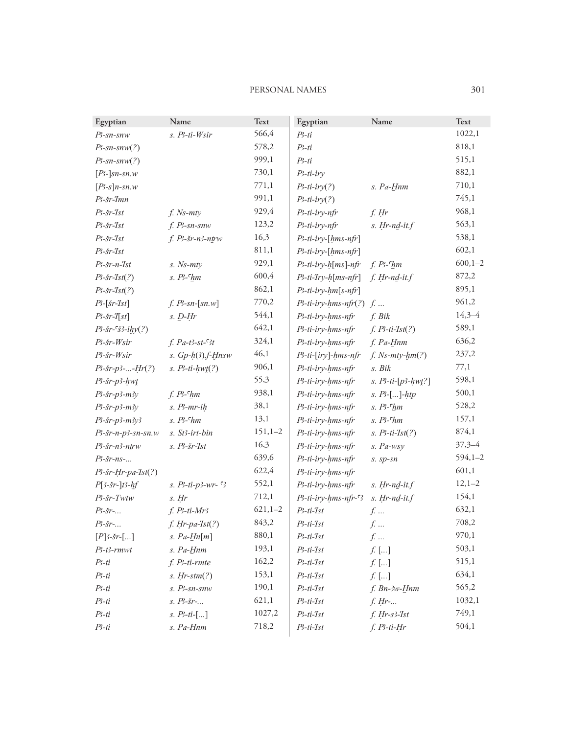| Egyptian | Name | Text |
|---|---|---|
| *Pꜣ-sn-snw* | *s. Pꜣ-ti-Wsir* | 566,4 |
| *Pꜣ-sn-snw(?)* | | 578,2 |
| *Pꜣ-sn-snw(?)* | | 999,1 |
| *[Pꜣ-]sn-sn.w* | | 730,1 |
| *[Pꜣ-s]n-sn.w* | | 771,1 |
| *Pꜣ-šr-Ỉmn* | | 991,1 |
| *Pꜣ-šr-Ỉst* | *f. Ns-mty* | 929,4 |
| *Pꜣ-šr-Ỉst* | *f. Pꜣ-sn-snw* | 123,2 |
| *Pꜣ-šr-Ỉst* | *f. Pꜣ-šr-nꜣ-nṯrw* | 16,3 |
| *Pꜣ-šr-Ỉst* | | 811,1 |
| *Pꜣ-šr-n-Ỉst* | *s. Ns-mty* | 929,1 |
| *Pꜣ-šr-Ỉst(?)* | *s. Pꜣ-ꜥḫm* | 600,4 |
| *Pꜣ-šr-Ỉst(?)* | | 862,1 |
| *Pꜣ-[šr-Ỉst]* | *f. Pꜣ-sn-[sn.w]* | 770,2 |
| *Pꜣ-šr-Ỉ[st]* | *s. Ḏ-Ḥr* | 544,1 |
| *Pꜣ-šr-ꜥšꜣ-iḫy(?)* | | 642,1 |
| *Pꜣ-šr-Wsir* | *f. Pa-tꜣ-st-ꜥꜣt* | 324,1 |
| *Pꜣ-šr-Wsir* | *s. Gp-ḥ(ꜣ).f-Ḫnsw* | 46,1 |
| *Pꜣ-šr-pꜣ-...-Ḥr(?)* | *s. Pꜣ-ti-ḥwṯ(?)* | 906,1 |
| *Pꜣ-šr-pꜣ-ḥwṯ* | | 55,3 |
| *Pꜣ-šr-pꜣ-mꜣy* | *f. Pꜣ-ꜥḫm* | 938,1 |
| *Pꜣ-šr-pꜣ-mꜣy* | *s. Pꜣ-mr-iḥ* | 38,1 |
| *Pꜣ-šr-pꜣ-mꜣyꜣ* | *s. Pꜣ-ꜥḫm* | 13,1 |
| *Pꜣ-šr-n-pꜣ-sn-sn.w* | *s. Stꜣ-irt-bin* | 151,1–2 |
| *Pꜣ-šr-nꜣ-nṯrw* | *s. Pꜣ-šr-Ỉst* | 16,3 |
| *Pꜣ-šr-ns-...* | | 639,6 |
| *Pꜣ-šr-Ḥr-pa-Ỉst(?)* | | 622,4 |
| *P[ꜣ-šr-]tꜣ-ḥf* | *s. Pꜣ-ti-pꜣ-wr- ꜥꜣ* | 552,1 |
| *Pꜣ-šr-Twtw* | *s. Ḥr* | 712,1 |
| *Pꜣ-šr-...* | *f. Pꜣ-ti-Mrꜣ* | 621,1–2 |
| *Pꜣ-šr-...* | *f. Ḥr-pa-Ỉst(?)* | 843,2 |
| *[P]ꜣ-šr-[...]* | *s. Pa-Ḫn[m]* | 880,1 |
| *Pꜣ-tꜣ-rmwt* | *s. Pa-Ḫnm* | 193,1 |
| *Pꜣ-ti* | *f. Pꜣ-ti-rmte* | 162,2 |
| *Pꜣ-ti* | *s. Ḥr-stm(?)* | 153,1 |
| *Pꜣ-ti* | *s. Pꜣ-sn-snw* | 190,1 |
| *Pꜣ-ti* | *s. Pꜣ-šr-...* | 621,1 |
| *Pꜣ-ti* | *s. Pꜣ-ti-[...]* | 1027,2 |
| *Pꜣ-ti* | *s. Pa-Ḫnm* | 718,2 |
| *Pꜣ-ti* | | 1022,1 |
| *Pꜣ-ti* | | 818,1 |
| *Pꜣ-ti* | | 515,1 |
| *Pꜣ-ti-iry* | | 882,1 |
| *Pꜣ-ti-iry(?)* | *s. Pa-Ḫnm* | 710,1 |
| *Pꜣ-ti-iry(?)* | | 745,1 |
| *Pꜣ-ti-iry-nfr* | *f. Ḥr* | 968,1 |
| *Pꜣ-ti-iry-nfr* | *s. Ḥr-nḏ-it.f* | 563,1 |
| *Pꜣ-ti-iry-[ḥms-nfr]* | | 538,1 |
| *Pꜣ-ti-iry-[ḥms-nfr]* | | 602,1 |
| *Pꜣ-ti-iry-ḥ[ms]-nfr* | *f. Pꜣ-ꜥḫm* | 600,1–2 |
| *Pꜣ-ti-Ỉry-ḥ[ms-nfr]* | *f. Ḥr-nḏ-it.f* | 872,2 |
| *Pꜣ-ti-iry-ḥm[s-nfr]* | | 895,1 |
| *Pꜣ-ti-iry-ḥms-nfr(?)* | *f. ...* | 961,2 |
| *Pꜣ-ti-iry-ḥms-nfr* | *f. Bik* | 14,3–4 |
| *Pꜣ-ti-iry-ḥms-nfr* | *f. Pꜣ-ti-Ỉst(?)* | 589,1 |
| *Pꜣ-ti-iry-ḥms-nfr* | *f. Pa-Ḫnm* | 636,2 |
| *Pꜣ-ti-[iry]-ḥms-nfr* | *f. Ns-mty-ḫm(?)* | 237,2 |
| *Pꜣ-ti-iry-ḥms-nfr* | *s. Bik* | 77,1 |
| *Pꜣ-ti-iry-ḥms-nfr* | *s. Pꜣ-ti-[pꜣ-ḥwṯ?]* | 598,1 |
| *Pꜣ-ti-iry-ḥms-nfr* | *s. Pꜣ-[...]-ḥtp* | 500,1 |
| *Pꜣ-ti-iry-ḥms-nfr* | *s. Pꜣ-ꜥḫm* | 528,2 |
| *Pꜣ-ti-iry-ḥms-nfr* | *s. Pꜣ-ꜥḫm* | 157,1 |
| *Pꜣ-ti-iry-ḥms-nfr* | *s. Pꜣ-ti-Ỉst(?)* | 874,1 |
| *Pꜣ-ti-iry-ḥms-nfr* | *s. Pa-wsy* | 37,3–4 |
| *Pꜣ-ti-iry-ḥms-nfr* | *s. sp-sn* | 594,1–2 |
| *Pꜣ-ti-iry-ḥms-nfr* | | 601,1 |
| *Pꜣ-ti-iry-ḥms-nfr* | *s. Ḥr-nḏ-it.f* | 12,1–2 |
| *Pꜣ-ti-iry-ḥms-nfr-ꜥꜣ* | *s. Ḥr-nḏ-it.f* | 154,1 |
| *Pꜣ-ti-Ỉst* | *f. ...* | 632,1 |
| *Pꜣ-ti-Ỉst* | *f. ...* | 708,2 |
| *Pꜣ-ti-Ỉst* | *f. ...* | 970,1 |
| *Pꜣ-ti-Ỉst* | *f. [...]* | 503,1 |
| *Pꜣ-ti-Ỉst* | *f. [...]* | 515,1 |
| *Pꜣ-ti-Ỉst* | *f. [...]* | 634,1 |
| *Pꜣ-ti-Ỉst* | *f. Bn-ꜣw-Ḫnm* | 565,2 |
| *Pꜣ-ti-Ỉst* | *f. Ḥr-...* | 1032,1 |
| *Pꜣ-ti-Ỉst* | *f. Ḥr-sꜣ-Ỉst* | 749,1 |
| *Pꜣ-ti-Ỉst* | *f. Pꜣ-ti-Ḥr* | 504,1 |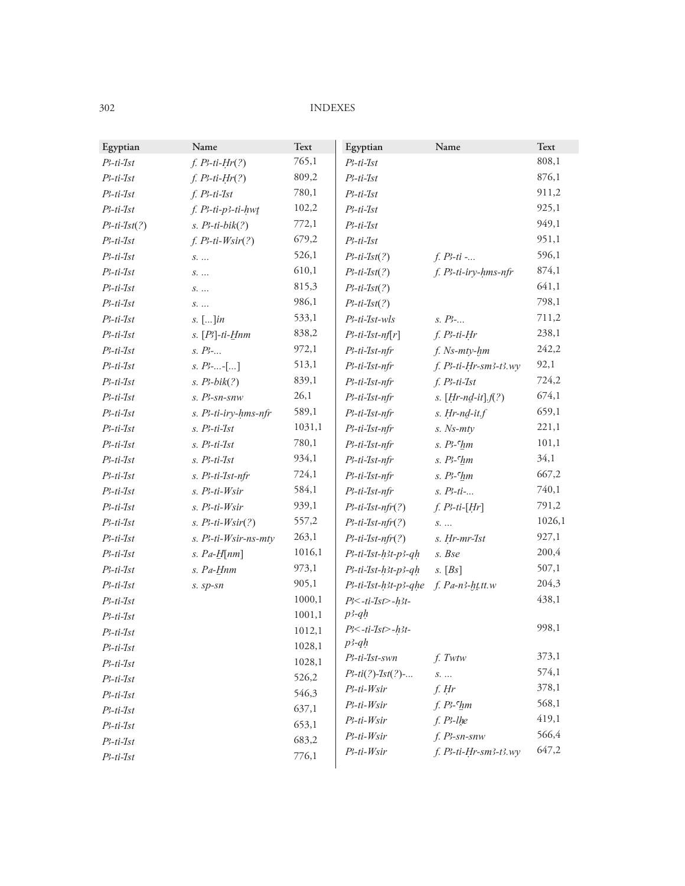| Egyptian | Name | Text |
|---|---|---|
| *Pꜣ-ti-Ꞽst* | *f. Pꜣ-ti-Ḥr(?)* | 765,1 |
| *Pꜣ-ti-Ꞽst* | *f. Pꜣ-ti-Ḥr(?)* | 809,2 |
| *Pꜣ-ti-Ꞽst* | *f. Pꜣ-ti-Ꞽst* | 780,1 |
| *Pꜣ-ti-Ꞽst* | *f. Pꜣ-ti-pꜣ-ti-ḥwṯ* | 102,2 |
| *Pꜣ-ti-Ꞽst(?)* | *s. Pꜣ-ti-bik(?)* | 772,1 |
| *Pꜣ-ti-Ꞽst* | *f. Pꜣ-ti-Wsir(?)* | 679,2 |
| *Pꜣ-ti-Ꞽst* | *s. ...* | 526,1 |
| *Pꜣ-ti-Ꞽst* | *s. ...* | 610,1 |
| *Pꜣ-ti-Ꞽst* | *s. ...* | 815,3 |
| *Pꜣ-ti-Ꞽst* | *s. ...* | 986,1 |
| *Pꜣ-ti-Ꞽst* | *s. [...]in* | 533,1 |
| *Pꜣ-ti-Ꞽst* | *s. [Pꜣ]-ti-Ḫnm* | 838,2 |
| *Pꜣ-ti-Ꞽst* | *s. Pꜣ-...* | 972,1 |
| *Pꜣ-ti-Ꞽst* | *s. Pꜣ-...-[...]* | 513,1 |
| *Pꜣ-ti-Ꞽst* | *s. Pꜣ-bik(?)* | 839,1 |
| *Pꜣ-ti-Ꞽst* | *s. Pꜣ-sn-snw* | 26,1 |
| *Pꜣ-ti-Ꞽst* | *s. Pꜣ-ti-iry-ḥms-nfr* | 589,1 |
| *Pꜣ-ti-Ꞽst* | *s. Pꜣ-ti-Ꞽst* | 1031,1 |
| *Pꜣ-ti-Ꞽst* | *s. Pꜣ-ti-Ꞽst* | 780,1 |
| *Pꜣ-ti-Ꞽst* | *s. Pꜣ-ti-Ꞽst* | 934,1 |
| *Pꜣ-ti-Ꞽst* | *s. Pꜣ-ti-Ꞽst-nfr* | 724,1 |
| *Pꜣ-ti-Ꞽst* | *s. Pꜣ-ti-Wsir* | 584,1 |
| *Pꜣ-ti-Ꞽst* | *s. Pꜣ-ti-Wsir* | 939,1 |
| *Pꜣ-ti-Ꞽst* | *s. Pꜣ-ti-Wsir(?)* | 557,2 |
| *Pꜣ-ti-Ꞽst* | *s. Pꜣ-ti-Wsir-ns-mty* | 263,1 |
| *Pꜣ-ti-Ꞽst* | *s. Pa-Ḫ[nm]* | 1016,1 |
| *Pꜣ-ti-Ꞽst* | *s. Pa-Ḫnm* | 973,1 |
| *Pꜣ-ti-Ꞽst* | *s. sp-sn* | 905,1 |
| *Pꜣ-ti-Ꞽst* | | 1000,1 |
| *Pꜣ-ti-Ꞽst* | | 1001,1 |
| *Pꜣ-ti-Ꞽst* | | 1012,1 |
| *Pꜣ-ti-Ꞽst* | | 1028,1 |
| *Pꜣ-ti-Ꞽst* | | 1028,1 |
| *Pꜣ-ti-Ꞽst* | | 526,2 |
| *Pꜣ-ti-Ꞽst* | | 546,3 |
| *Pꜣ-ti-Ꞽst* | | 637,1 |
| *Pꜣ-ti-Ꞽst* | | 653,1 |
| *Pꜣ-ti-Ꞽst* | | 683,2 |
| *Pꜣ-ti-Ꞽst* | | 776,1 |
| *Pꜣ-ti-Ꞽst* | | 808,1 |
| *Pꜣ-ti-Ꞽst* | | 876,1 |
| *Pꜣ-ti-Ꞽst* | | 911,2 |
| *Pꜣ-ti-Ꞽst* | | 925,1 |
| *Pꜣ-ti-Ꞽst* | | 949,1 |
| *Pꜣ-ti-Ꞽst* | | 951,1 |
| *Pꜣ-ti-Ꞽst(?)* | *f. Pꜣ-ti -...* | 596,1 |
| *Pꜣ-ti-Ꞽst(?)* | *f. Pꜣ-ti-iry-ḥms-nfr* | 874,1 |
| *Pꜣ-ti-Ꞽst(?)* | | 641,1 |
| *Pꜣ-ti-Ꞽst(?)* | | 798,1 |
| *Pꜣ-ti-Ꞽst-wls* | *s. Pꜣ-...* | 711,2 |
| *Pꜣ-ti-Ꞽst-nf[r]* | *f. Pꜣ-ti-Ḥr* | 238,1 |
| *Pꜣ-ti-Ꞽst-nfr* | *f. Ns-mty-ḥm* | 242,2 |
| *Pꜣ-ti-Ꞽst-nfr* | *f. Pꜣ-ti-Ḥr-smꜣ-tꜣ.wy* | 92,1 |
| *Pꜣ-ti-Ꞽst-nfr* | *f. Pꜣ-ti-Ꞽst* | 724,2 |
| *Pꜣ-ti-Ꞽst-nfr* | *s. [Ḥr-nḏ-it].f(?)* | 674,1 |
| *Pꜣ-ti-Ꞽst-nfr* | *s. Ḥr-nḏ-it.f* | 659,1 |
| *Pꜣ-ti-Ꞽst-nfr* | *s. Ns-mty* | 221,1 |
| *Pꜣ-ti-Ꞽst-nfr* | *s. Pꜣ-ꜥḫm* | 101,1 |
| *Pꜣ-ti-Ꞽst-nfr* | *s. Pꜣ-ꜥḫm* | 34,1 |
| *Pꜣ-ti-Ꞽst-nfr* | *s. Pꜣ-ꜥḫm* | 667,2 |
| *Pꜣ-ti-Ꞽst-nfr* | *s. Pꜣ-ti-...* | 740,1 |
| *Pꜣ-ti-Ꞽst-nfr(?)* | *f. Pꜣ-ti-[Ḥr]* | 791,2 |
| *Pꜣ-ti-Ꞽst-nfr(?)* | *s. ...* | 1026,1 |
| *Pꜣ-ti-Ꞽst-nfr(?)* | *s. Ḥr-mr-Ꞽst* | 927,1 |
| *Pꜣ-ti-Ꞽst-ḥꜣt-pꜣ-qḥ* | *s. Bse* | 200,4 |
| *Pꜣ-ti-Ꞽst-ḥꜣt-pꜣ-qḥ* | *s. [Bs]* | 507,1 |
| *Pꜣ-ti-Ꞽst-ḥꜣt-pꜣ-qḥe* | *f. Pa-nꜣ-ḥṯ.tt.w* | 204,3 |
| *Pꜣ<-ti-Ꞽst>-ḥꜣt-pꜣ-qḥ* | | 438,1 |
| *Pꜣ<-ti-Ꞽst>-ḥꜣt-pꜣ-qḥ* | | 998,1 |
| *Pꜣ-ti-Ꞽst-swn* | *f. Twtw* | 373,1 |
| *Pꜣ-ti(?)-Ꞽst(?)-...* | *s. ...* | 574,1 |
| *Pꜣ-ti-Wsir* | *f. Ḥr* | 378,1 |
| *Pꜣ-ti-Wsir* | *f. Pꜣ-ꜥḫm* | 568,1 |
| *Pꜣ-ti-Wsir* | *f. Pꜣ-lḫe* | 419,1 |
| *Pꜣ-ti-Wsir* | *f. Pꜣ-sn-snw* | 566,4 |
| *Pꜣ-ti-Wsir* | *f. Pꜣ-ti-Ḥr-smꜣ-tꜣ.wy* | 647,2 |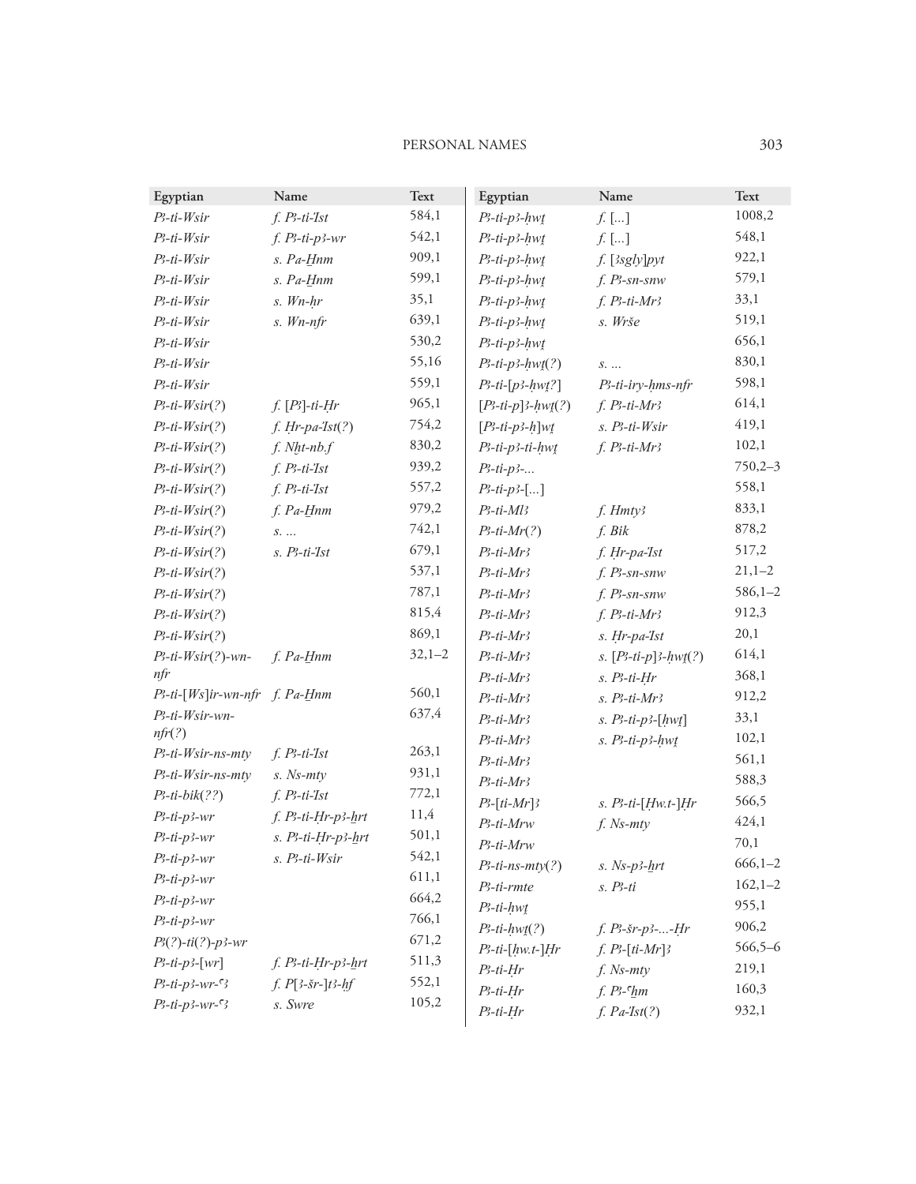| Egyptian | Name | Text |
|---|---|---|
| *Pꜣ-ti-Wsir* | *f. Pꜣ-ti-Ỉst* | 584,1 |
| *Pꜣ-ti-Wsir* | *f. Pꜣ-ti-pꜣ-wr* | 542,1 |
| *Pꜣ-ti-Wsir* | *s. Pa-Ḫnm* | 909,1 |
| *Pꜣ-ti-Wsir* | *s. Pa-Ḫnm* | 599,1 |
| *Pꜣ-ti-Wsir* | *s. Wn-ḥr* | 35,1 |
| *Pꜣ-ti-Wsir* | *s. Wn-nfr* | 639,1 |
| *Pꜣ-ti-Wsir* | | 530,2 |
| *Pꜣ-ti-Wsir* | | 55,16 |
| *Pꜣ-ti-Wsir* | | 559,1 |
| *Pꜣ-ti-Wsir(?)* | *f. [Pꜣ]-ti-Ḥr* | 965,1 |
| *Pꜣ-ti-Wsir(?)* | *f. Ḥr-pa-Ỉst(?)* | 754,2 |
| *Pꜣ-ti-Wsir(?)* | *f. Nḫt-nb.f* | 830,2 |
| *Pꜣ-ti-Wsir(?)* | *f. Pꜣ-ti-Ỉst* | 939,2 |
| *Pꜣ-ti-Wsir(?)* | *f. Pꜣ-ti-Ỉst* | 557,2 |
| *Pꜣ-ti-Wsir(?)* | *f. Pa-Ḫnm* | 979,2 |
| *Pꜣ-ti-Wsir(?)* | *s. ...* | 742,1 |
| *Pꜣ-ti-Wsir(?)* | *s. Pꜣ-ti-Ỉst* | 679,1 |
| *Pꜣ-ti-Wsir(?)* | | 537,1 |
| *Pꜣ-ti-Wsir(?)* | | 787,1 |
| *Pꜣ-ti-Wsir(?)* | | 815,4 |
| *Pꜣ-ti-Wsir(?)* | | 869,1 |
| *Pꜣ-ti-Wsir(?)-wn-nfr* | *f. Pa-Ḫnm* | 32,1–2 |
| *Pꜣ-ti-[Ws]ir-wn-nfr* | *f. Pa-Ḫnm* | 560,1 |
| *Pꜣ-ti-Wsir-wn-nfr(?)* | | 637,4 |
| *Pꜣ-ti-Wsir-ns-mty* | *f. Pꜣ-ti-Ỉst* | 263,1 |
| *Pꜣ-ti-Wsir-ns-mty* | *s. Ns-mty* | 931,1 |
| *Pꜣ-ti-bik(??)* | *f. Pꜣ-ti-Ỉst* | 772,1 |
| *Pꜣ-ti-pꜣ-wr* | *f. Pꜣ-ti-Ḥr-pꜣ-ẖrt* | 11,4 |
| *Pꜣ-ti-pꜣ-wr* | *s. Pꜣ-ti-Ḥr-pꜣ-ẖrt* | 501,1 |
| *Pꜣ-ti-pꜣ-wr* | *s. Pꜣ-ti-Wsir* | 542,1 |
| *Pꜣ-ti-pꜣ-wr* | | 611,1 |
| *Pꜣ-ti-pꜣ-wr* | | 664,2 |
| *Pꜣ-ti-pꜣ-wr* | | 766,1 |
| *Pꜣ(?)-ti(?)-pꜣ-wr* | | 671,2 |
| *Pꜣ-ti-pꜣ-[wr]* | *f. Pꜣ-ti-Ḥr-pꜣ-ẖrt* | 511,3 |
| *Pꜣ-ti-pꜣ-wr-ꜥꜣ* | *f. P[ꜣ-šr-]tꜣ-ḥf* | 552,1 |
| *Pꜣ-ti-pꜣ-wr-ꜥꜣ* | *s. Swre* | 105,2 |
| *Pꜣ-ti-pꜣ-ḥwṯ* | *f. [...]* | 1008,2 |
| *Pꜣ-ti-pꜣ-ḥwṯ* | *f. [...]* | 548,1 |
| *Pꜣ-ti-pꜣ-ḥwṯ* | *f. [ꜣsgly]pyt* | 922,1 |
| *Pꜣ-ti-pꜣ-ḥwṯ* | *f. Pꜣ-sn-snw* | 579,1 |
| *Pꜣ-ti-pꜣ-ḥwṯ* | *f. Pꜣ-ti-Mrꜣ* | 33,1 |
| *Pꜣ-ti-pꜣ-ḥwṯ* | *s. Wrše* | 519,1 |
| *Pꜣ-ti-pꜣ-ḥwṯ* | | 656,1 |
| *Pꜣ-ti-pꜣ-ḥwṯ(?)* | *s. ...* | 830,1 |
| *Pꜣ-ti-[pꜣ-ḥwṯ?]* | *Pꜣ-ti-iry-ḥms-nfr* | 598,1 |
| *[Pꜣ-ti-p]ꜣ-ḥwṯ(?)* | *f. Pꜣ-ti-Mrꜣ* | 614,1 |
| *[Pꜣ-ti-pꜣ-ḥ]wṯ* | *s. Pꜣ-ti-Wsir* | 419,1 |
| *Pꜣ-ti-pꜣ-ti-ḥwṯ* | *f. Pꜣ-ti-Mrꜣ* | 102,1 |
| *Pꜣ-ti-pꜣ-...* | | 750,2–3 |
| *Pꜣ-ti-pꜣ-[...]* | | 558,1 |
| *Pꜣ-ti-Mlꜣ* | *f. Hmtyꜣ* | 833,1 |
| *Pꜣ-ti-Mr(?)* | *f. Bik* | 878,2 |
| *Pꜣ-ti-Mrꜣ* | *f. Ḥr-pa-Ỉst* | 517,2 |
| *Pꜣ-ti-Mrꜣ* | *f. Pꜣ-sn-snw* | 21,1–2 |
| *Pꜣ-ti-Mrꜣ* | *f. Pꜣ-sn-snw* | 586,1–2 |
| *Pꜣ-ti-Mrꜣ* | *f. Pꜣ-ti-Mrꜣ* | 912,3 |
| *Pꜣ-ti-Mrꜣ* | *s. Ḥr-pa-Ỉst* | 20,1 |
| *Pꜣ-ti-Mrꜣ* | *s. [Pꜣ-ti-p]ꜣ-ḥwṯ(?)* | 614,1 |
| *Pꜣ-ti-Mrꜣ* | *s. Pꜣ-ti-Ḥr* | 368,1 |
| *Pꜣ-ti-Mrꜣ* | *s. Pꜣ-ti-Mrꜣ* | 912,2 |
| *Pꜣ-ti-Mrꜣ* | *s. Pꜣ-ti-pꜣ-[ḥwṯ]* | 33,1 |
| *Pꜣ-ti-Mrꜣ* | *s. Pꜣ-ti-pꜣ-ḥwṯ* | 102,1 |
| *Pꜣ-ti-Mrꜣ* | | 561,1 |
| *Pꜣ-ti-Mrꜣ* | | 588,3 |
| *Pꜣ-[ti-Mr]ꜣ* | *s. Pꜣ-ti-[Ḥw.t-]Ḥr* | 566,5 |
| *Pꜣ-ti-Mrw* | *f. Ns-mty* | 424,1 |
| *Pꜣ-ti-Mrw* | | 70,1 |
| *Pꜣ-ti-ns-mty(?)* | *s. Ns-pꜣ-ẖrt* | 666,1–2 |
| *Pꜣ-ti-rmte* | *s. Pꜣ-ti* | 162,1–2 |
| *Pꜣ-ti-ḥwṯ* | | 955,1 |
| *Pꜣ-ti-ḥwṯ(?)* | *f. Pꜣ-šr-pꜣ-...-Ḥr* | 906,2 |
| *Pꜣ-ti-[ḥw.t-]Ḥr* | *f. Pꜣ-[ti-Mr]ꜣ* | 566,5–6 |
| *Pꜣ-ti-Ḥr* | *f. Ns-mty* | 219,1 |
| *Pꜣ-ti-Ḥr* | *f. Pꜣ-ꜥẖm* | 160,3 |
| *Pꜣ-ti-Ḥr* | *f. Pa-Ỉst(?)* | 932,1 |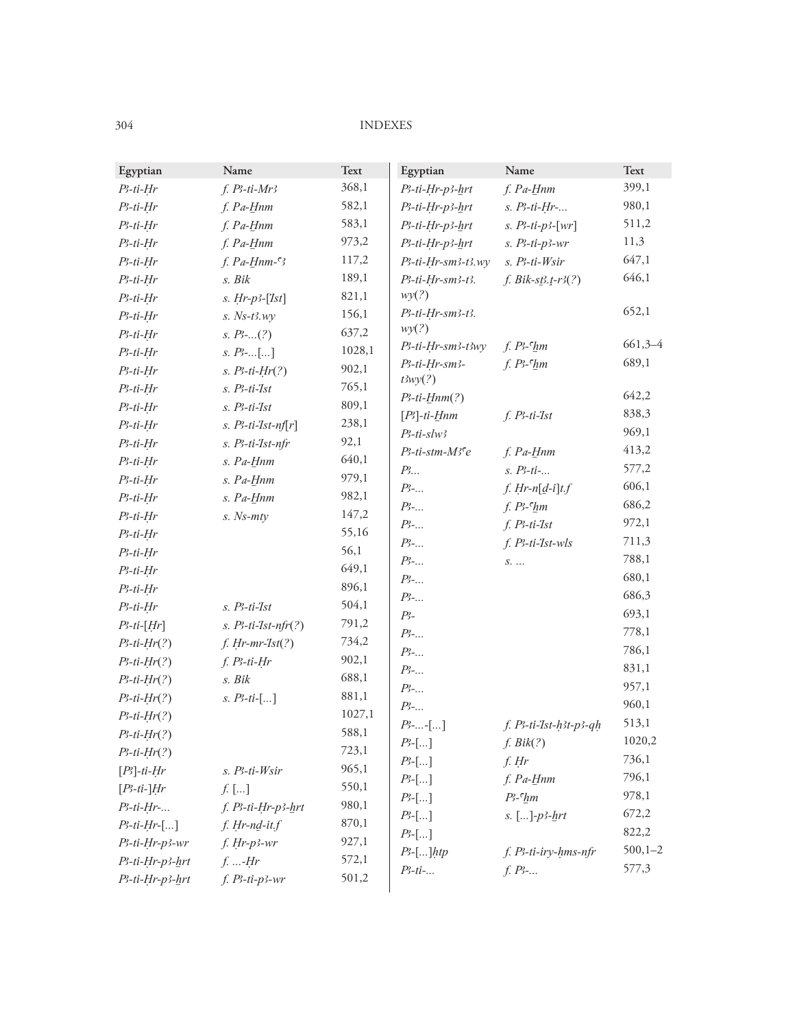| Egyptian | Name | Text |
|---|---|---|
| *P3-ti-Ḥr* | *f. P3-ti-Mr3* | 368,1 |
| *P3-ti-Ḥr* | *f. Pa-Ḫnm* | 582,1 |
| *P3-ti-Ḥr* | *f. Pa-Ḫnm* | 583,1 |
| *P3-ti-Ḥr* | *f. Pa-Ḫnm* | 973,2 |
| *P3-ti-Ḥr* | *f. Pa-Ḫnm-ˁ3* | 117,2 |
| *P3-ti-Ḥr* | *s. Bik* | 189,1 |
| *P3-ti-Ḥr* | *s. Ḥr-p3-[Ỉst]* | 821,1 |
| *P3-ti-Ḥr* | *s. Ns-t3.wy* | 156,1 |
| *P3-ti-Ḥr* | *s. P3-...(?)* | 637,2 |
| *P3-ti-Ḥr* | *s. P3-...[...]* | 1028,1 |
| *P3-ti-Ḥr* | *s. P3-ti-Ḥr(?)* | 902,1 |
| *P3-ti-Ḥr* | *s. P3-ti-Ỉst* | 765,1 |
| *P3-ti-Ḥr* | *s. P3-ti-Ỉst* | 809,1 |
| *P3-ti-Ḥr* | *s. P3-ti-Ỉst-nf[r]* | 238,1 |
| *P3-ti-Ḥr* | *s. P3-ti-Ỉst-nfr* | 92,1 |
| *P3-ti-Ḥr* | *s. Pa-Ḫnm* | 640,1 |
| *P3-ti-Ḥr* | *s. Pa-Ḫnm* | 979,1 |
| *P3-ti-Ḥr* | *s. Pa-Ḫnm* | 982,1 |
| *P3-ti-Ḥr* | *s. Ns-mty* | 147,2 |
| *P3-ti-Ḥr* | | 55,16 |
| *P3-ti-Ḥr* | | 56,1 |
| *P3-ti-Ḥr* | | 649,1 |
| *P3-ti-Ḥr* | | 896,1 |
| *P3-ti-Ḥr* | *s. P3-ti-Ỉst* | 504,1 |
| *P3-ti-[Ḥr]* | *s. P3-ti-Ỉst-nfr(?)* | 791,2 |
| *P3-ti-Ḥr(?)* | *f. Ḥr-mr-Ỉst(?)* | 734,2 |
| *P3-ti-Ḥr(?)* | *f. P3-ti-Ḥr* | 902,1 |
| *P3-ti-Ḥr(?)* | *s. Bik* | 688,1 |
| *P3-ti-Ḥr(?)* | *s. P3-ti-[...]* | 881,1 |
| *P3-ti-Ḥr(?)* | | 1027,1 |
| *P3-ti-Ḥr(?)* | | 588,1 |
| *P3-ti-Ḥr(?)* | | 723,1 |
| *[P3]-ti-Ḥr* | *s. P3-ti-Wsir* | 965,1 |
| *[P3-ti-]Ḥr* | *f. [...]* | 550,1 |
| *P3-ti-Ḥr-...* | *f. P3-ti-Ḥr-p3-ẖrt* | 980,1 |
| *P3-ti-Ḥr-[...]* | *f. Ḥr-nḏ-it.f* | 870,1 |
| *P3-ti-Ḥr-p3-wr* | *f. Ḥr-p3-wr* | 927,1 |
| *P3-ti-Ḥr-p3-ẖrt* | *f. ...-Ḥr* | 572,1 |
| *P3-ti-Ḥr-p3-ẖrt* | *f. P3-ti-p3-wr* | 501,2 |
| *P3-ti-Ḥr-p3-ẖrt* | *f. Pa-Ḫnm* | 399,1 |
| *P3-ti-Ḥr-p3-ẖrt* | *s. P3-ti-Ḥr-...* | 980,1 |
| *P3-ti-Ḥr-p3-ẖrt* | *s. P3-ti-p3-[wr]* | 511,2 |
| *P3-ti-Ḥr-p3-ẖrt* | *s. P3-ti-p3-wr* | 11,3 |
| *P3-ti-Ḥr-sm3-t3.wy* | *s. P3-ti-Wsir* | 647,1 |
| *P3-ti-Ḥr-sm3-t3.wy(?)* | *f. Bik-st3.ṯ-r3(?)* | 646,1 |
| *P3-ti-Ḥr-sm3-t3.wy(?)* | | 652,1 |
| *P3-ti-Ḥr-sm3-t3wy* | *f. P3-ˁẖm* | 661,3–4 |
| *P3-ti-Ḥr-sm3-t3wy(?)* | *f. P3-ˁẖm* | 689,1 |
| *P3-ti-Ḫnm(?)* | | 642,2 |
| *[P3]-ti-Ḫnm* | *f. P3-ti-Ỉst* | 838,3 |
| *P3-ti-slw3* | | 969,1 |
| *P3-ti-stm-M3ˁe* | *f. Pa-Ḫnm* | 413,2 |
| *P3...* | *s. P3-ti-...* | 577,2 |
| *P3-...* | *f. Ḥr-n[ḏ-i]t.f* | 606,1 |
| *P3-...* | *f. P3-ˁẖm* | 686,2 |
| *P3-...* | *f. P3-ti-Ỉst* | 972,1 |
| *P3-...* | *f. P3-ti-Ỉst-wls* | 711,3 |
| *P3-...* | *s. ...* | 788,1 |
| *P3-...* | | 680,1 |
| *P3-...* | | 686,3 |
| *P3-* | | 693,1 |
| *P3-...* | | 778,1 |
| *P3-...* | | 786,1 |
| *P3-...* | | 831,1 |
| *P3-...* | | 957,1 |
| *P3-...* | | 960,1 |
| *P3-...-[...]* | *f. P3-ti-Ỉst-ḥ3t-p3-qḥ* | 513,1 |
| *P3-[...]* | *f. Bik(?)* | 1020,2 |
| *P3-[...]* | *f. Ḥr* | 736,1 |
| *P3-[...]* | *f. Pa-Ḫnm* | 796,1 |
| *P3-[...]* | *P3-ˁẖm* | 978,1 |
| *P3-[...]* | *s. [...]-p3-ẖrt* | 672,2 |
| *P3-[...]* | | 822,2 |
| *P3-[...]ḥtp* | *f. P3-ti-iry-ḥms-nfr* | 500,1–2 |
| *P3-ti-...* | *f. P3-...* | 577,3 |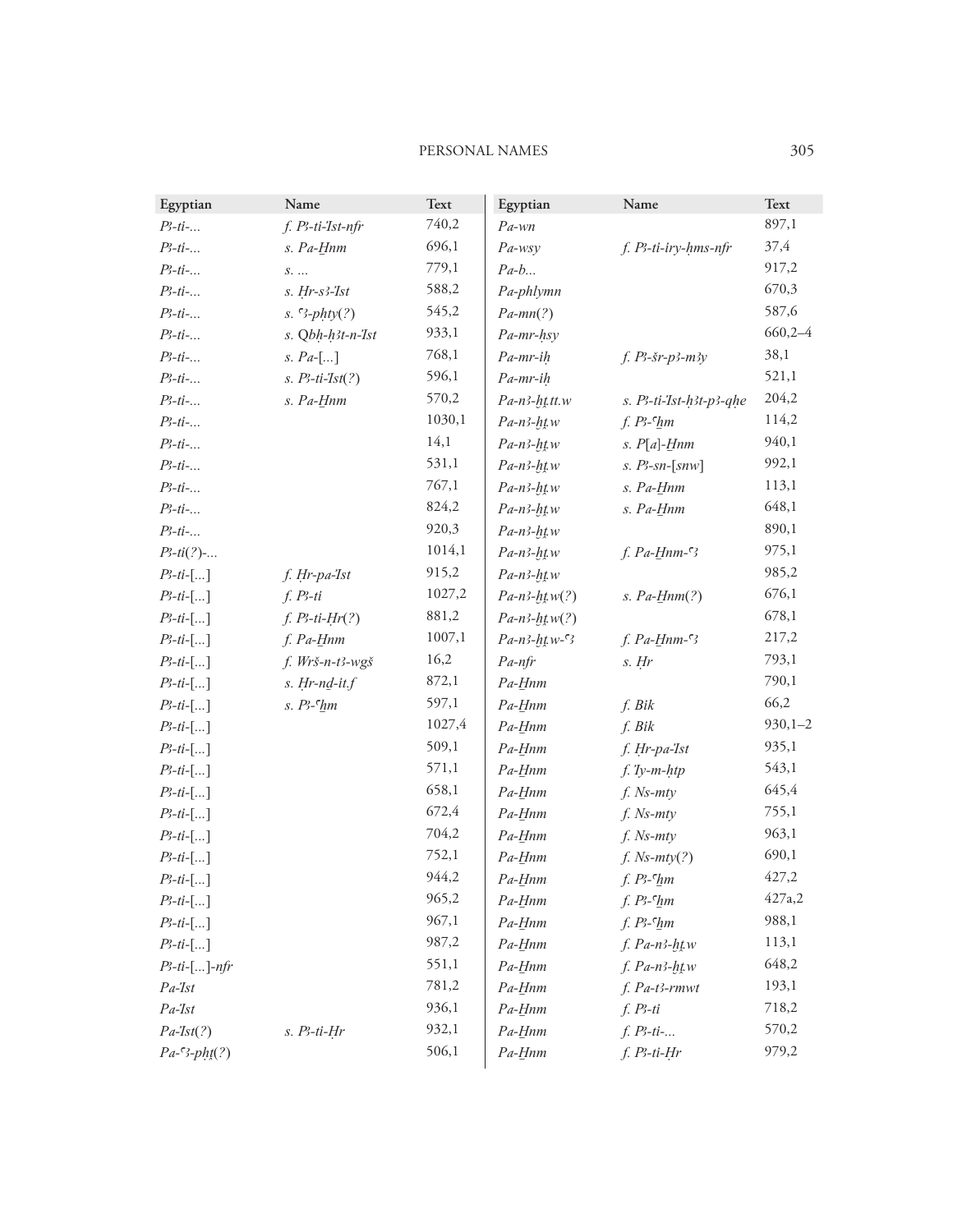| Egyptian | Name | Text |
|---|---|---|
| *Pꜣ-ti-...* | *f. Pꜣ-ti-Ỉst-nfr* | 740,2 |
| *Pꜣ-ti-...* | *s. Pa-H̱nm* | 696,1 |
| *Pꜣ-ti-...* | *s. ...* | 779,1 |
| *Pꜣ-ti-...* | *s. Ḥr-sꜣ-Ỉst* | 588,2 |
| *Pꜣ-ti-...* | *s. ꜥꜣ-pḥty(?)* | 545,2 |
| *Pꜣ-ti-...* | *s. Qbḥ-ḥꜣt-n-Ỉst* | 933,1 |
| *Pꜣ-ti-...* | *s. Pa-[...]* | 768,1 |
| *Pꜣ-ti-...* | *s. Pꜣ-ti-Ỉst(?)* | 596,1 |
| *Pꜣ-ti-...* | *s. Pa-H̱nm* | 570,2 |
| *Pꜣ-ti-...* | | 1030,1 |
| *Pꜣ-ti-...* | | 14,1 |
| *Pꜣ-ti-...* | | 531,1 |
| *Pꜣ-ti-...* | | 767,1 |
| *Pꜣ-ti-...* | | 824,2 |
| *Pꜣ-ti-...* | | 920,3 |
| *Pꜣ-ti(?)-...* | | 1014,1 |
| *Pꜣ-ti-[...]* | *f. Ḥr-pa-Ỉst* | 915,2 |
| *Pꜣ-ti-[...]* | *f. Pꜣ-ti* | 1027,2 |
| *Pꜣ-ti-[...]* | *f. Pꜣ-ti-Ḥr(?)* | 881,2 |
| *Pꜣ-ti-[...]* | *f. Pa-H̱nm* | 1007,1 |
| *Pꜣ-ti-[...]* | *f. Wrš-n-tꜣ-wgš* | 16,2 |
| *Pꜣ-ti-[...]* | *s. Ḥr-nḏ-it.f* | 872,1 |
| *Pꜣ-ti-[...]* | *s. Pꜣ-ꜥḫm* | 597,1 |
| *Pꜣ-ti-[...]* | | 1027,4 |
| *Pꜣ-ti-[...]* | | 509,1 |
| *Pꜣ-ti-[...]* | | 571,1 |
| *Pꜣ-ti-[...]* | | 658,1 |
| *Pꜣ-ti-[...]* | | 672,4 |
| *Pꜣ-ti-[...]* | | 704,2 |
| *Pꜣ-ti-[...]* | | 752,1 |
| *Pꜣ-ti-[...]* | | 944,2 |
| *Pꜣ-ti-[...]* | | 965,2 |
| *Pꜣ-ti-[...]* | | 967,1 |
| *Pꜣ-ti-[...]* | | 987,2 |
| *Pꜣ-ti-[...]-nfr* | | 551,1 |
| *Pa-Ỉst* | | 781,2 |
| *Pa-Ỉst* | | 936,1 |
| *Pa-Ỉst(?)* | *s. Pꜣ-ti-Ḥr* | 932,1 |
| *Pa-ꜥꜣ-pḥṱ(?)* | | 506,1 |
| *Pa-wn* | | 897,1 |
| *Pa-wsy* | *f. Pꜣ-ti-iry-ḥms-nfr* | 37,4 |
| *Pa-b...* | | 917,2 |
| *Pa-phlymn* | | 670,3 |
| *Pa-mn(?)* | | 587,6 |
| *Pa-mr-ḥsy* | | 660,2–4 |
| *Pa-mr-iḥ* | *f. Pꜣ-šr-pꜣ-mꜣy* | 38,1 |
| *Pa-mr-iḥ* | | 521,1 |
| *Pa-nꜣ-ḫṯ.tt.w* | *s. Pꜣ-ti-Ỉst-ḥꜣt-pꜣ-qḥe* | 204,2 |
| *Pa-nꜣ-ḫṯ.w* | *f. Pꜣ-ꜥḫm* | 114,2 |
| *Pa-nꜣ-ḫṯ.w* | *s. P[a]-H̱nm* | 940,1 |
| *Pa-nꜣ-ḫṯ.w* | *s. Pꜣ-sn-[snw]* | 992,1 |
| *Pa-nꜣ-ḫṯ.w* | *s. Pa-H̱nm* | 113,1 |
| *Pa-nꜣ-ḫṯ.w* | *s. Pa-H̱nm* | 648,1 |
| *Pa-nꜣ-ḫṯ.w* | | 890,1 |
| *Pa-nꜣ-ḫṯ.w* | *f. Pa-H̱nm-ꜥꜣ* | 975,1 |
| *Pa-nꜣ-ḫṯ.w* | | 985,2 |
| *Pa-nꜣ-ḫṯ.w(?)* | *s. Pa-H̱nm(?)* | 676,1 |
| *Pa-nꜣ-ḫṯ.w(?)* | | 678,1 |
| *Pa-nꜣ-ḫṯ.w-ꜥꜣ* | *f. Pa-H̱nm-ꜥꜣ* | 217,2 |
| *Pa-nfr* | *s. Ḥr* | 793,1 |
| *Pa-H̱nm* | | 790,1 |
| *Pa-H̱nm* | *f. Bik* | 66,2 |
| *Pa-H̱nm* | *f. Bik* | 930,1–2 |
| *Pa-H̱nm* | *f. Ḥr-pa-Ỉst* | 935,1 |
| *Pa-H̱nm* | *f. Ỉy-m-ḥtp* | 543,1 |
| *Pa-H̱nm* | *f. Ns-mty* | 645,4 |
| *Pa-H̱nm* | *f. Ns-mty* | 755,1 |
| *Pa-H̱nm* | *f. Ns-mty* | 963,1 |
| *Pa-H̱nm* | *f. Ns-mty(?)* | 690,1 |
| *Pa-H̱nm* | *f. Pꜣ-ꜥḫm* | 427,2 |
| *Pa-H̱nm* | *f. Pꜣ-ꜥḫm* | 427a,2 |
| *Pa-H̱nm* | *f. Pꜣ-ꜥḫm* | 988,1 |
| *Pa-H̱nm* | *f. Pa-nꜣ-ḫṯ.w* | 113,1 |
| *Pa-H̱nm* | *f. Pa-nꜣ-ḫṯ.w* | 648,2 |
| *Pa-H̱nm* | *f. Pa-tꜣ-rmwt* | 193,1 |
| *Pa-H̱nm* | *f. Pꜣ-ti* | 718,2 |
| *Pa-H̱nm* | *f. Pꜣ-ti-...* | 570,2 |
| *Pa-H̱nm* | *f. Pꜣ-ti-Ḥr* | 979,2 |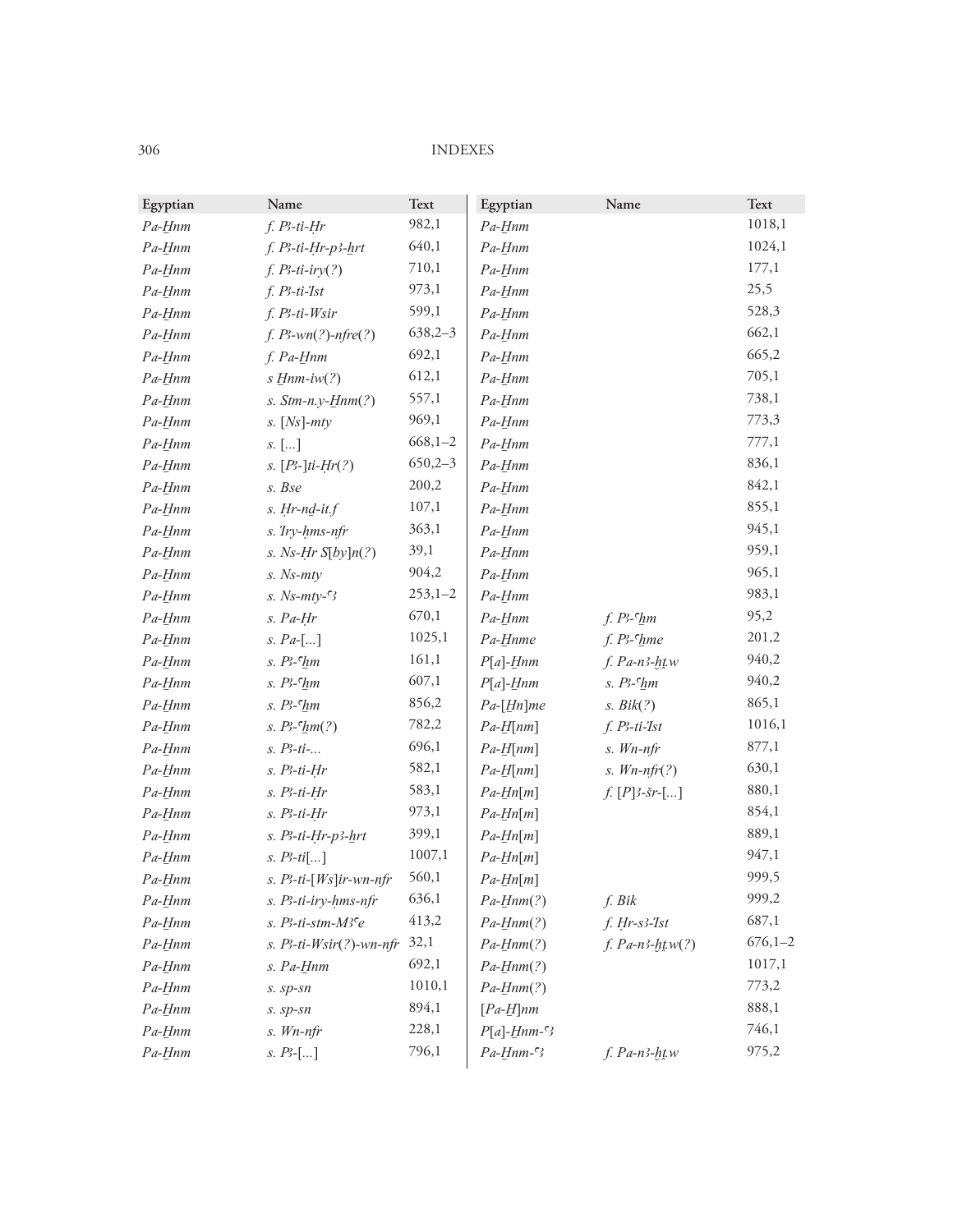| Egyptian | Name | Text |
|---|---|---|
| *Pa-Ḫnm* | *f. Pꜣ-ti-Ḥr* | 982,1 |
| *Pa-Ḫnm* | *f. Pꜣ-ti-Ḥr-pꜣ-ẖrt* | 640,1 |
| *Pa-Ḫnm* | *f. Pꜣ-ti-iry(?)* | 710,1 |
| *Pa-Ḫnm* | *f. Pꜣ-ti-Ꞽst* | 973,1 |
| *Pa-Ḫnm* | *f. Pꜣ-ti-Wsir* | 599,1 |
| *Pa-Ḫnm* | *f. Pꜣ-wn(?)-nfre(?)* | 638,2–3 |
| *Pa-Ḫnm* | *f. Pa-Ḫnm* | 692,1 |
| *Pa-Ḫnm* | *s Ḫnm-iw(?)* | 612,1 |
| *Pa-Ḫnm* | *s. Stm-n.y-Ḫnm(?)* | 557,1 |
| *Pa-Ḫnm* | *s. [Ns]-mty* | 969,1 |
| *Pa-Ḫnm* | *s. [...]* | 668,1–2 |
| *Pa-Ḫnm* | *s. [Pꜣ-]ti-Ḥr(?)* | 650,2–3 |
| *Pa-Ḫnm* | *s. Bse* | 200,2 |
| *Pa-Ḫnm* | *s. Ḥr-nḏ-it.f* | 107,1 |
| *Pa-Ḫnm* | *s. Ꞽry-ḥms-nfr* | 363,1 |
| *Pa-Ḫnm* | *s. Ns-Ḥr S[by]n(?)* | 39,1 |
| *Pa-Ḫnm* | *s. Ns-mty* | 904,2 |
| *Pa-Ḫnm* | *s. Ns-mty-ꜥꜣ* | 253,1–2 |
| *Pa-Ḫnm* | *s. Pa-Ḥr* | 670,1 |
| *Pa-Ḫnm* | *s. Pa-[...]* | 1025,1 |
| *Pa-Ḫnm* | *s. Pꜣ-ꜥẖm* | 161,1 |
| *Pa-Ḫnm* | *s. Pꜣ-ꜥẖm* | 607,1 |
| *Pa-Ḫnm* | *s. Pꜣ-ꜥẖm* | 856,2 |
| *Pa-Ḫnm* | *s. Pꜣ-ꜥẖm(?)* | 782,2 |
| *Pa-Ḫnm* | *s. Pꜣ-ti-...* | 696,1 |
| *Pa-Ḫnm* | *s. Pꜣ-ti-Ḥr* | 582,1 |
| *Pa-Ḫnm* | *s. Pꜣ-ti-Ḥr* | 583,1 |
| *Pa-Ḫnm* | *s. Pꜣ-ti-Ḥr* | 973,1 |
| *Pa-Ḫnm* | *s. Pꜣ-ti-Ḥr-pꜣ-ẖrt* | 399,1 |
| *Pa-Ḫnm* | *s. Pꜣ-ti[...]* | 1007,1 |
| *Pa-Ḫnm* | *s. Pꜣ-ti-[Ws]ir-wn-nfr* | 560,1 |
| *Pa-Ḫnm* | *s. Pꜣ-ti-iry-ḥms-nfr* | 636,1 |
| *Pa-Ḫnm* | *s. Pꜣ-ti-stm-Mꜣꜥe* | 413,2 |
| *Pa-Ḫnm* | *s. Pꜣ-ti-Wsir(?)-wn-nfr* | 32,1 |
| *Pa-Ḫnm* | *s. Pa-Ḫnm* | 692,1 |
| *Pa-Ḫnm* | *s. sp-sn* | 1010,1 |
| *Pa-Ḫnm* | *s. sp-sn* | 894,1 |
| *Pa-Ḫnm* | *s. Wn-nfr* | 228,1 |
| *Pa-Ḫnm* | *s. Pꜣ-[...]* | 796,1 |
| *Pa-Ḫnm* | | 1018,1 |
| *Pa-Ḫnm* | | 1024,1 |
| *Pa-Ḫnm* | | 177,1 |
| *Pa-Ḫnm* | | 25,5 |
| *Pa-Ḫnm* | | 528,3 |
| *Pa-Ḫnm* | | 662,1 |
| *Pa-Ḫnm* | | 665,2 |
| *Pa-Ḫnm* | | 705,1 |
| *Pa-Ḫnm* | | 738,1 |
| *Pa-Ḫnm* | | 773,3 |
| *Pa-Ḫnm* | | 777,1 |
| *Pa-Ḫnm* | | 836,1 |
| *Pa-Ḫnm* | | 842,1 |
| *Pa-Ḫnm* | | 855,1 |
| *Pa-Ḫnm* | | 945,1 |
| *Pa-Ḫnm* | | 959,1 |
| *Pa-Ḫnm* | | 965,1 |
| *Pa-Ḫnm* | | 983,1 |
| *Pa-Ḫnm* | *f. Pꜣ-ꜥẖm* | 95,2 |
| *Pa-Ḫnme* | *f. Pꜣ-ꜥẖme* | 201,2 |
| *P[a]-Ḫnm* | *f. Pa-nꜣ-ḥṯ.w* | 940,2 |
| *P[a]-Ḫnm* | *s. Pꜣ-ꜥẖm* | 940,2 |
| *Pa-[Ḫn]me* | *s. Bik(?)* | 865,1 |
| *Pa-Ḫ[nm]* | *f. Pꜣ-ti-Ꞽst* | 1016,1 |
| *Pa-Ḫ[nm]* | *s. Wn-nfr* | 877,1 |
| *Pa-Ḫ[nm]* | *s. Wn-nfr(?)* | 630,1 |
| *Pa-Ḫn[m]* | *f. [P]ꜣ-šr-[...]* | 880,1 |
| *Pa-Ḫn[m]* | | 854,1 |
| *Pa-Ḫn[m]* | | 889,1 |
| *Pa-Ḫn[m]* | | 947,1 |
| *Pa-Ḫn[m]* | | 999,5 |
| *Pa-Ḫnm(?)* | *f. Bik* | 999,2 |
| *Pa-Ḫnm(?)* | *f. Ḥr-sꜣ-Ꞽst* | 687,1 |
| *Pa-Ḫnm(?)* | *f. Pa-nꜣ-ḥṯ.w(?)* | 676,1–2 |
| *Pa-Ḫnm(?)* | | 1017,1 |
| *Pa-Ḫnm(?)* | | 773,2 |
| *[Pa-Ḫ]nm* | | 888,1 |
| *P[a]-Ḫnm-ꜥꜣ* | | 746,1 |
| *Pa-Ḫnm-ꜥꜣ* | *f. Pa-nꜣ-ḥṯ.w* | 975,2 |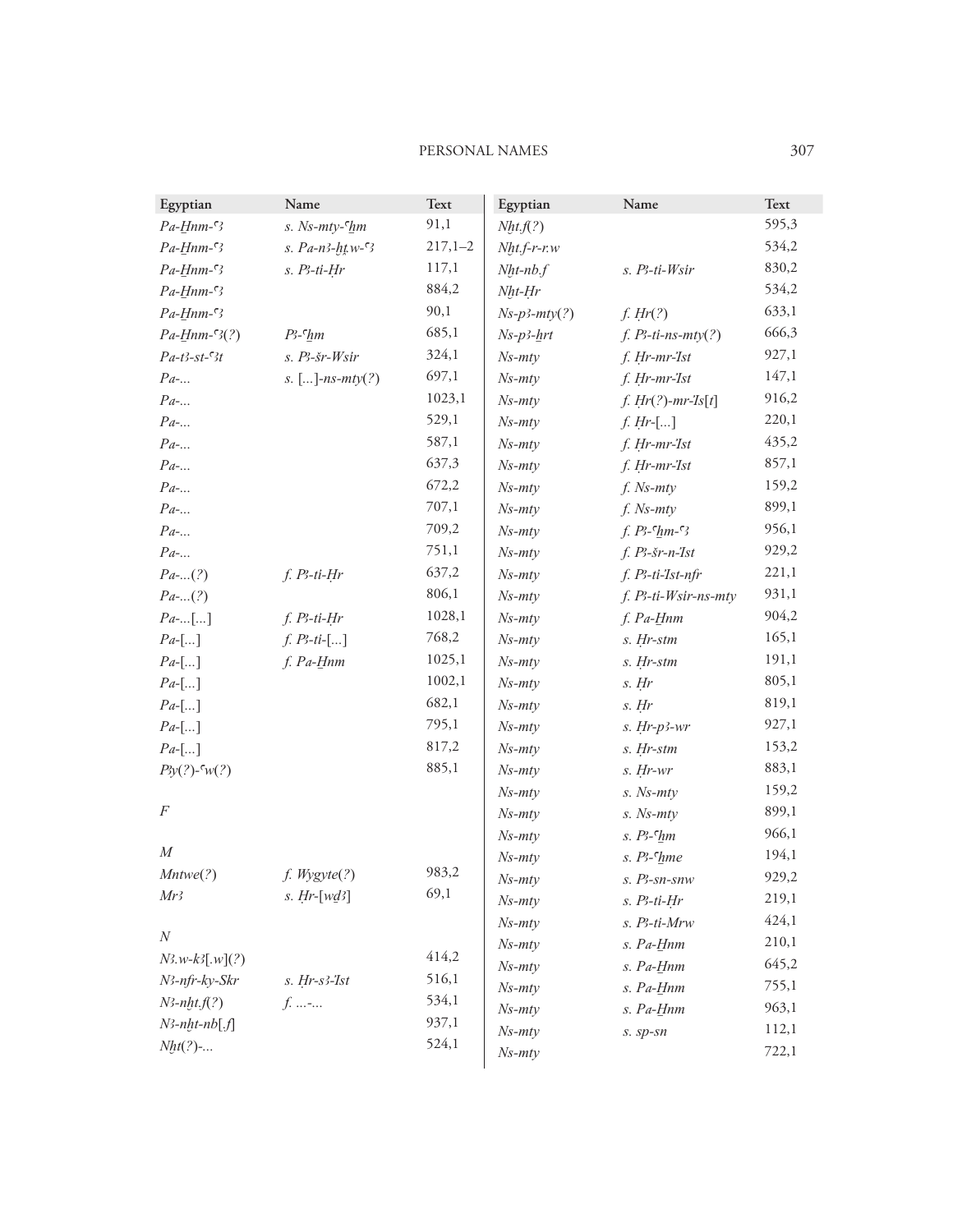| Egyptian | Name | Text |
|---|---|---|
| *Pa-Ḫnm-ꜥꜣ* | *s. Ns-mty-ꜥḫm* | 91,1 |
| *Pa-Ḫnm-ꜥꜣ* | *s. Pa-nꜣ-ḫṭ.w-ꜥꜣ* | 217,1–2 |
| *Pa-Ḫnm-ꜥꜣ* | *s. Pꜣ-ti-Ḥr* | 117,1 |
| *Pa-Ḫnm-ꜥꜣ* | | 884,2 |
| *Pa-Ḫnm-ꜥꜣ* | | 90,1 |
| *Pa-Ḫnm-ꜥꜣ(?)* | *Pꜣ-ꜥḫm* | 685,1 |
| *Pa-tꜣ-st-ꜥꜣt* | *s. Pꜣ-šr-Wsir* | 324,1 |
| *Pa-...* | *s. [...]-ns-mty(?)* | 697,1 |
| *Pa-...* | | 1023,1 |
| *Pa-...* | | 529,1 |
| *Pa-...* | | 587,1 |
| *Pa-...* | | 637,3 |
| *Pa-...* | | 672,2 |
| *Pa-...* | | 707,1 |
| *Pa-...* | | 709,2 |
| *Pa-...* | | 751,1 |
| *Pa-...(?)* | *f. Pꜣ-ti-Ḥr* | 637,2 |
| *Pa-...(?)* | | 806,1 |
| *Pa-...[...]* | *f. Pꜣ-ti-Ḥr* | 1028,1 |
| *Pa-[...]* | *f. Pꜣ-ti-[...]* | 768,2 |
| *Pa-[...]* | *f. Pa-Ḫnm* | 1025,1 |
| *Pa-[...]* | | 1002,1 |
| *Pa-[...]* | | 682,1 |
| *Pa-[...]* | | 795,1 |
| *Pa-[...]* | | 817,2 |
| *Pꜣy(?)-ꜥw(?)* | | 885,1 |
| | | |
| *F* | | |
| | | |
| *M* | | |
| *Mntwe(?)* | *f. Wygyte(?)* | 983,2 |
| *Mrꜣ* | *s. Ḥr-[wḏꜣ]* | 69,1 |
| | | |
| *N* | | |
| *Nꜣ.w-kꜣ[.w](?)* | | 414,2 |
| *Nꜣ-nfr-ky-Skr* | *s. Ḥr-sꜣ-Ꞽst* | 516,1 |
| *Nꜣ-nḫt.f(?)* | *f. ...-...* | 534,1 |
| *Nꜣ-nḫt-nb[.f]* | | 937,1 |
| *Nḫt(?)-...* | | 524,1 |
| *Nḫt.f(?)* | | 595,3 |
| *Nḫt.f-r-r.w* | | 534,2 |
| *Nḫt-nb.f* | *s. Pꜣ-ti-Wsir* | 830,2 |
| *Nḫt-Ḥr* | | 534,2 |
| *Ns-pꜣ-mty(?)* | *f. Ḥr(?)* | 633,1 |
| *Ns-pꜣ-ẖrt* | *f. Pꜣ-ti-ns-mty(?)* | 666,3 |
| *Ns-mty* | *f. Ḥr-mr-Ꞽst* | 927,1 |
| *Ns-mty* | *f. Ḥr-mr-Ꞽst* | 147,1 |
| *Ns-mty* | *f. Ḥr(?)-mr-Ꞽs[t]* | 916,2 |
| *Ns-mty* | *f. Ḥr-[...]* | 220,1 |
| *Ns-mty* | *f. Ḥr-mr-Ꞽst* | 435,2 |
| *Ns-mty* | *f. Ḥr-mr-Ꞽst* | 857,1 |
| *Ns-mty* | *f. Ns-mty* | 159,2 |
| *Ns-mty* | *f. Ns-mty* | 899,1 |
| *Ns-mty* | *f. Pꜣ-ꜥḫm-ꜥꜣ* | 956,1 |
| *Ns-mty* | *f. Pꜣ-šr-n-Ꞽst* | 929,2 |
| *Ns-mty* | *f. Pꜣ-ti-Ꞽst-nfr* | 221,1 |
| *Ns-mty* | *f. Pꜣ-ti-Wsir-ns-mty* | 931,1 |
| *Ns-mty* | *f. Pa-Ḫnm* | 904,2 |
| *Ns-mty* | *s. Ḥr-stm* | 165,1 |
| *Ns-mty* | *s. Ḥr-stm* | 191,1 |
| *Ns-mty* | *s. Ḥr* | 805,1 |
| *Ns-mty* | *s. Ḥr* | 819,1 |
| *Ns-mty* | *s. Ḥr-pꜣ-wr* | 927,1 |
| *Ns-mty* | *s. Ḥr-stm* | 153,2 |
| *Ns-mty* | *s. Ḥr-wr* | 883,1 |
| *Ns-mty* | *s. Ns-mty* | 159,2 |
| *Ns-mty* | *s. Ns-mty* | 899,1 |
| *Ns-mty* | *s. Pꜣ-ꜥḫm* | 966,1 |
| *Ns-mty* | *s. Pꜣ-ꜥḫme* | 194,1 |
| *Ns-mty* | *s. Pꜣ-sn-snw* | 929,2 |
| *Ns-mty* | *s. Pꜣ-ti-Ḥr* | 219,1 |
| *Ns-mty* | *s. Pꜣ-ti-Mrw* | 424,1 |
| *Ns-mty* | *s. Pa-Ḫnm* | 210,1 |
| *Ns-mty* | *s. Pa-Ḫnm* | 645,2 |
| *Ns-mty* | *s. Pa-Ḫnm* | 755,1 |
| *Ns-mty* | *s. Pa-Ḫnm* | 963,1 |
| *Ns-mty* | *s. sp-sn* | 112,1 |
| *Ns-mty* | | 722,1 |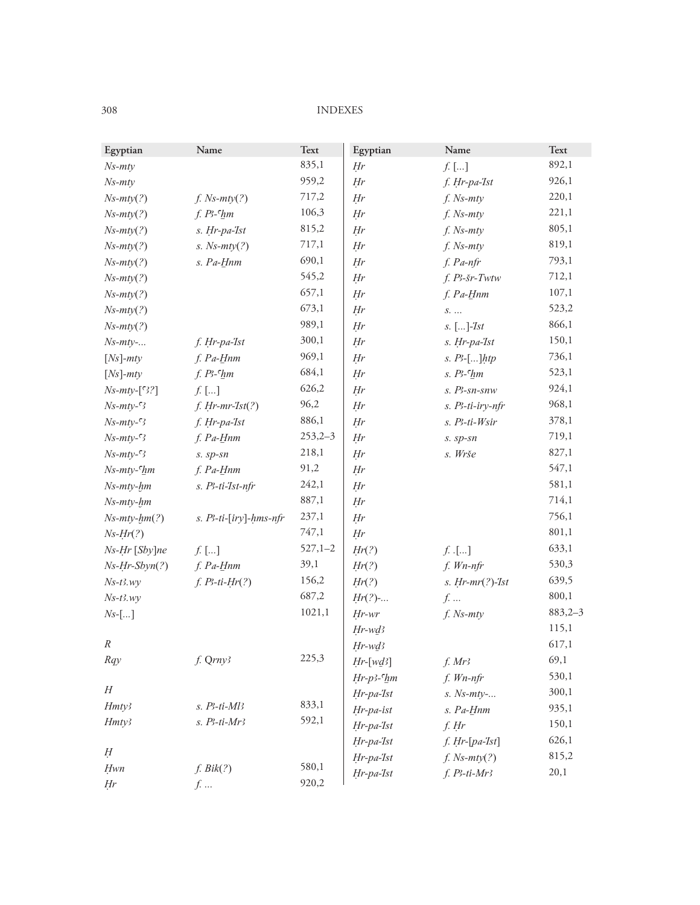| Egyptian | Name | Text |
|---|---|---|
| *Ns-mty* | | 835,1 |
| *Ns-mty* | | 959,2 |
| *Ns-mty(?)* | *f. Ns-mty(?)* | 717,2 |
| *Ns-mty(?)* | *f. Pꜣ-ꜥḫm* | 106,3 |
| *Ns-mty(?)* | *s. Ḥr-pa-Ꞽst* | 815,2 |
| *Ns-mty(?)* | *s. Ns-mty(?)* | 717,1 |
| *Ns-mty(?)* | *s. Pa-Ḫnm* | 690,1 |
| *Ns-mty(?)* | | 545,2 |
| *Ns-mty(?)* | | 657,1 |
| *Ns-mty(?)* | | 673,1 |
| *Ns-mty(?)* | | 989,1 |
| *Ns-mty-...* | *f. Ḥr-pa-Ꞽst* | 300,1 |
| *[Ns]-mty* | *f. Pa-Ḫnm* | 969,1 |
| *[Ns]-mty* | *f. Pꜣ-ꜥḫm* | 684,1 |
| *Ns-mty-[ꜥꜣ?]* | *f. [...]* | 626,2 |
| *Ns-mty-ꜥꜣ* | *f. Ḥr-mr-Ꞽst(?)* | 96,2 |
| *Ns-mty-ꜥꜣ* | *f. Ḥr-pa-Ꞽst* | 886,1 |
| *Ns-mty-ꜥꜣ* | *f. Pa-Ḫnm* | 253,2–3 |
| *Ns-mty-ꜥꜣ* | *s. sp-sn* | 218,1 |
| *Ns-mty-ꜥḫm* | *f. Pa-Ḫnm* | 91,2 |
| *Ns-mty-ḫm* | *s. Pꜣ-ti-Ꞽst-nfr* | 242,1 |
| *Ns-mty-ḫm* | | 887,1 |
| *Ns-mty-ḫm(?)* | *s. Pꜣ-ti-[iry]-ḥms-nfr* | 237,1 |
| *Ns-Ḥr(?)* | | 747,1 |
| *Ns-Ḥr [Sby]ne* | *f. [...]* | 527,1–2 |
| *Ns-Ḥr-Sbyn(?)* | *f. Pa-Ḫnm* | 39,1 |
| *Ns-tꜣ.wy* | *f. Pꜣ-ti-Ḥr(?)* | 156,2 |
| *Ns-tꜣ.wy* | | 687,2 |
| *Ns-[...]* | | 1021,1 |
| | | |
| *R* | | |
| *Rqy* | *f. Qrnyꜣ* | 225,3 |
| | | |
| *H* | | |
| *Hmtyꜣ* | *s. Pꜣ-ti-Mlꜣ* | 833,1 |
| *Hmtyꜣ* | *s. Pꜣ-ti-Mrꜣ* | 592,1 |
| | | |
| *Ḥ* | | |
| *Ḥwn* | *f. Bik(?)* | 580,1 |
| *Ḥr* | *f. ...* | 920,2 |
| *Ḥr* | *f. [...]* | 892,1 |
| *Ḥr* | *f. Ḥr-pa-Ꞽst* | 926,1 |
| *Ḥr* | *f. Ns-mty* | 220,1 |
| *Ḥr* | *f. Ns-mty* | 221,1 |
| *Ḥr* | *f. Ns-mty* | 805,1 |
| *Ḥr* | *f. Ns-mty* | 819,1 |
| *Ḥr* | *f. Pa-nfr* | 793,1 |
| *Ḥr* | *f. Pꜣ-šr-Twtw* | 712,1 |
| *Ḥr* | *f. Pa-Ḫnm* | 107,1 |
| *Ḥr* | *s. ...* | 523,2 |
| *Ḥr* | *s. [...]-Ꞽst* | 866,1 |
| *Ḥr* | *s. Ḥr-pa-Ꞽst* | 150,1 |
| *Ḥr* | *s. Pꜣ-[...]ḥtp* | 736,1 |
| *Ḥr* | *s. Pꜣ-ꜥḫm* | 523,1 |
| *Ḥr* | *s. Pꜣ-sn-snw* | 924,1 |
| *Ḥr* | *s. Pꜣ-ti-iry-nfr* | 968,1 |
| *Ḥr* | *s. Pꜣ-ti-Wsir* | 378,1 |
| *Ḥr* | *s. sp-sn* | 719,1 |
| *Ḥr* | *s. Wrše* | 827,1 |
| *Ḥr* | | 547,1 |
| *Ḥr* | | 581,1 |
| *Ḥr* | | 714,1 |
| *Ḥr* | | 756,1 |
| *Ḥr* | | 801,1 |
| *Ḥr(?)* | *f. .[...]* | 633,1 |
| *Ḥr(?)* | *f. Wn-nfr* | 530,3 |
| *Ḥr(?)* | *s. Ḥr-mr(?)-Ꞽst* | 639,5 |
| *Ḥr(?)-...* | *f. ...* | 800,1 |
| *Ḥr-wr* | *f. Ns-mty* | 883,2–3 |
| *Ḥr-wḏꜣ* | | 115,1 |
| *Ḥr-wḏꜣ* | | 617,1 |
| *Ḥr-[wḏꜣ]* | *f. Mrꜣ* | 69,1 |
| *Ḥr-pꜣ-ꜥḫm* | *f. Wn-nfr* | 530,1 |
| *Ḥr-pa-Ꞽst* | *s. Ns-mty-...* | 300,1 |
| *Ḥr-pa-ist* | *s. Pa-Ḫnm* | 935,1 |
| *Ḥr-pa-Ꞽst* | *f. Ḥr* | 150,1 |
| *Ḥr-pa-Ꞽst* | *f. Ḥr-[pa-Ꞽst]* | 626,1 |
| *Ḥr-pa-Ꞽst* | *f. Ns-mty(?)* | 815,2 |
| *Ḥr-pa-Ꞽst* | *f. Pꜣ-ti-Mrꜣ* | 20,1 |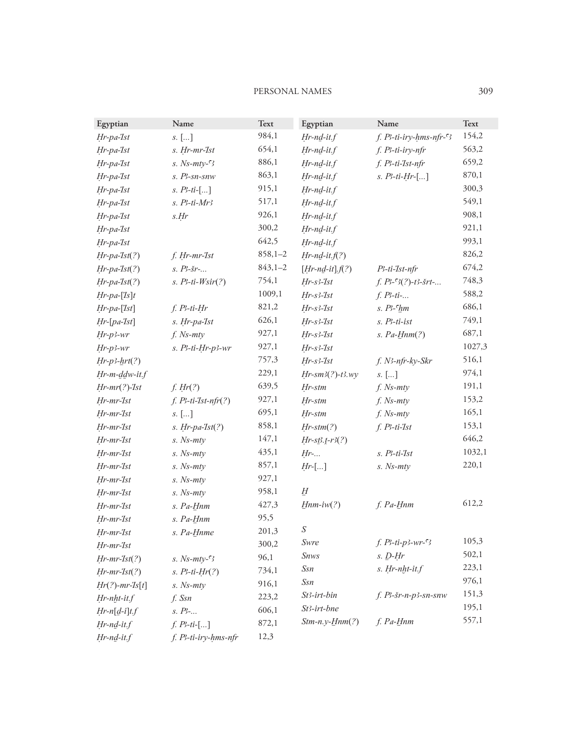| Egyptian | Name | Text |
|---|---|---|
| *Ḥr-pa-Ꞽst* | *s.* [...] | 984,1 |
| *Ḥr-pa-Ꞽst* | *s. Ḥr-mr-Ꞽst* | 654,1 |
| *Ḥr-pa-Ꞽst* | *s. Ns-mty-ꜥꜣ* | 886,1 |
| *Ḥr-pa-Ꞽst* | *s. Pꜣ-sn-snw* | 863,1 |
| *Ḥr-pa-Ꞽst* | *s. Pꜣ-ti-*[...] | 915,1 |
| *Ḥr-pa-Ꞽst* | *s. Pꜣ-ti-Mrꜣ* | 517,1 |
| *Ḥr-pa-Ꞽst* | *s.Ḥr* | 926,1 |
| *Ḥr-pa-Ꞽst* | | 300,2 |
| *Ḥr-pa-Ꞽst* | | 642,5 |
| *Ḥr-pa-Ꞽst(?)* | *f. Ḥr-mr-Ꞽst* | 858,1–2 |
| *Ḥr-pa-Ꞽst(?)* | *s. Pꜣ-šr-...* | 843,1–2 |
| *Ḥr-pa-Ꞽst(?)* | *s. Pꜣ-ti-Wsir(?)* | 754,1 |
| *Ḥr-pa-*[*Ꞽs*]*t* | | 1009,1 |
| *Ḥr-pa-*[*Ꞽst*] | *f. Pꜣ-ti-Ḥr* | 821,2 |
| *Ḥr-*[*pa-Ꞽst*] | *s. Ḥr-pa-Ꞽst* | 626,1 |
| *Ḥr-pꜣ-wr* | *f. Ns-mty* | 927,1 |
| *Ḥr-pꜣ-wr* | *s. Pꜣ-ti-Ḥr-pꜣ-wr* | 927,1 |
| *Ḥr-pꜣ-ẖrt(?)* | | 757,3 |
| *Ḥr-m-ḏdw-it.f* | | 229,1 |
| *Ḥr-mr(?)-Ꞽst* | *f. Ḥr(?)* | 639,5 |
| *Ḥr-mr-Ꞽst* | *f. Pꜣ-ti-Ꞽst-nfr(?)* | 927,1 |
| *Ḥr-mr-Ꞽst* | *s.* [...] | 695,1 |
| *Ḥr-mr-Ꞽst* | *s. Ḥr-pa-Ꞽst(?)* | 858,1 |
| *Ḥr-mr-Ꞽst* | *s. Ns-mty* | 147,1 |
| *Ḥr-mr-Ꞽst* | *s. Ns-mty* | 435,1 |
| *Ḥr-mr-Ꞽst* | *s. Ns-mty* | 857,1 |
| *Ḥr-mr-Ꞽst* | *s. Ns-mty* | 927,1 |
| *Ḥr-mr-Ꞽst* | *s. Ns-mty* | 958,1 |
| *Ḥr-mr-Ꞽst* | *s. Pa-Ḫnm* | 427,3 |
| *Ḥr-mr-Ꞽst* | *s. Pa-Ḫnm* | 95,5 |
| *Ḥr-mr-Ꞽst* | *s. Pa-Ḫnme* | 201,3 |
| *Ḥr-mr-Ꞽst* | | 300,2 |
| *Ḥr-mr-Ꞽst(?)* | *s. Ns-mty-ꜥꜣ* | 96,1 |
| *Ḥr-mr-Ꞽst(?)* | *s. Pꜣ-ti-Ḥr(?)* | 734,1 |
| *Ḥr(?)-mr-Ꞽs*[*t*] | *s. Ns-mty* | 916,1 |
| *Ḥr-nḫt-it.f* | *f. Ssn* | 223,2 |
| *Ḥr-n*[*ḏ-i*]*t.f* | *s. Pꜣ-...* | 606,1 |
| *Ḥr-nḏ-it.f* | *f. Pꜣ-ti-*[...] | 872,1 |
| *Ḥr-nḏ-it.f* | *f. Pꜣ-ti-iry-ḥms-nfr* | 12,3 |
| *Ḥr-nḏ-it.f* | *f. Pꜣ-ti-iry-ḥms-nfr-ꜥꜣ* | 154,2 |
| *Ḥr-nḏ-it.f* | *f. Pꜣ-ti-iry-nfr* | 563,2 |
| *Ḥr-nḏ-it.f* | *f. Pꜣ-ti-Ꞽst-nfr* | 659,2 |
| *Ḥr-nḏ-it.f* | *s. Pꜣ-ti-Ḥr-*[...] | 870,1 |
| *Ḥr-nḏ-it.f* | | 300,3 |
| *Ḥr-nḏ-it.f* | | 549,1 |
| *Ḥr-nḏ-it.f* | | 908,1 |
| *Ḥr-nḏ-it.f* | | 921,1 |
| *Ḥr-nḏ-it.f* | | 993,1 |
| *Ḥr-nḏ-it.f(?)* | | 826,2 |
| [*Ḥr-nḏ-it*]*.f(?)* | *Pꜣ-ti-Ꞽst-nfr* | 674,2 |
| *Ḥr-sꜣ-Ꞽst* | *f. Pꜣ-ꜥꜣ(?)-tꜣ-šrt-...* | 748,3 |
| *Ḥr-sꜣ-Ꞽst* | *f. Pꜣ-ti-...* | 588,2 |
| *Ḥr-sꜣ-Ꞽst* | *s. Pꜣ-ꜥḫm* | 686,1 |
| *Ḥr-sꜣ-Ꞽst* | *s. Pꜣ-ti-ist* | 749,1 |
| *Ḥr-sꜣ-Ꞽst* | *s. Pa-Ḫnm(?)* | 687,1 |
| *Ḥr-sꜣ-Ꞽst* | | 1027,3 |
| *Ḥr-sꜣ-Ꞽst* | *f. Nꜣ-nfr-ky-Skr* | 516,1 |
| *Ḥr-smꜣ(?)-tꜣ.wy* | *s.* [...] | 974,1 |
| *Ḥr-stm* | *f. Ns-mty* | 191,1 |
| *Ḥr-stm* | *f. Ns-mty* | 153,2 |
| *Ḥr-stm* | *f. Ns-mty* | 165,1 |
| *Ḥr-stm(?)* | *f. Pꜣ-ti-Ꞽst* | 153,1 |
| *Ḥr-stꜣ.ṯ-rꜣ(?)* | | 646,2 |
| *Ḥr-...* | *s. Pꜣ-ti-Ꞽst* | 1032,1 |
| *Ḥr-*[...] | *s. Ns-mty* | 220,1 |
| ***Ḫ*** | | |
| *Ḫnm-iw(?)* | *f. Pa-Ḫnm* | 612,2 |
| ***S*** | | |
| *Swre* | *f. Pꜣ-ti-pꜣ-wr-ꜥꜣ* | 105,3 |
| *Snws* | *s. Ḏ-Ḥr* | 502,1 |
| *Ssn* | *s. Ḥr-nḫt-it.f* | 223,1 |
| *Ssn* | | 976,1 |
| *Stꜣ-irt-bin* | *f. Pꜣ-šr-n-pꜣ-sn-snw* | 151,3 |
| *Stꜣ-irt-bne* | | 195,1 |
| *Stm-n.y-Ḫnm(?)* | *f. Pa-Ḫnm* | 557,1 |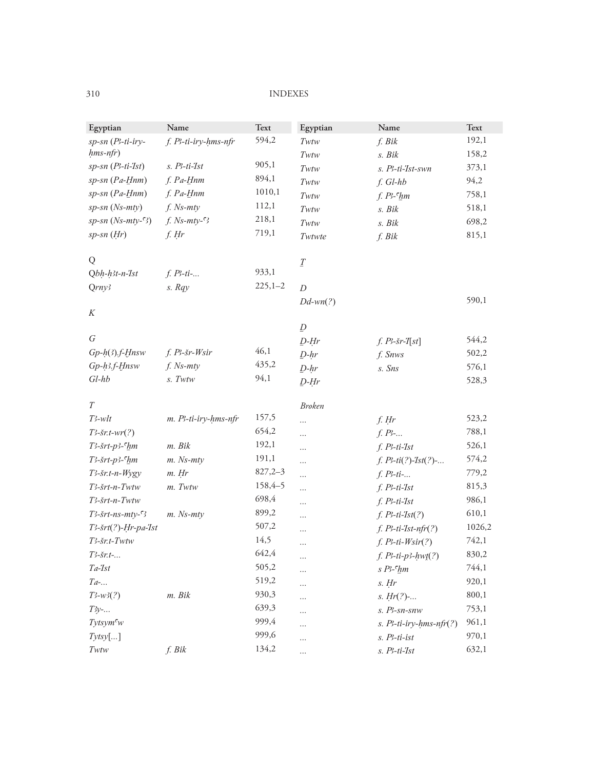| Egyptian | Name | Text |
|---|---|---|
| *sp-sn* (*Pꜣ-ti-iry-ḥms-nfr*) | *f. Pꜣ-ti-iry-ḥms-nfr* | 594,2 |
| *sp-sn* (*Pꜣ-ti-Ꞽst*) | *s. Pꜣ-ti-Ꞽst* | 905,1 |
| *sp-sn* (*Pa-H̱nm*) | *f. Pa-H̱nm* | 894,1 |
| *sp-sn* (*Pa-H̱nm*) | *f. Pa-H̱nm* | 1010,1 |
| *sp-sn* (*Ns-mty*) | *f. Ns-mty* | 112,1 |
| *sp-sn* (*Ns-mty-ꜥꜣ*) | *f. Ns-mty-ꜥꜣ* | 218,1 |
| *sp-sn* (*Ḥr*) | *f. Ḥr* | 719,1 |
| | | |
| Q | | |
| *Qbḥ-ḥꜣt-n-Ꞽst* | *f. Pꜣ-ti-...* | 933,1 |
| *Qrnyꜣ* | *s. Rqy* | 225,1–2 |
| | | |
| *K* | | |
| | | |
| *G* | | |
| *Gp-ḥ(ꜣ).f-H̱nsw* | *f. Pꜣ-šr-Wsir* | 46,1 |
| *Gp-ḥꜣ.f-H̱nsw* | *f. Ns-mty* | 435,2 |
| *Gl-hb* | *s. Twtw* | 94,1 |
| | | |
| *T* | | |
| *Tꜣ-wlt* | *m. Pꜣ-ti-iry-ḥms-nfr* | 157,5 |
| *Tꜣ-šr.t-wr(?)* | | 654,2 |
| *Tꜣ-šrt-pꜣ-ꜥẖm* | *m. Bik* | 192,1 |
| *Tꜣ-šrt-pꜣ-ꜥẖm* | *m. Ns-mty* | 191,1 |
| *Tꜣ-šr.t-n-Wygy* | *m. Ḥr* | 827,2–3 |
| *Tꜣ-šrt-n-Twtw* | *m. Twtw* | 158,4–5 |
| *Tꜣ-šrt-n-Twtw* | | 698,4 |
| *Tꜣ-šrt-ns-mty-ꜥꜣ* | *m. Ns-mty* | 899,2 |
| *Tꜣ-šrt(?)-Ḥr-pa-Ꞽst* | | 507,2 |
| *Tꜣ-šr.t-Twtw* | | 14,5 |
| *Tꜣ-šr.t-...* | | 642,4 |
| *Ta-Ꞽst* | | 505,2 |
| *Ta-...* | | 519,2 |
| *Tꜣ-wꜣ(?)* | *m. Bik* | 930,3 |
| *Tꜣy-...* | | 639,3 |
| *Tytsymꜥw* | | 999,4 |
| *Tytsy[...]* | | 999,6 |
| *Twtw* | *f. Bik* | 134,2 |
| *Twtw* | *f. Bik* | 192,1 |
| *Twtw* | *s. Bik* | 158,2 |
| *Twtw* | *s. Pꜣ-ti-Ꞽst-swn* | 373,1 |
| *Twtw* | *f. Gl-hb* | 94,2 |
| *Twtw* | *f. Pꜣ-ꜥẖm* | 758,1 |
| *Twtw* | *s. Bik* | 518,1 |
| *Twtw* | *s. Bik* | 698,2 |
| *Twtwte* | *f. Bik* | 815,1 |
| | | |
| *Ṯ* | | |
| | | |
| *D* | | |
| *Dd-wn(?)* | | 590,1 |
| | | |
| *Ḏ* | | |
| *Ḏ-Ḥr* | *f. Pꜣ-šr-Ꞽ[st]* | 544,2 |
| *Ḏ-ḥr* | *f. Snws* | 502,2 |
| *Ḏ-ḥr* | *s. Sns* | 576,1 |
| *Ḏ-Ḥr* | | 528,3 |
| | | |
| *Broken* | | |
| ... | *f. Ḥr* | 523,2 |
| ... | *f. Pꜣ-...* | 788,1 |
| ... | *f. Pꜣ-ti-Ꞽst* | 526,1 |
| ... | *f. Pꜣ-ti(?)-Ꞽst(?)-...* | 574,2 |
| ... | *f. Pꜣ-ti-...* | 779,2 |
| ... | *f. Pꜣ-ti-Ꞽst* | 815,3 |
| ... | *f. Pꜣ-ti-Ꞽst* | 986,1 |
| ... | *f. Pꜣ-ti-Ꞽst(?)* | 610,1 |
| ... | *f. Pꜣ-ti-Ꞽst-nfr(?)* | 1026,2 |
| ... | *f. Pꜣ-ti-Wsir(?)* | 742,1 |
| ... | *f. Pꜣ-ti-pꜣ-ḥwṯ(?)* | 830,2 |
| ... | *s Pꜣ-ꜥẖm* | 744,1 |
| ... | *s. Ḥr* | 920,1 |
| ... | *s. Ḥr(?)-...* | 800,1 |
| ... | *s. Pꜣ-sn-snw* | 753,1 |
| ... | *s. Pꜣ-ti-iry-ḥms-nfr(?)* | 961,1 |
| ... | *s. Pꜣ-ti-ist* | 970,1 |
| ... | *s. Pꜣ-ti-Ꞽst* | 632,1 |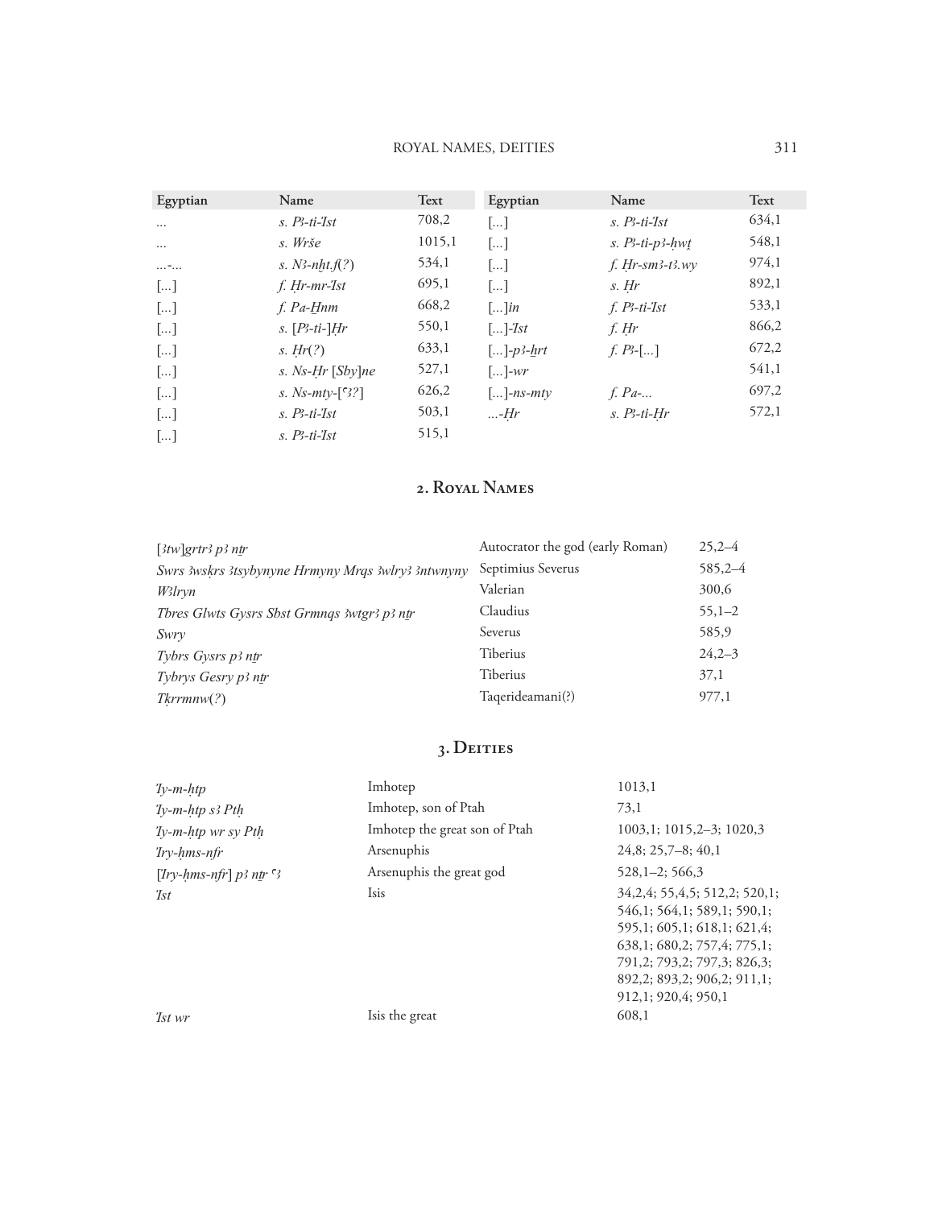| Egyptian | Name | Text |
| --- | --- | --- |
| ... | *s. Pꜣ-ti-ꞽst* | 708,2 |
| ... | *s. Wrše* | 1015,1 |
| ...-... | *s. Nꜣ-nḫt.f(?)* | 534,1 |
| [...] | *f. Ḥr-mr-ꞽst* | 695,1 |
| [...] | *f. Pa-Ḫnm* | 668,2 |
| [...] | *s. [Pꜣ-ti-]Ḥr* | 550,1 |
| [...] | *s. Ḥr(?)* | 633,1 |
| [...] | *s. Ns-Ḥr [Sby]ne* | 527,1 |
| [...] | *s. Ns-mty-[ꜥꜣ?]* | 626,2 |
| [...] | *s. Pꜣ-ti-ꞽst* | 503,1 |
| [...] | *s. Pꜣ-ti-ꞽst* | 515,1 |
| [...] | *s. Pꜣ-ti-ꞽst* | 634,1 |
| [...] | *s. Pꜣ-ti-pꜣ-ḥwṭ* | 548,1 |
| [...] | *f. Ḥr-smꜣ-tꜣ.wy* | 974,1 |
| [...] | *s. Ḥr* | 892,1 |
| [...]*in* | *f. Pꜣ-ti-ꞽst* | 533,1 |
| [...]*-ꞽst* | *f. Ḥr* | 866,2 |
| [...]*-pꜣ-ḫrt* | *f. Pꜣ-*[...] | 672,2 |
| [...]*-wr* | | 541,1 |
| [...]*-ns-mty* | *f. Pa-...* | 697,2 |
| ...*-Ḥr* | *s. Pꜣ-ti-Ḥr* | 572,1 |

## 2. Royal Names

| | | |
| --- | --- | --- |
| *[ꜣtw]grtrꜣ pꜣ nṯr* | Autocrator the god (early Roman) | 25,2–4 |
| *Swrs ꜣwsḳrs ꜣtsybynyne Hrmyny Mrqs ꜣwlryꜣ ꜣntwnyny* | Septimius Severus | 585,2–4 |
| *Wꜣlryn* | Valerian | 300,6 |
| *Tbres Glwts Gysrs Sbst Grmnqs ꜣwtgrꜣ pꜣ nṯr* | Claudius | 55,1–2 |
| *Swry* | Severus | 585,9 |
| *Tybrs Gysrs pꜣ nṯr* | Tiberius | 24,2–3 |
| *Tybrys Gesry pꜣ nṯr* | Tiberius | 37,1 |
| *Tḳrrmnw(?)* | Taqerideamani(?) | 977,1 |

## 3. Deities

| | | |
| --- | --- | --- |
| *ꞽy-m-ḥtp* | Imhotep | 1013,1 |
| *ꞽy-m-ḥtp sꜣ Ptḥ* | Imhotep, son of Ptah | 73,1 |
| *ꞽy-m-ḥtp wr sy Ptḥ* | Imhotep the great son of Ptah | 1003,1; 1015,2–3; 1020,3 |
| *ꞽry-ḥms-nfr* | Arsenuphis | 24,8; 25,7–8; 40,1 |
| *[ꞽry-ḥms-nfr] pꜣ nṯr ꜥꜣ* | Arsenuphis the great god | 528,1–2; 566,3 |
| *ꞽst* | Isis | 34,2,4; 55,4,5; 512,2; 520,1; 546,1; 564,1; 589,1; 590,1; 595,1; 605,1; 618,1; 621,4; 638,1; 680,2; 757,4; 775,1; 791,2; 793,2; 797,3; 826,3; 892,2; 893,2; 906,2; 911,1; 912,1; 920,4; 950,1 |
| *ꞽst wr* | Isis the great | 608,1 |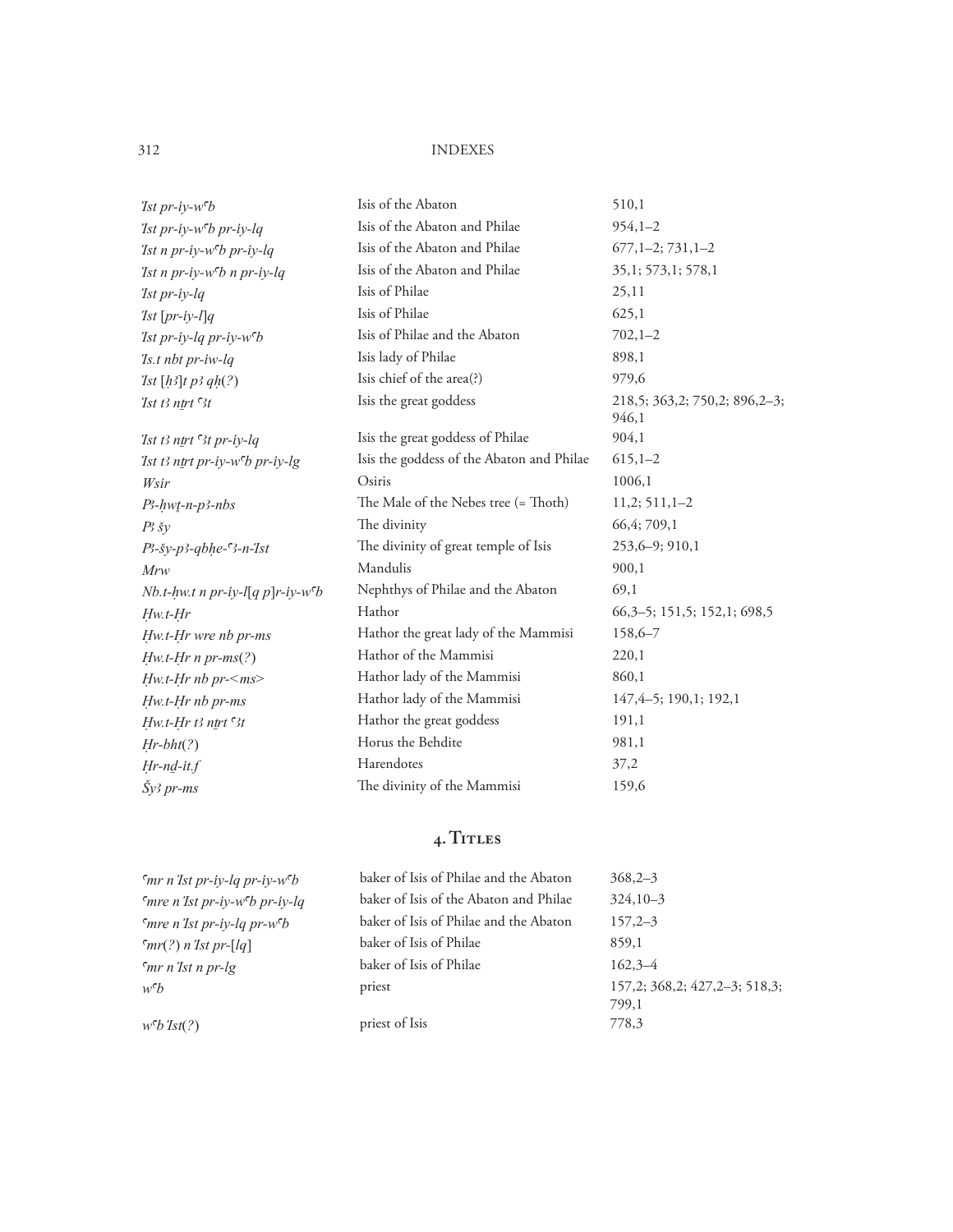| | | |
|---|---|---|
| *Ꞽst pr-iy-wꜥb* | Isis of the Abaton | 510,1 |
| *Ꞽst pr-iy-wꜥb pr-iy-lq* | Isis of the Abaton and Philae | 954,1–2 |
| *Ꞽst n pr-iy-wꜥb pr-iy-lq* | Isis of the Abaton and Philae | 677,1–2; 731,1–2 |
| *Ꞽst n pr-iy-wꜥb n pr-iy-lq* | Isis of the Abaton and Philae | 35,1; 573,1; 578,1 |
| *Ꞽst pr-iy-lq* | Isis of Philae | 25,11 |
| *Ꞽst [pr-iy-l]q* | Isis of Philae | 625,1 |
| *Ꞽst pr-iy-lq pr-iy-wꜥb* | Isis of Philae and the Abaton | 702,1–2 |
| *Ꞽs.t nbt pr-iw-lq* | Isis lady of Philae | 898,1 |
| *Ꞽst [ḥꜣ]t pꜣ qḥ(?)* | Isis chief of the area(?) | 979,6 |
| *Ꞽst tꜣ nṯrt ꜥꜣt* | Isis the great goddess | 218,5; 363,2; 750,2; 896,2–3; 946,1 |
| *Ꞽst tꜣ nṯrt ꜥꜣt pr-iy-lq* | Isis the great goddess of Philae | 904,1 |
| *Ꞽst tꜣ nṯrt pr-iy-wꜥb pr-iy-lg* | Isis the goddess of the Abaton and Philae | 615,1–2 |
| *Wsir* | Osiris | 1006,1 |
| *Pꜣ-ḥwṯ-n-pꜣ-nbs* | The Male of the Nebes tree (= Thoth) | 11,2; 511,1–2 |
| *Pꜣ šy* | The divinity | 66,4; 709,1 |
| *Pꜣ-šy-pꜣ-qbḥe-ꜥꜣ-n-Ꞽst* | The divinity of great temple of Isis | 253,6–9; 910,1 |
| *Mrw* | Mandulis | 900,1 |
| *Nb.t-ḥw.t n pr-iy-l[q p]r-iy-wꜥb* | Nephthys of Philae and the Abaton | 69,1 |
| *Ḥw.t-Ḥr* | Hathor | 66,3–5; 151,5; 152,1; 698,5 |
| *Ḥw.t-Ḥr wre nb pr-ms* | Hathor the great lady of the Mammisi | 158,6–7 |
| *Ḥw.t-Ḥr n pr-ms(?)* | Hathor of the Mammisi | 220,1 |
| *Ḥw.t-Ḥr nb pr-<ms>* | Hathor lady of the Mammisi | 860,1 |
| *Ḥw.t-Ḥr nb pr-ms* | Hathor lady of the Mammisi | 147,4–5; 190,1; 192,1 |
| *Ḥw.t-Ḥr tꜣ nṯrt ꜥꜣt* | Hathor the great goddess | 191,1 |
| *Ḥr-bht(?)* | Horus the Behdite | 981,1 |
| *Ḥr-nḏ-it.f* | Harendotes | 37,2 |
| *Šyꜣ pr-ms* | The divinity of the Mammisi | 159,6 |

## 4. Titles

| | | |
|---|---|---|
| *ꜥmr n Ꞽst pr-iy-lq pr-iy-wꜥb* | baker of Isis of Philae and the Abaton | 368,2–3 |
| *ꜥmre n Ꞽst pr-iy-wꜥb pr-iy-lq* | baker of Isis of the Abaton and Philae | 324,10–3 |
| *ꜥmre n Ꞽst pr-iy-lq pr-wꜥb* | baker of Isis of Philae and the Abaton | 157,2–3 |
| *ꜥmr(?) n Ꞽst pr-[lq]* | baker of Isis of Philae | 859,1 |
| *ꜥmr n Ꞽst n pr-lg* | baker of Isis of Philae | 162,3–4 |
| *wꜥb* | priest | 157,2; 368,2; 427,2–3; 518,3; 799,1 |
| *wꜥb Ꞽst(?)* | priest of Isis | 778,3 |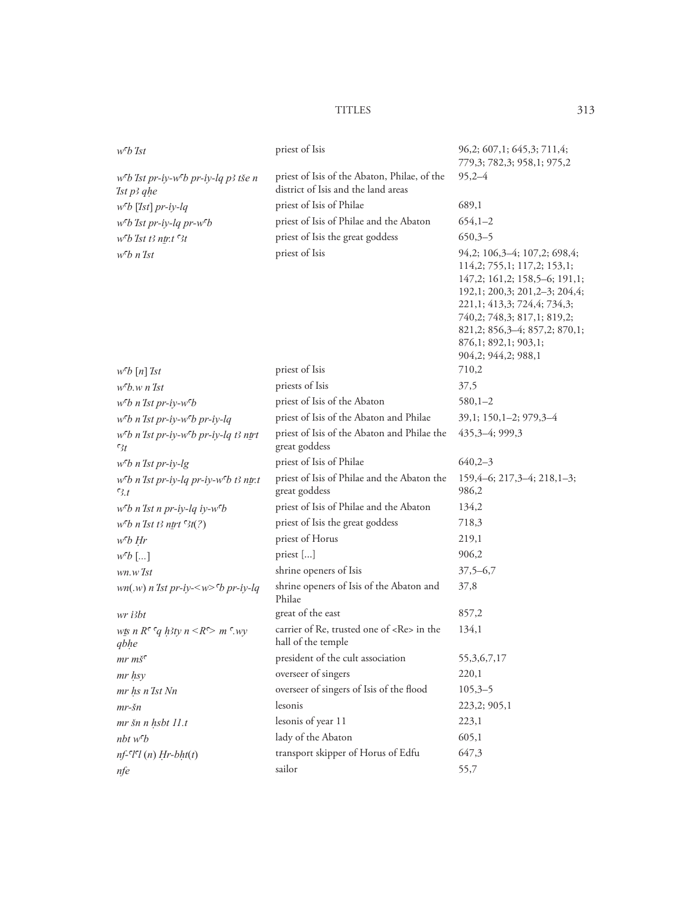| | | |
|---|---|---|
| *wʿb Ỉst* | priest of Isis | 96,2; 607,1; 645,3; 711,4; 779,3; 782,3; 958,1; 975,2 |
| *wʿb Ỉst pr-iy-wʿb pr-iy-lq pꜣ tše n Ỉst pꜣ qḥe* | priest of Isis of the Abaton, Philae, of the district of Isis and the land areas | 95,2–4 |
| *wʿb [Ỉst] pr-iy-lq* | priest of Isis of Philae | 689,1 |
| *wʿb Ỉst pr-iy-lq pr-wʿb* | priest of Isis of Philae and the Abaton | 654,1–2 |
| *wʿb Ỉst tꜣ nṯr.t ʿꜣt* | priest of Isis the great goddess | 650,3–5 |
| *wʿb n Ỉst* | priest of Isis | 94,2; 106,3–4; 107,2; 698,4; 114,2; 755,1; 117,2; 153,1; 147,2; 161,2; 158,5–6; 191,1; 192,1; 200,3; 201,2–3; 204,4; 221,1; 413,3; 724,4; 734,3; 740,2; 748,3; 817,1; 819,2; 821,2; 856,3–4; 857,2; 870,1; 876,1; 892,1; 903,1; 904,2; 944,2; 988,1 |
| *wʿb [n] Ỉst* | priest of Isis | 710,2 |
| *wʿb.w n Ỉst* | priests of Isis | 37,5 |
| *wʿb n Ỉst pr-iy-wʿb* | priest of Isis of the Abaton | 580,1–2 |
| *wʿb n Ỉst pr-iy-wʿb pr-iy-lq* | priest of Isis of the Abaton and Philae | 39,1; 150,1–2; 979,3–4 |
| *wʿb n Ỉst pr-iy-wʿb pr-iy-lq tꜣ nṯrt ʿꜣt* | priest of Isis of the Abaton and Philae the great goddess | 435,3–4; 999,3 |
| *wʿb n Ỉst pr-iy-lg* | priest of Isis of Philae | 640,2–3 |
| *wʿb n Ỉst pr-iy-lq pr-iy-wʿb tꜣ nṯr.t ʿꜣ.t* | priest of Isis of Philae and the Abaton the great goddess | 159,4–6; 217,3–4; 218,1–3; 986,2 |
| *wʿb n Ỉst n pr-iy-lq iy-wʿb* | priest of Isis of Philae and the Abaton | 134,2 |
| *wʿb n Ỉst tꜣ nṯrt ʿꜣt(?)* | priest of Isis the great goddess | 718,3 |
| *wʿb Ḥr* | priest of Horus | 219,1 |
| *wʿb [...]* | priest [...] | 906,2 |
| *wn.w Ỉst* | shrine openers of Isis | 37,5–6,7 |
| *wn(.w) n Ỉst pr-iy-<w>ʿb pr-iy-lq* | shrine openers of Isis of the Abaton and Philae | 37,8 |
| *wr iꜣbt* | great of the east | 857,2 |
| *wṯs n Rʿ ʿq ḥꜣty n <Rʿ> m ʿ.wy qbḥe* | carrier of Re, trusted one of <Re> in the hall of the temple | 134,1 |
| *mr mšʿ* | president of the cult association | 55,3,6,7,17 |
| *mr ḥsy* | overseer of singers | 220,1 |
| *mr ḥs n Ỉst Nn* | overseer of singers of Isis of the flood | 105,3–5 |
| *mr-šn* | lesonis | 223,2; 905,1 |
| *mr šn n ḥsbt 11.t* | lesonis of year 11 | 223,1 |
| *nbt wʿb* | lady of the Abaton | 605,1 |
| *nf-ʿlʿl (n) Ḥr-bḥt(t)* | transport skipper of Horus of Edfu | 647,3 |
| *nfe* | sailor | 55,7 |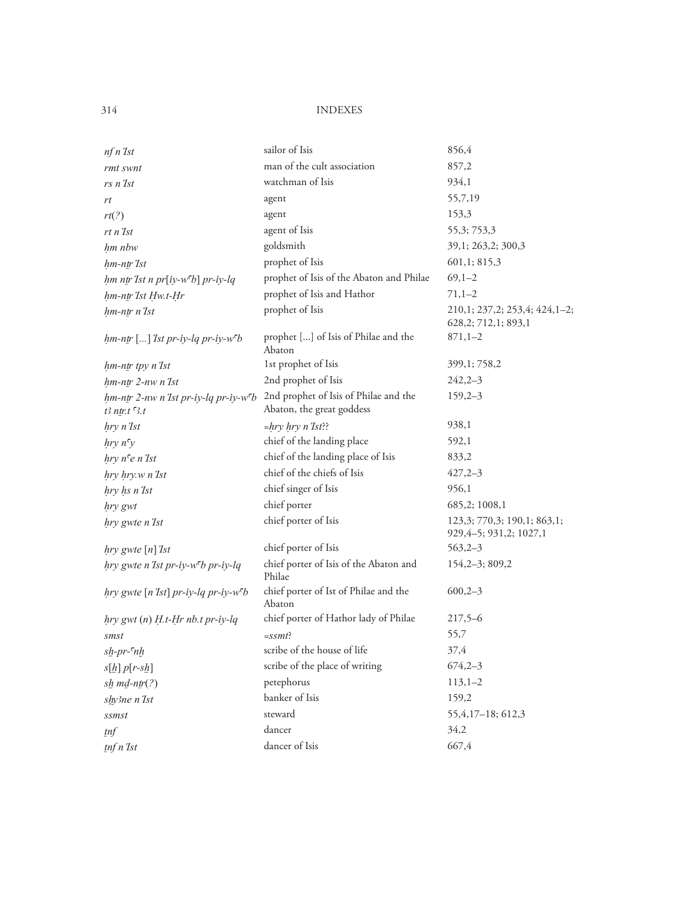| | | |
|---|---|---|
| *nf n Ỉst* | sailor of Isis | 856,4 |
| *rmt swnt* | man of the cult association | 857,2 |
| *rs n Ỉst* | watchman of Isis | 934,1 |
| *rt* | agent | 55,7,19 |
| *rt(?)* | agent | 153,3 |
| *rt n Ỉst* | agent of Isis | 55,3; 753,3 |
| *ḥm nbw* | goldsmith | 39,1; 263,2; 300,3 |
| *ḥm-nṯr Ỉst* | prophet of Isis | 601,1; 815,3 |
| *ḥm nṯr Ỉst n pr[iy-wꜥb] pr-iy-lq* | prophet of Isis of the Abaton and Philae | 69,1–2 |
| *ḥm-nṯr Ỉst Ḥw.t-Ḥr* | prophet of Isis and Hathor | 71,1–2 |
| *ḥm-nṯr n Ỉst* | prophet of Isis | 210,1; 237,2; 253,4; 424,1–2; 628,2; 712,1; 893,1 |
| *ḥm-nṯr* [...] *Ỉst pr-iy-lq pr-iy-wꜥb* | prophet [...] of Isis of Philae and the Abaton | 871,1–2 |
| *ḥm-nṯr tpy n Ỉst* | 1st prophet of Isis | 399,1; 758,2 |
| *ḥm-nṯr 2-nw n Ỉst* | 2nd prophet of Isis | 242,2–3 |
| *ḥm-nṯr 2-nw n Ỉst pr-iy-lq pr-iy-wꜥb tꜣ nṯr.t ꜥꜣ.t* | 2nd prophet of Isis of Philae and the Abaton, the great goddess | 159,2–3 |
| *ḥry n Ỉst* | =*ḥry ḥry n Ỉst*?? | 938,1 |
| *ḥry nꜥy* | chief of the landing place | 592,1 |
| *ḥry nꜥe n Ỉst* | chief of the landing place of Isis | 833,2 |
| *ḥry ḥry.w n Ỉst* | chief of the chiefs of Isis | 427,2–3 |
| *ḥry ḥs n Ỉst* | chief singer of Isis | 956,1 |
| *ḥry gwt* | chief porter | 685,2; 1008,1 |
| *ḥry gwte n Ỉst* | chief porter of Isis | 123,3; 770,3; 190,1; 863,1; 929,4–5; 931,2; 1027,1 |
| *ḥry gwte* [*n*] *Ỉst* | chief porter of Isis | 563,2–3 |
| *ḥry gwte n Ỉst pr-iy-wꜥb pr-iy-lq* | chief porter of Isis of the Abaton and Philae | 154,2–3; 809,2 |
| *ḥry gwte* [*n Ỉst*] *pr-iy-lq pr-iy-wꜥb* | chief porter of Ist of Philae and the Abaton | 600,2–3 |
| *ḥry gwt* (*n*) *Ḥ.t-Ḥr nb.t pr-iy-lq* | chief porter of Hathor lady of Philae | 217,5–6 |
| *smst* | =*ssmt*? | 55,7 |
| *sẖ-pr-ꜥnḫ* | scribe of the house of life | 37,4 |
| *s*[*ẖ*] *p*[*r-sẖ*] | scribe of the place of writing | 674,2–3 |
| *sẖ md-nṯr(?)* | petephorus | 113,1–2 |
| *sḫyꜣne n Ỉst* | banker of Isis | 159,2 |
| *ssmst* | steward | 55,4,17–18; 612,3 |
| *ṯnf* | dancer | 34,2 |
| *ṯnf n Ỉst* | dancer of Isis | 667,4 |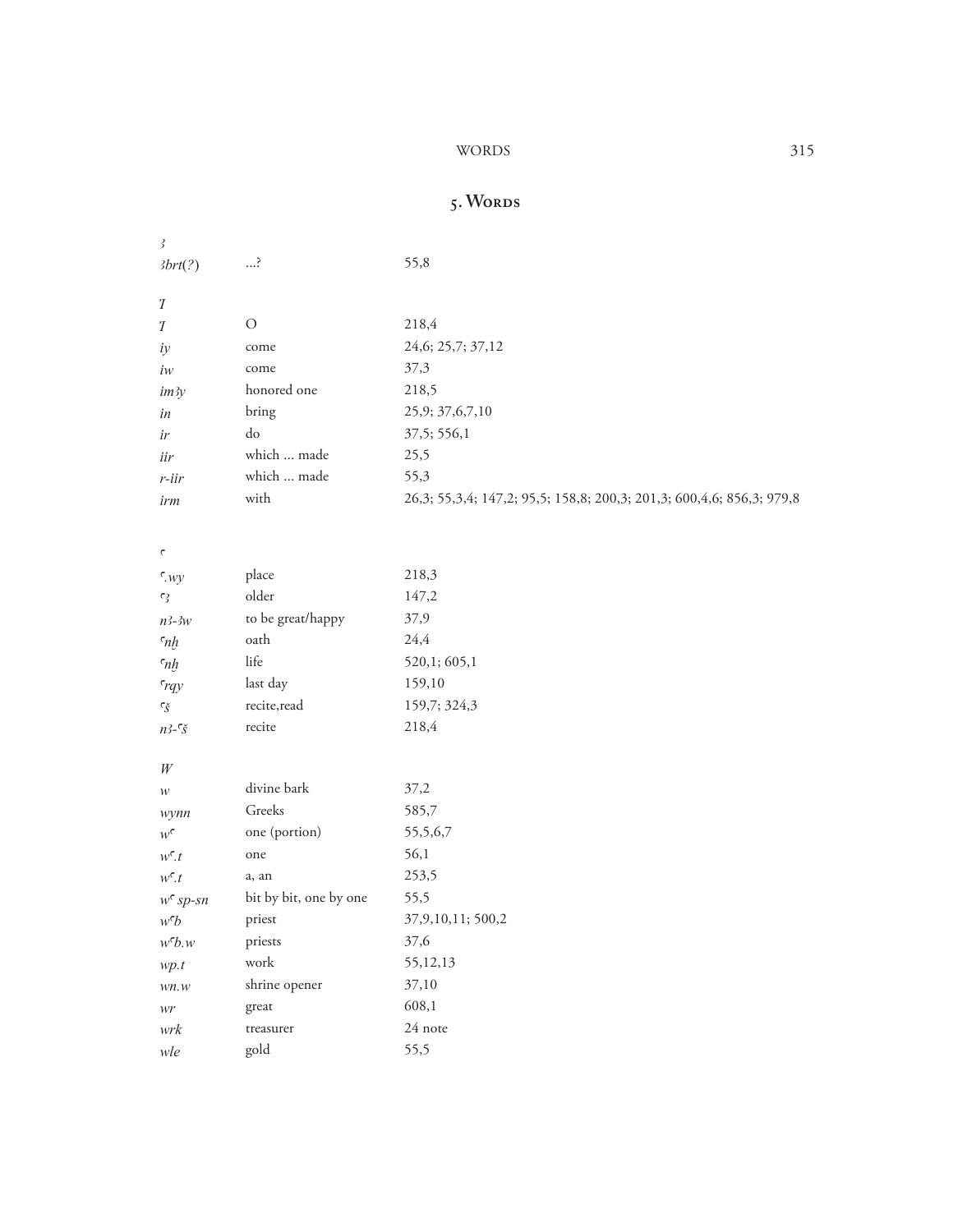## 5. Words

| | | |
|---|---|---|
| *ꜣ* | | |
| *ꜣbrt(?)* | ...? | 55,8 |
| | | |
| *Ỉ* | | |
| *Ỉ* | O | 218,4 |
| *iy* | come | 24,6; 25,7; 37,12 |
| *iw* | come | 37,3 |
| *imꜣy* | honored one | 218,5 |
| *in* | bring | 25,9; 37,6,7,10 |
| *ir* | do | 37,5; 556,1 |
| *iir* | which ... made | 25,5 |
| *r-iir* | which ... made | 55,3 |
| *irm* | with | 26,3; 55,3,4; 147,2; 95,5; 158,8; 200,3; 201,3; 600,4,6; 856,3; 979,8 |
| | | |
| *ʿ* | | |
| *ʿ.wy* | place | 218,3 |
| *ʿꜣ* | older | 147,2 |
| *nꜣ-ꜣw* | to be great/happy | 37,9 |
| *ʿnẖ* | oath | 24,4 |
| *ʿnẖ* | life | 520,1; 605,1 |
| *ʿrqy* | last day | 159,10 |
| *ʿš* | recite,read | 159,7; 324,3 |
| *nꜣ-ʿš* | recite | 218,4 |
| | | |
| *W* | | |
| *w* | divine bark | 37,2 |
| *wynn* | Greeks | 585,7 |
| *wʿ* | one (portion) | 55,5,6,7 |
| *wʿ.t* | one | 56,1 |
| *wʿ.t* | a, an | 253,5 |
| *wʿ sp-sn* | bit by bit, one by one | 55,5 |
| *wʿb* | priest | 37,9,10,11; 500,2 |
| *wʿb.w* | priests | 37,6 |
| *wp.t* | work | 55,12,13 |
| *wn.w* | shrine opener | 37,10 |
| *wr* | great | 608,1 |
| *wrk* | treasurer | 24 note |
| *wle* | gold | 55,5 |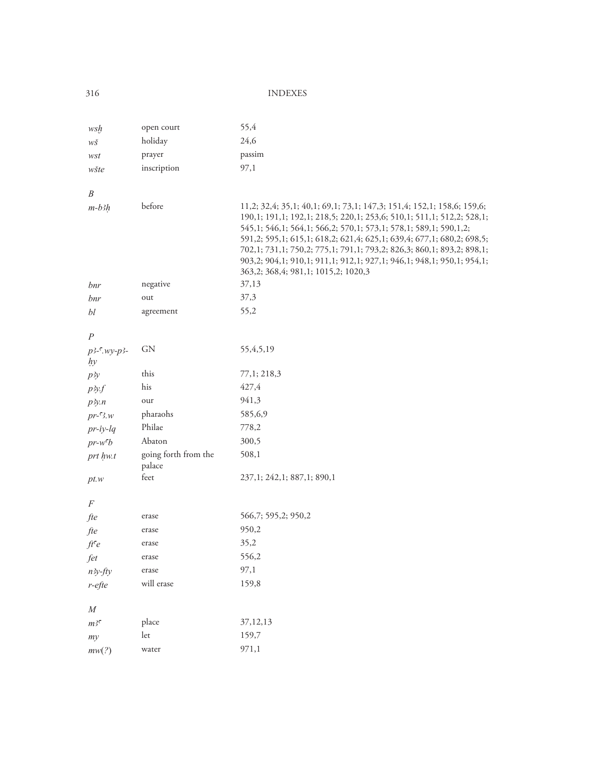| | | |
|---|---|---|
| *wsḫ* | open court | 55,4 |
| *wš* | holiday | 24,6 |
| *wst* | prayer | passim |
| *wšte* | inscription | 97,1 |

*B*

| | | |
|---|---|---|
| *m-bꜣḥ* | before | 11,2; 32,4; 35,1; 40,1; 69,1; 73,1; 147,3; 151,4; 152,1; 158,6; 159,6; 190,1; 191,1; 192,1; 218,5; 220,1; 253,6; 510,1; 511,1; 512,2; 528,1; 545,1; 546,1; 564,1; 566,2; 570,1; 573,1; 578,1; 589,1; 590,1,2; 591,2; 595,1; 615,1; 618,2; 621,4; 625,1; 639,4; 677,1; 680,2; 698,5; 702,1; 731,1; 750,2; 775,1; 791,1; 793,2; 826,3; 860,1; 893,2; 898,1; 903,2; 904,1; 910,1; 911,1; 912,1; 927,1; 946,1; 948,1; 950,1; 954,1; 363,2; 368,4; 981,1; 1015,2; 1020,3 |
| *bnr* | negative | 37,13 |
| *bnr* | out | 37,3 |
| *bl* | agreement | 55,2 |

*P*

| | | |
|---|---|---|
| *pꜣ-ʿ.wy-pꜣ-ḥy* | GN | 55,4,5,19 |
| *pꜣy* | this | 77,1; 218,3 |
| *pꜣy.f* | his | 427,4 |
| *pꜣy.n* | our | 941,3 |
| *pr-ʿꜣ.w* | pharaohs | 585,6,9 |
| *pr-iy-lq* | Philae | 778,2 |
| *pr-wʿb* | Abaton | 300,5 |
| *prt ḥw.t* | going forth from the palace | 508,1 |
| *pt.w* | feet | 237,1; 242,1; 887,1; 890,1 |

*F*

| | | |
|---|---|---|
| *fte* | erase | 566,7; 595,2; 950,2 |
| *fte* | erase | 950,2 |
| *ftʿe* | erase | 35,2 |
| *fet* | erase | 556,2 |
| *nꜣy-fty* | erase | 97,1 |
| *r-efte* | will erase | 159,8 |

*M*

| | | |
|---|---|---|
| *mꜣʿ* | place | 37,12,13 |
| *my* | let | 159,7 |
| *mw(?)* | water | 971,1 |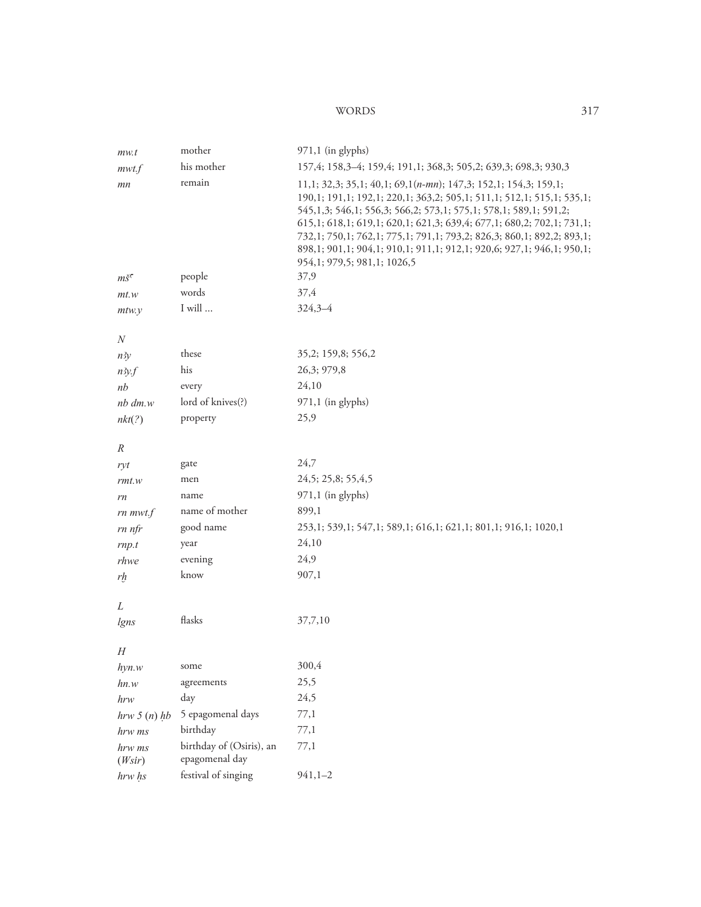| | | |
|---|---|---|
| *mw.t* | mother | 971,1 (in glyphs) |
| *mwt.f* | his mother | 157,4; 158,3–4; 159,4; 191,1; 368,3; 505,2; 639,3; 698,3; 930,3 |
| *mn* | remain | 11,1; 32,3; 35,1; 40,1; 69,1(*n-mn*); 147,3; 152,1; 154,3; 159,1; 190,1; 191,1; 192,1; 220,1; 363,2; 505,1; 511,1; 512,1; 515,1; 535,1; 545,1,3; 546,1; 556,3; 566,2; 573,1; 575,1; 578,1; 589,1; 591,2; 615,1; 618,1; 619,1; 620,1; 621,3; 639,4; 677,1; 680,2; 702,1; 731,1; 732,1; 750,1; 762,1; 775,1; 791,1; 793,2; 826,3; 860,1; 892,2; 893,1; 898,1; 901,1; 904,1; 910,1; 911,1; 912,1; 920,6; 927,1; 946,1; 950,1; 954,1; 979,5; 981,1; 1026,5 |
| *mšʿ* | people | 37,9 |
| *mt.w* | words | 37,4 |
| *mtw.y* | I will ... | 324,3–4 |

*N*

| | | |
|---|---|---|
| *nꜣy* | these | 35,2; 159,8; 556,2 |
| *nꜣy.f* | his | 26,3; 979,8 |
| *nb* | every | 24,10 |
| *nb dm.w* | lord of knives(?) | 971,1 (in glyphs) |
| *nkt(?)* | property | 25,9 |

*R*

| | | |
|---|---|---|
| *ryt* | gate | 24,7 |
| *rmt.w* | men | 24,5; 25,8; 55,4,5 |
| *rn* | name | 971,1 (in glyphs) |
| *rn mwt.f* | name of mother | 899,1 |
| *rn nfr* | good name | 253,1; 539,1; 547,1; 589,1; 616,1; 621,1; 801,1; 916,1; 1020,1 |
| *rnp.t* | year | 24,10 |
| *rhwe* | evening | 24,9 |
| *rẖ* | know | 907,1 |

*L*

| | | |
|---|---|---|
| *lgns* | flasks | 37,7,10 |

*H*

| | | |
|---|---|---|
| *hyn.w* | some | 300,4 |
| *hn.w* | agreements | 25,5 |
| *hrw* | day | 24,5 |
| *hrw 5 (n) ḥb* | 5 epagomenal days | 77,1 |
| *hrw ms* | birthday | 77,1 |
| *hrw ms (Wsir)* | birthday of (Osiris), an epagomenal day | 77,1 |
| *hrw ḥs* | festival of singing | 941,1–2 |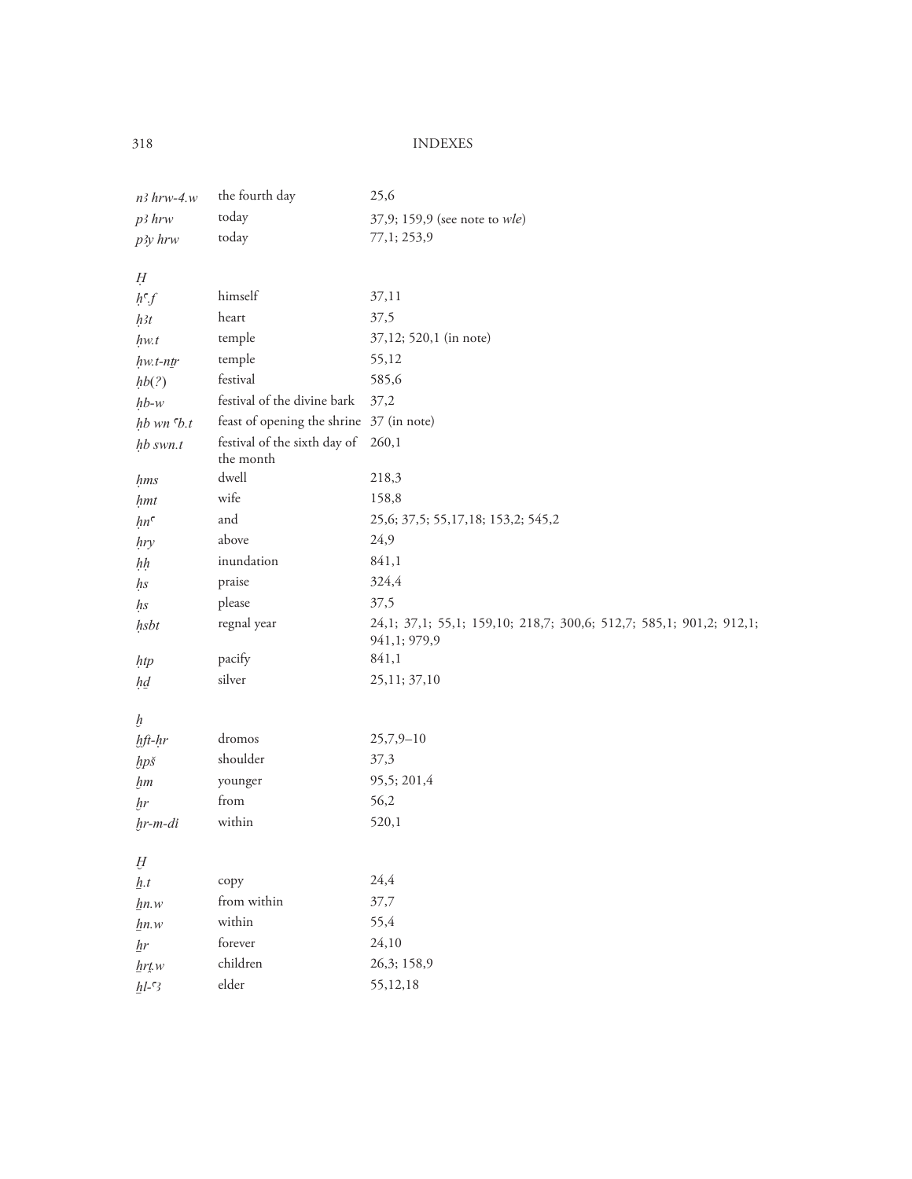| | | |
|---|---|---|
| *n3 hrw-4.w* | the fourth day | 25,6 |
| *p3 hrw* | today | 37,9; 159,9 (see note to *wle*) |
| *p3y hrw* | today | 77,1; 253,9 |

*Ḥ*

| | | |
|---|---|---|
| *ḥꜥ.f* | himself | 37,11 |
| *ḥ3t* | heart | 37,5 |
| *ḥw.t* | temple | 37,12; 520,1 (in note) |
| *ḥw.t-nṯr* | temple | 55,12 |
| *ḥb(?)* | festival | 585,6 |
| *ḥb-w* | festival of the divine bark | 37,2 |
| *ḥb wn ꜥb.t* | feast of opening the shrine | 37 (in note) |
| *ḥb swn.t* | festival of the sixth day of the month | 260,1 |
| *ḥms* | dwell | 218,3 |
| *ḥmt* | wife | 158,8 |
| *ḥnꜥ* | and | 25,6; 37,5; 55,17,18; 153,2; 545,2 |
| *ḥry* | above | 24,9 |
| *ḥḥ* | inundation | 841,1 |
| *ḥs* | praise | 324,4 |
| *ḥs* | please | 37,5 |
| *ḥsbt* | regnal year | 24,1; 37,1; 55,1; 159,10; 218,7; 300,6; 512,7; 585,1; 901,2; 912,1; 941,1; 979,9 |
| *ḥtp* | pacify | 841,1 |
| *ḥḏ* | silver | 25,11; 37,10 |

*ḫ*

| | | |
|---|---|---|
| *ḫft-ḥr* | dromos | 25,7,9–10 |
| *ḫpš* | shoulder | 37,3 |
| *ḫm* | younger | 95,5; 201,4 |
| *ḫr* | from | 56,2 |
| *ḫr-m-di* | within | 520,1 |

*H̱*

| | | |
|---|---|---|
| *ẖ.t* | copy | 24,4 |
| *ẖn.w* | from within | 37,7 |
| *ẖn.w* | within | 55,4 |
| *ẖr* | forever | 24,10 |
| *ẖrṭ.w* | children | 26,3; 158,9 |
| *ẖl-ꜥ3* | elder | 55,12,18 |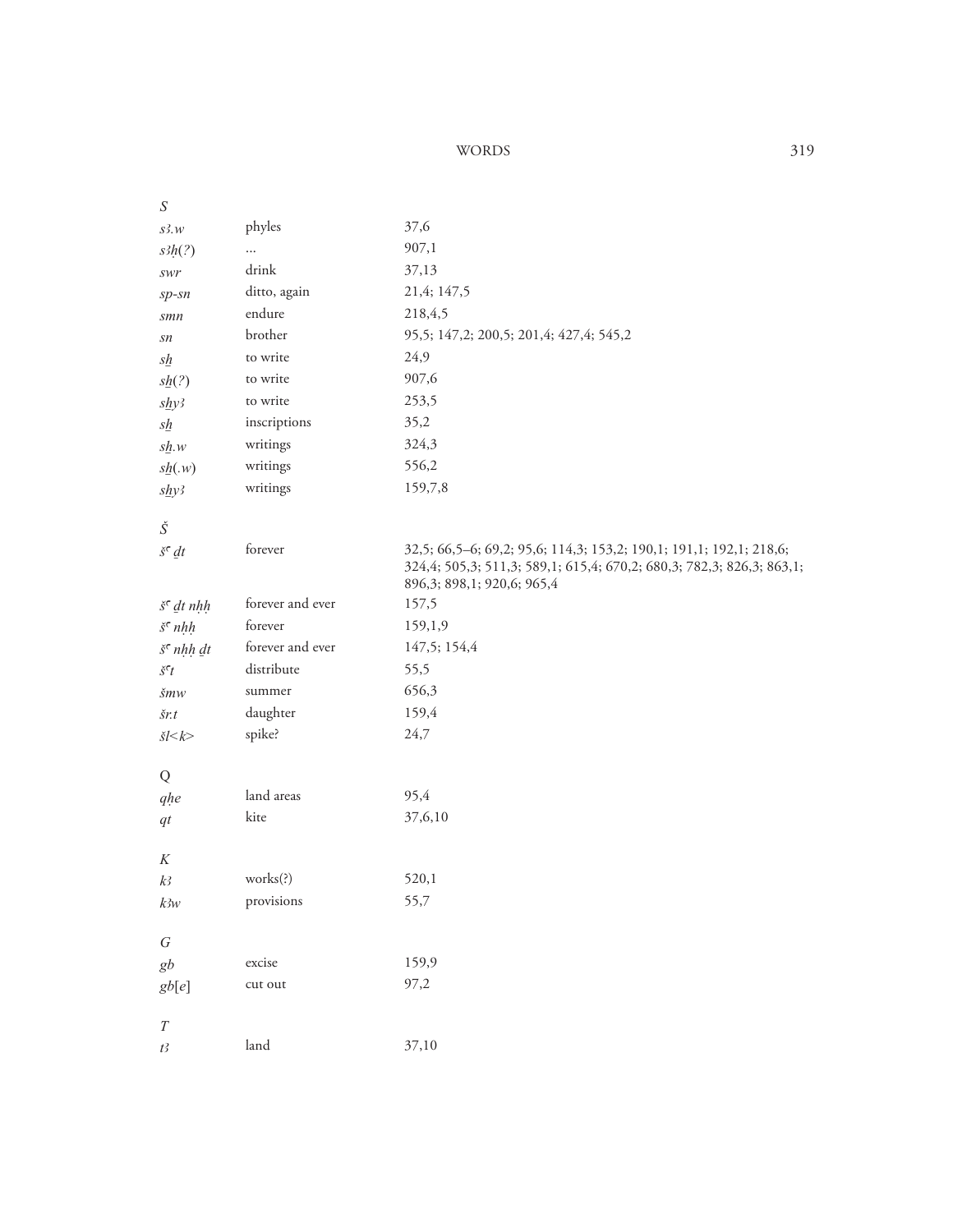*S*

| | | |
|---|---|---|
| *s3.w* | phyles | 37,6 |
| *s3ḥ(?)* | … | 907,1 |
| *swr* | drink | 37,13 |
| *sp-sn* | ditto, again | 21,4; 147,5 |
| *smn* | endure | 218,4,5 |
| *sn* | brother | 95,5; 147,2; 200,5; 201,4; 427,4; 545,2 |
| *sẖ* | to write | 24,9 |
| *sẖ(?)* | to write | 907,6 |
| *sẖy3* | to write | 253,5 |
| *sẖ* | inscriptions | 35,2 |
| *sẖ.w* | writings | 324,3 |
| *sẖ(.w)* | writings | 556,2 |
| *sẖy3* | writings | 159,7,8 |

*Š*

| | | |
|---|---|---|
| *šꜥ ḏt* | forever | 32,5; 66,5–6; 69,2; 95,6; 114,3; 153,2; 190,1; 191,1; 192,1; 218,6; 324,4; 505,3; 511,3; 589,1; 615,4; 670,2; 680,3; 782,3; 826,3; 863,1; 896,3; 898,1; 920,6; 965,4 |
| *šꜥ ḏt nḥḥ* | forever and ever | 157,5 |
| *šꜥ nḥḥ* | forever | 159,1,9 |
| *šꜥ nḥḥ ḏt* | forever and ever | 147,5; 154,4 |
| *šꜥt* | distribute | 55,5 |
| *šmw* | summer | 656,3 |
| *šr.t* | daughter | 159,4 |
| *šl<k>* | spike? | 24,7 |

Q

| | | |
|---|---|---|
| *qḥe* | land areas | 95,4 |
| *qt* | kite | 37,6,10 |

*K*

| | | |
|---|---|---|
| *k3* | works(?) | 520,1 |
| *k3w* | provisions | 55,7 |

*G*

| | | |
|---|---|---|
| *gb* | excise | 159,9 |
| *gb[e]* | cut out | 97,2 |

*T*

| | | |
|---|---|---|
| *t3* | land | 37,10 |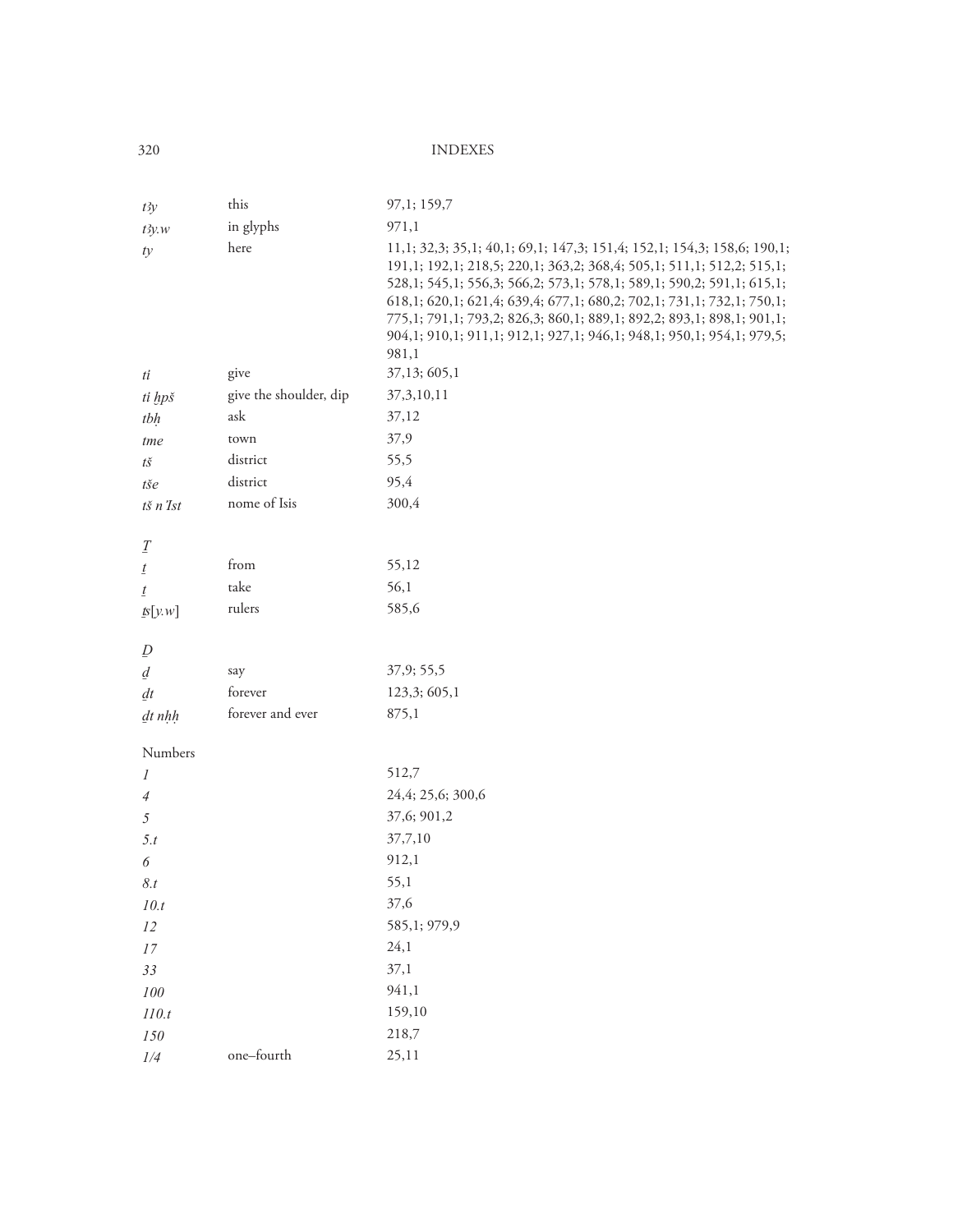| | | |
|---|---|---|
| *tꜣy* | this | 97,1; 159,7 |
| *tꜣy.w* | in glyphs | 971,1 |
| *ty* | here | 11,1; 32,3; 35,1; 40,1; 69,1; 147,3; 151,4; 152,1; 154,3; 158,6; 190,1; 191,1; 192,1; 218,5; 220,1; 363,2; 368,4; 505,1; 511,1; 512,2; 515,1; 528,1; 545,1; 556,3; 566,2; 573,1; 578,1; 589,1; 590,2; 591,1; 615,1; 618,1; 620,1; 621,4; 639,4; 677,1; 680,2; 702,1; 731,1; 732,1; 750,1; 775,1; 791,1; 793,2; 826,3; 860,1; 889,1; 892,2; 893,1; 898,1; 901,1; 904,1; 910,1; 911,1; 912,1; 927,1; 946,1; 948,1; 950,1; 954,1; 979,5; 981,1 |
| *ti* | give | 37,13; 605,1 |
| *ti ḫpš* | give the shoulder, dip | 37,3,10,11 |
| *tbḥ* | ask | 37,12 |
| *tme* | town | 37,9 |
| *tš* | district | 55,5 |
| *tše* | district | 95,4 |
| *tš n ꞌIst* | nome of Isis | 300,4 |

*Ṯ*

| | | |
|---|---|---|
| *ṯ* | from | 55,12 |
| *ṯ* | take | 56,1 |
| *ṯs*[*y.w*] | rulers | 585,6 |

*Ḏ*

| | | |
|---|---|---|
| *ḏ* | say | 37,9; 55,5 |
| *ḏt* | forever | 123,3; 605,1 |
| *ḏt nḥḥ* | forever and ever | 875,1 |

Numbers

| | | |
|---|---|---|
| *1* | | 512,7 |
| *4* | | 24,4; 25,6; 300,6 |
| *5* | | 37,6; 901,2 |
| *5.t* | | 37,7,10 |
| *6* | | 912,1 |
| *8.t* | | 55,1 |
| *10.t* | | 37,6 |
| *12* | | 585,1; 979,9 |
| *17* | | 24,1 |
| *33* | | 37,1 |
| *100* | | 941,1 |
| *110.t* | | 159,10 |
| *150* | | 218,7 |
| *1/4* | one–fourth | 25,11 |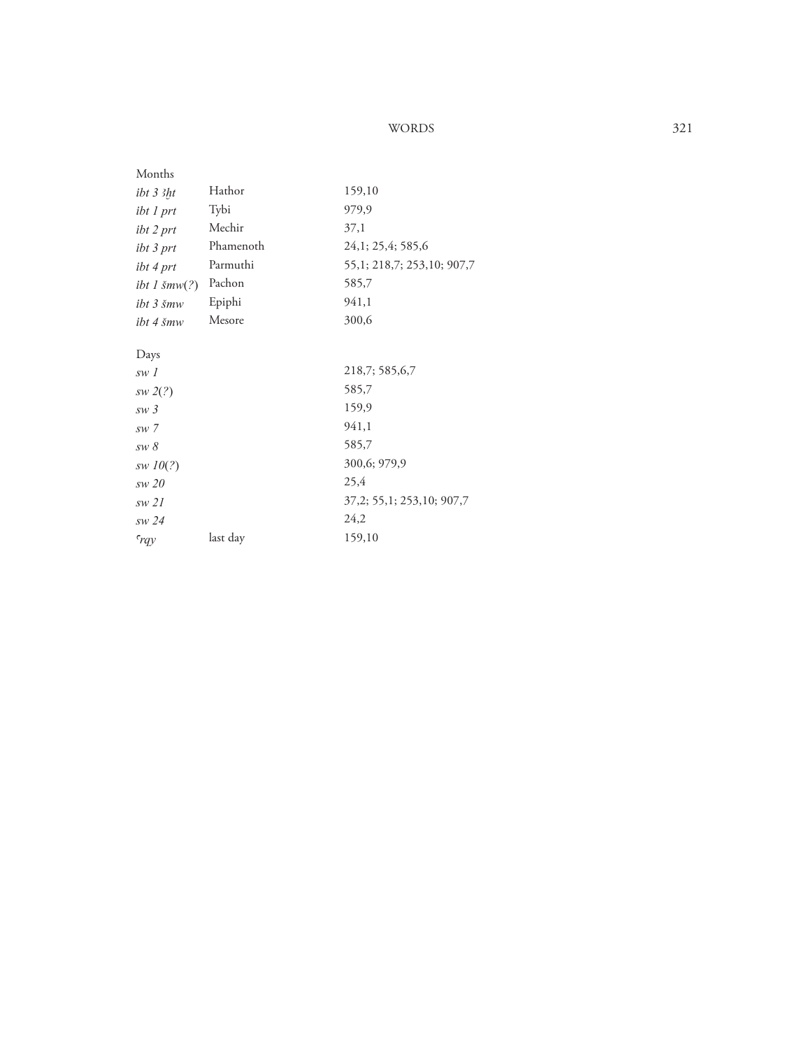Months

| | | |
|---|---|---|
| *ibt 3 ꜣḫt* | Hathor | 159,10 |
| *ibt 1 prt* | Tybi | 979,9 |
| *ibt 2 prt* | Mechir | 37,1 |
| *ibt 3 prt* | Phamenoth | 24,1; 25,4; 585,6 |
| *ibt 4 prt* | Parmuthi | 55,1; 218,7; 253,10; 907,7 |
| *ibt 1 šmw*(?) | Pachon | 585,7 |
| *ibt 3 šmw* | Epiphi | 941,1 |
| *ibt 4 šmw* | Mesore | 300,6 |

Days

| | | |
|---|---|---|
| *sw 1* | | 218,7; 585,6,7 |
| *sw 2*(?) | | 585,7 |
| *sw 3* | | 159,9 |
| *sw 7* | | 941,1 |
| *sw 8* | | 585,7 |
| *sw 10*(?) | | 300,6; 979,9 |
| *sw 20* | | 25,4 |
| *sw 21* | | 37,2; 55,1; 253,10; 907,7 |
| *sw 24* | | 24,2 |
| *ʿrqy* | last day | 159,10 |